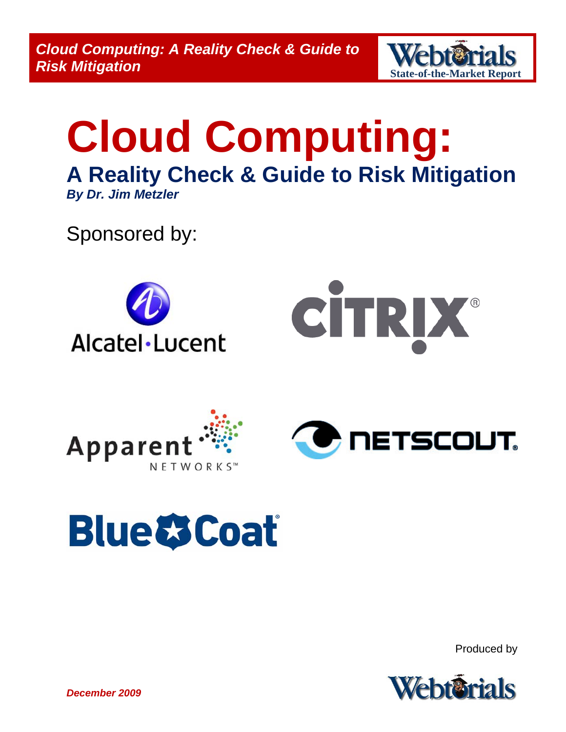# Cloud Computing:

## A Reality Check & Guide to Risk Mitigation

***By Dr. Jim Metzler***

Sponsored by:

Alcatel·Lucent

CITRIX

Apparent NETWORKS

NETSCOUT

Blue Coat

Produced by

Webtorials

***December 2009***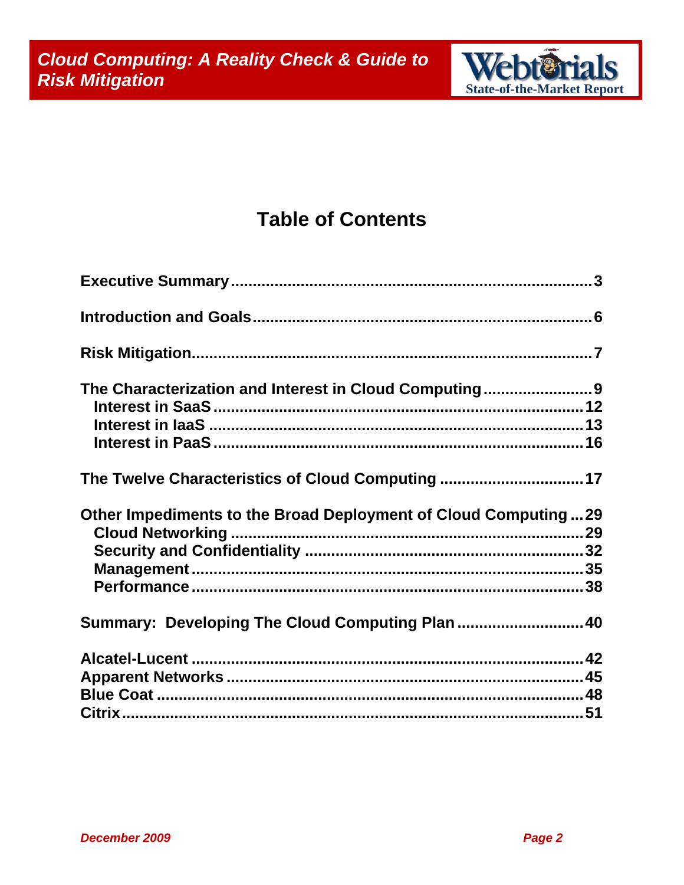# Table of Contents

**Executive Summary** .................................................................. 3

**Introduction and Goals** ............................................................ 6

**Risk Mitigation** ........................................................................ 7

**The Characterization and Interest in Cloud Computing** ........................ 9
- **Interest in SaaS** ................................................................ 12
- **Interest in IaaS** ................................................................. 13
- **Interest in PaaS** ................................................................ 16

**The Twelve Characteristics of Cloud Computing** ................................ 17

**Other Impediments to the Broad Deployment of Cloud Computing** ... 29
- **Cloud Networking** ............................................................... 29
- **Security and Confidentiality** .............................................. 32
- **Management** ...................................................................... 35
- **Performance** ..................................................................... 38

**Summary: Developing The Cloud Computing Plan** ............................ 40

**Alcatel-Lucent** ......................................................................... 42
**Apparent Networks** ................................................................... 45
**Blue Coat** ................................................................................ 48
**Citrix** ..................................................................................... 51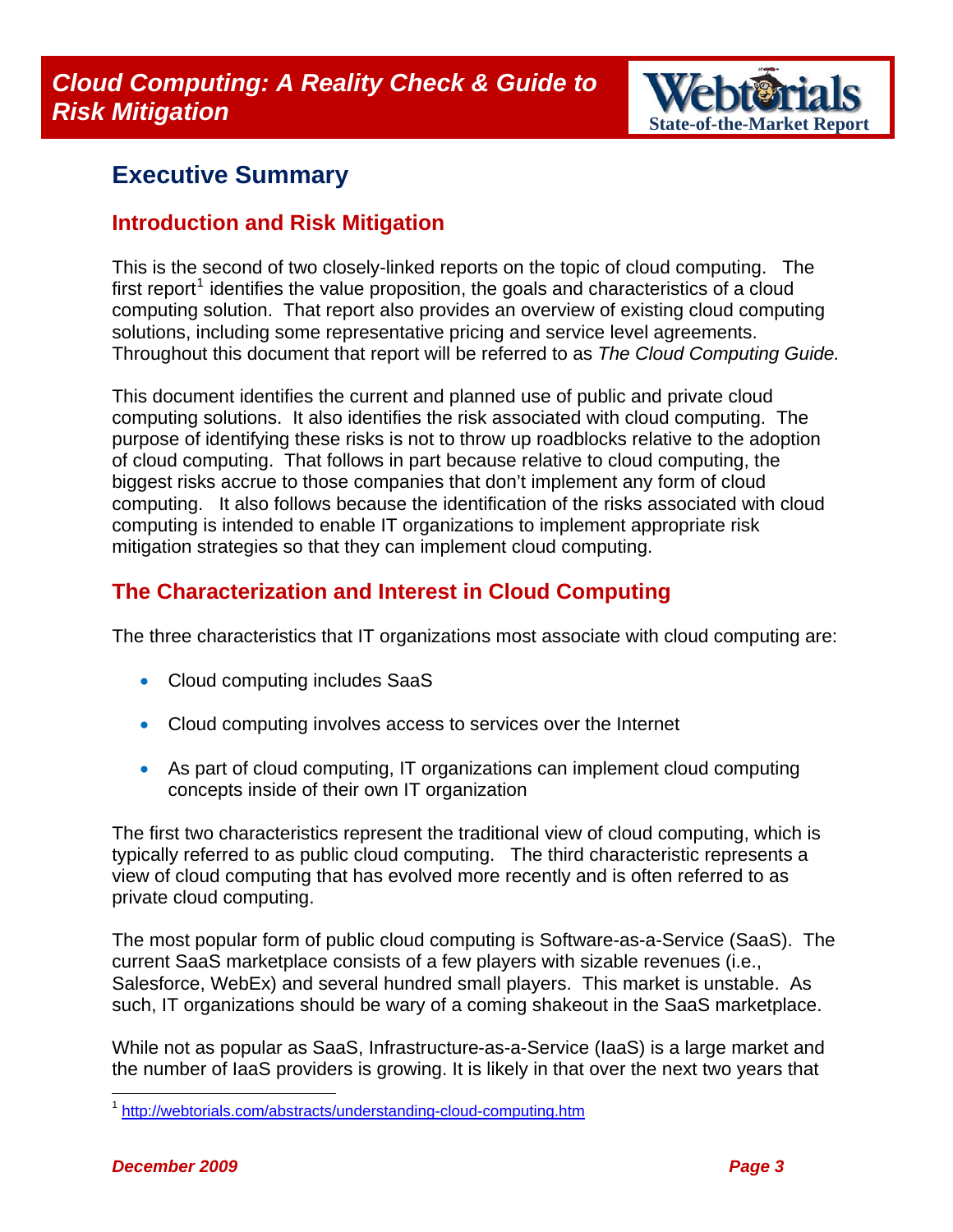## Executive Summary

### Introduction and Risk Mitigation

This is the second of two closely-linked reports on the topic of cloud computing. The first report[1] identifies the value proposition, the goals and characteristics of a cloud computing solution. That report also provides an overview of existing cloud computing solutions, including some representative pricing and service level agreements. Throughout this document that report will be referred to as *The Cloud Computing Guide.*

This document identifies the current and planned use of public and private cloud computing solutions. It also identifies the risk associated with cloud computing. The purpose of identifying these risks is not to throw up roadblocks relative to the adoption of cloud computing. That follows in part because relative to cloud computing, the biggest risks accrue to those companies that don't implement any form of cloud computing. It also follows because the identification of the risks associated with cloud computing is intended to enable IT organizations to implement appropriate risk mitigation strategies so that they can implement cloud computing.

### The Characterization and Interest in Cloud Computing

The three characteristics that IT organizations most associate with cloud computing are:

- Cloud computing includes SaaS
- Cloud computing involves access to services over the Internet
- As part of cloud computing, IT organizations can implement cloud computing concepts inside of their own IT organization

The first two characteristics represent the traditional view of cloud computing, which is typically referred to as public cloud computing. The third characteristic represents a view of cloud computing that has evolved more recently and is often referred to as private cloud computing.

The most popular form of public cloud computing is Software-as-a-Service (SaaS). The current SaaS marketplace consists of a few players with sizable revenues (i.e., Salesforce, WebEx) and several hundred small players. This market is unstable. As such, IT organizations should be wary of a coming shakeout in the SaaS marketplace.

While not as popular as SaaS, Infrastructure-as-a-Service (IaaS) is a large market and the number of IaaS providers is growing. It is likely in that over the next two years that

[1] http://webtorials.com/abstracts/understanding-cloud-computing.htm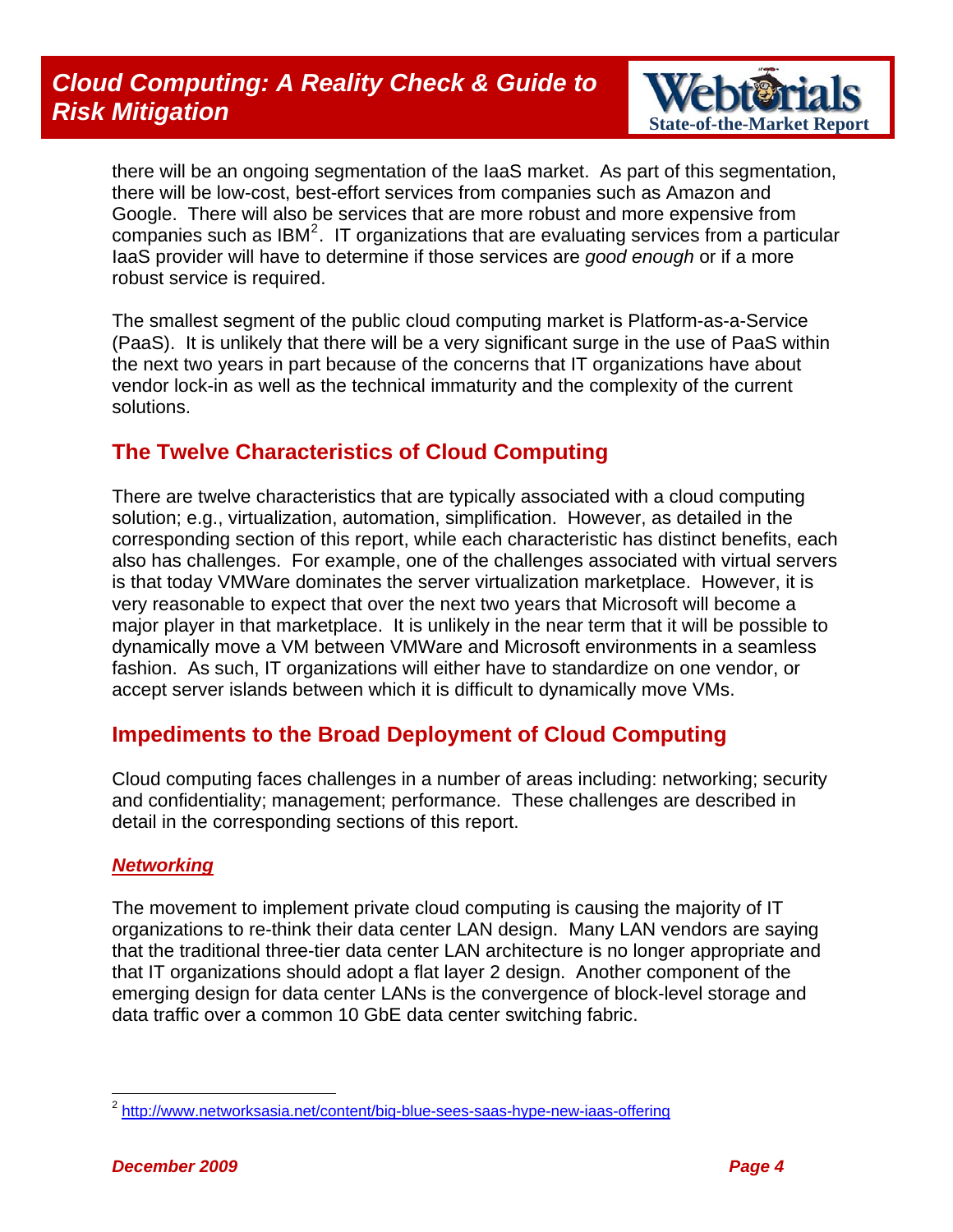there will be an ongoing segmentation of the IaaS market. As part of this segmentation, there will be low-cost, best-effort services from companies such as Amazon and Google. There will also be services that are more robust and more expensive from companies such as IBM[2]. IT organizations that are evaluating services from a particular IaaS provider will have to determine if those services are *good enough* or if a more robust service is required.

The smallest segment of the public cloud computing market is Platform-as-a-Service (PaaS). It is unlikely that there will be a very significant surge in the use of PaaS within the next two years in part because of the concerns that IT organizations have about vendor lock-in as well as the technical immaturity and the complexity of the current solutions.

## The Twelve Characteristics of Cloud Computing

There are twelve characteristics that are typically associated with a cloud computing solution; e.g., virtualization, automation, simplification. However, as detailed in the corresponding section of this report, while each characteristic has distinct benefits, each also has challenges. For example, one of the challenges associated with virtual servers is that today VMWare dominates the server virtualization marketplace. However, it is very reasonable to expect that over the next two years that Microsoft will become a major player in that marketplace. It is unlikely in the near term that it will be possible to dynamically move a VM between VMWare and Microsoft environments in a seamless fashion. As such, IT organizations will either have to standardize on one vendor, or accept server islands between which it is difficult to dynamically move VMs.

## Impediments to the Broad Deployment of Cloud Computing

Cloud computing faces challenges in a number of areas including: networking; security and confidentiality; management; performance. These challenges are described in detail in the corresponding sections of this report.

### *Networking*

The movement to implement private cloud computing is causing the majority of IT organizations to re-think their data center LAN design. Many LAN vendors are saying that the traditional three-tier data center LAN architecture is no longer appropriate and that IT organizations should adopt a flat layer 2 design. Another component of the emerging design for data center LANs is the convergence of block-level storage and data traffic over a common 10 GbE data center switching fabric.

[2] http://www.networksasia.net/content/big-blue-sees-saas-hype-new-iaas-offering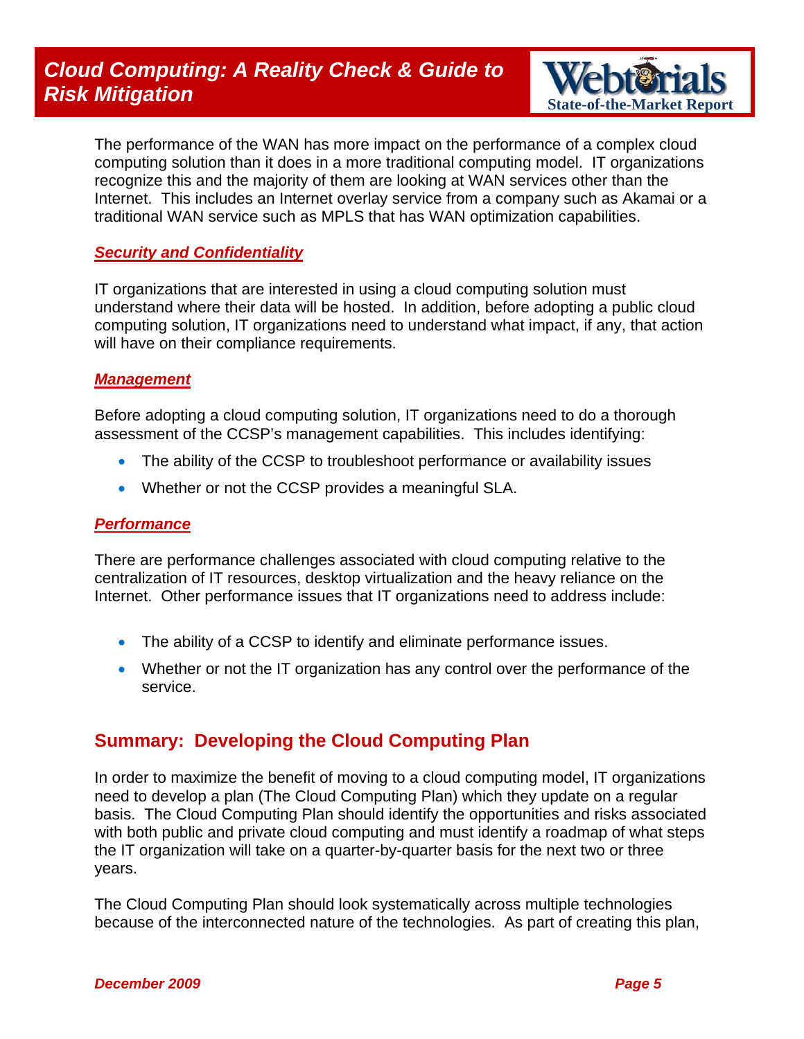The performance of the WAN has more impact on the performance of a complex cloud computing solution than it does in a more traditional computing model. IT organizations recognize this and the majority of them are looking at WAN services other than the Internet. This includes an Internet overlay service from a company such as Akamai or a traditional WAN service such as MPLS that has WAN optimization capabilities.

### *Security and Confidentiality*

IT organizations that are interested in using a cloud computing solution must understand where their data will be hosted. In addition, before adopting a public cloud computing solution, IT organizations need to understand what impact, if any, that action will have on their compliance requirements.

### *Management*

Before adopting a cloud computing solution, IT organizations need to do a thorough assessment of the CCSP's management capabilities. This includes identifying:

- The ability of the CCSP to troubleshoot performance or availability issues
- Whether or not the CCSP provides a meaningful SLA.

### *Performance*

There are performance challenges associated with cloud computing relative to the centralization of IT resources, desktop virtualization and the heavy reliance on the Internet. Other performance issues that IT organizations need to address include:

- The ability of a CCSP to identify and eliminate performance issues.
- Whether or not the IT organization has any control over the performance of the service.

## Summary: Developing the Cloud Computing Plan

In order to maximize the benefit of moving to a cloud computing model, IT organizations need to develop a plan (The Cloud Computing Plan) which they update on a regular basis. The Cloud Computing Plan should identify the opportunities and risks associated with both public and private cloud computing and must identify a roadmap of what steps the IT organization will take on a quarter-by-quarter basis for the next two or three years.

The Cloud Computing Plan should look systematically across multiple technologies because of the interconnected nature of the technologies. As part of creating this plan,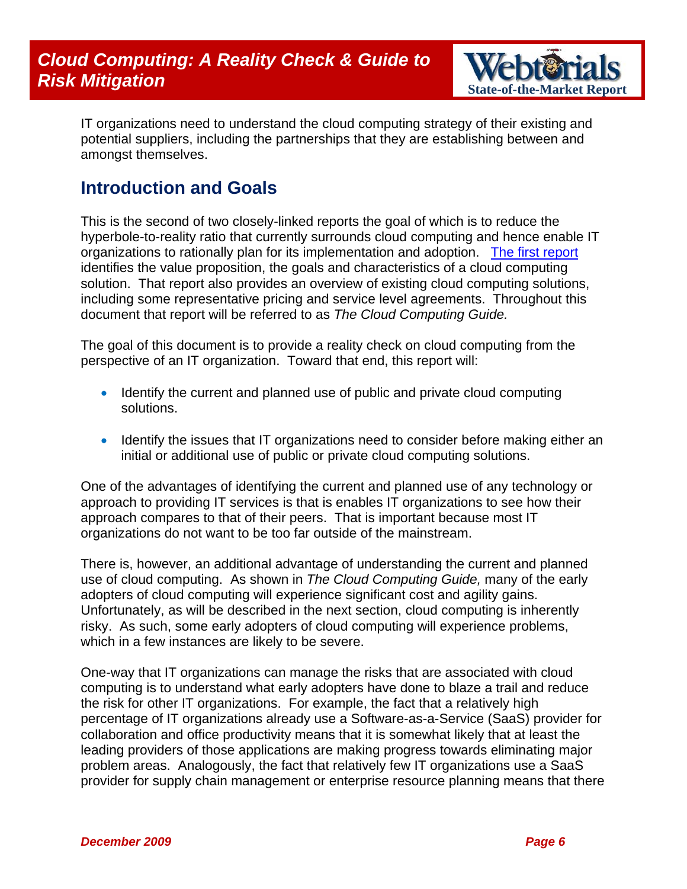IT organizations need to understand the cloud computing strategy of their existing and potential suppliers, including the partnerships that they are establishing between and amongst themselves.

## Introduction and Goals

This is the second of two closely-linked reports the goal of which is to reduce the hyperbole-to-reality ratio that currently surrounds cloud computing and hence enable IT organizations to rationally plan for its implementation and adoption. [The first report](#) identifies the value proposition, the goals and characteristics of a cloud computing solution. That report also provides an overview of existing cloud computing solutions, including some representative pricing and service level agreements. Throughout this document that report will be referred to as *The Cloud Computing Guide.*

The goal of this document is to provide a reality check on cloud computing from the perspective of an IT organization. Toward that end, this report will:

- Identify the current and planned use of public and private cloud computing solutions.
- Identify the issues that IT organizations need to consider before making either an initial or additional use of public or private cloud computing solutions.

One of the advantages of identifying the current and planned use of any technology or approach to providing IT services is that is enables IT organizations to see how their approach compares to that of their peers. That is important because most IT organizations do not want to be too far outside of the mainstream.

There is, however, an additional advantage of understanding the current and planned use of cloud computing. As shown in *The Cloud Computing Guide,* many of the early adopters of cloud computing will experience significant cost and agility gains. Unfortunately, as will be described in the next section, cloud computing is inherently risky. As such, some early adopters of cloud computing will experience problems, which in a few instances are likely to be severe.

One-way that IT organizations can manage the risks that are associated with cloud computing is to understand what early adopters have done to blaze a trail and reduce the risk for other IT organizations. For example, the fact that a relatively high percentage of IT organizations already use a Software-as-a-Service (SaaS) provider for collaboration and office productivity means that it is somewhat likely that at least the leading providers of those applications are making progress towards eliminating major problem areas. Analogously, the fact that relatively few IT organizations use a SaaS provider for supply chain management or enterprise resource planning means that there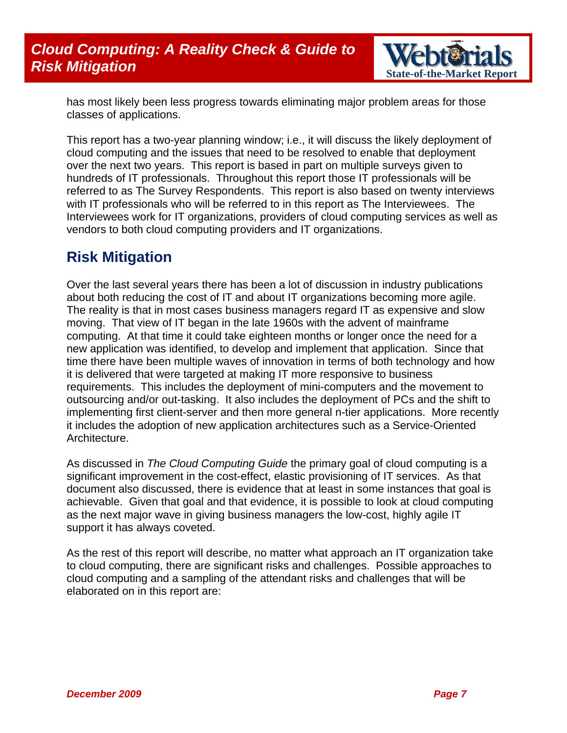has most likely been less progress towards eliminating major problem areas for those classes of applications.

This report has a two-year planning window; i.e., it will discuss the likely deployment of cloud computing and the issues that need to be resolved to enable that deployment over the next two years. This report is based in part on multiple surveys given to hundreds of IT professionals. Throughout this report those IT professionals will be referred to as The Survey Respondents. This report is also based on twenty interviews with IT professionals who will be referred to in this report as The Interviewees. The Interviewees work for IT organizations, providers of cloud computing services as well as vendors to both cloud computing providers and IT organizations.

## Risk Mitigation

Over the last several years there has been a lot of discussion in industry publications about both reducing the cost of IT and about IT organizations becoming more agile. The reality is that in most cases business managers regard IT as expensive and slow moving. That view of IT began in the late 1960s with the advent of mainframe computing. At that time it could take eighteen months or longer once the need for a new application was identified, to develop and implement that application. Since that time there have been multiple waves of innovation in terms of both technology and how it is delivered that were targeted at making IT more responsive to business requirements. This includes the deployment of mini-computers and the movement to outsourcing and/or out-tasking. It also includes the deployment of PCs and the shift to implementing first client-server and then more general n-tier applications. More recently it includes the adoption of new application architectures such as a Service-Oriented Architecture.

As discussed in *The Cloud Computing Guide* the primary goal of cloud computing is a significant improvement in the cost-effect, elastic provisioning of IT services. As that document also discussed, there is evidence that at least in some instances that goal is achievable. Given that goal and that evidence, it is possible to look at cloud computing as the next major wave in giving business managers the low-cost, highly agile IT support it has always coveted.

As the rest of this report will describe, no matter what approach an IT organization take to cloud computing, there are significant risks and challenges. Possible approaches to cloud computing and a sampling of the attendant risks and challenges that will be elaborated on in this report are: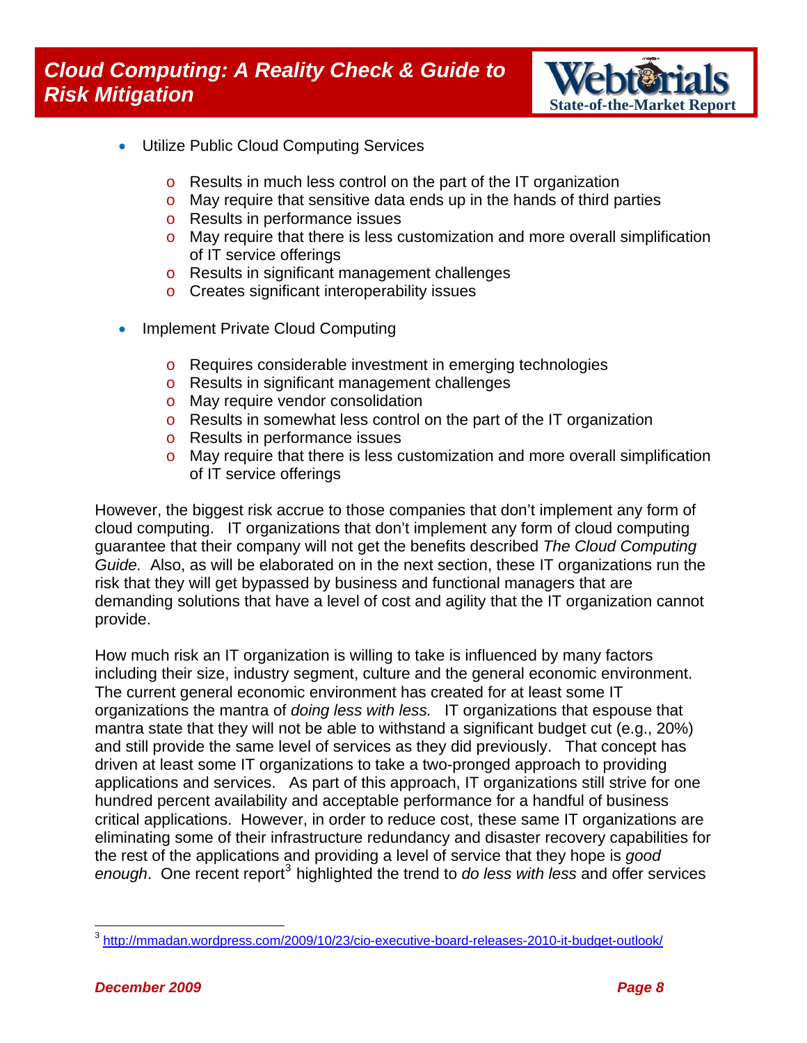- Utilize Public Cloud Computing Services
  - Results in much less control on the part of the IT organization
  - May require that sensitive data ends up in the hands of third parties
  - Results in performance issues
  - May require that there is less customization and more overall simplification of IT service offerings
  - Results in significant management challenges
  - Creates significant interoperability issues

- Implement Private Cloud Computing
  - Requires considerable investment in emerging technologies
  - Results in significant management challenges
  - May require vendor consolidation
  - Results in somewhat less control on the part of the IT organization
  - Results in performance issues
  - May require that there is less customization and more overall simplification of IT service offerings

However, the biggest risk accrue to those companies that don't implement any form of cloud computing. IT organizations that don't implement any form of cloud computing guarantee that their company will not get the benefits described *The Cloud Computing Guide.* Also, as will be elaborated on in the next section, these IT organizations run the risk that they will get bypassed by business and functional managers that are demanding solutions that have a level of cost and agility that the IT organization cannot provide.

How much risk an IT organization is willing to take is influenced by many factors including their size, industry segment, culture and the general economic environment. The current general economic environment has created for at least some IT organizations the mantra of *doing less with less.* IT organizations that espouse that mantra state that they will not be able to withstand a significant budget cut (e.g., 20%) and still provide the same level of services as they did previously. That concept has driven at least some IT organizations to take a two-pronged approach to providing applications and services. As part of this approach, IT organizations still strive for one hundred percent availability and acceptable performance for a handful of business critical applications. However, in order to reduce cost, these same IT organizations are eliminating some of their infrastructure redundancy and disaster recovery capabilities for the rest of the applications and providing a level of service that they hope is *good enough*. One recent report[3] highlighted the trend to *do less with less* and offer services

[3] http://mmadan.wordpress.com/2009/10/23/cio-executive-board-releases-2010-it-budget-outlook/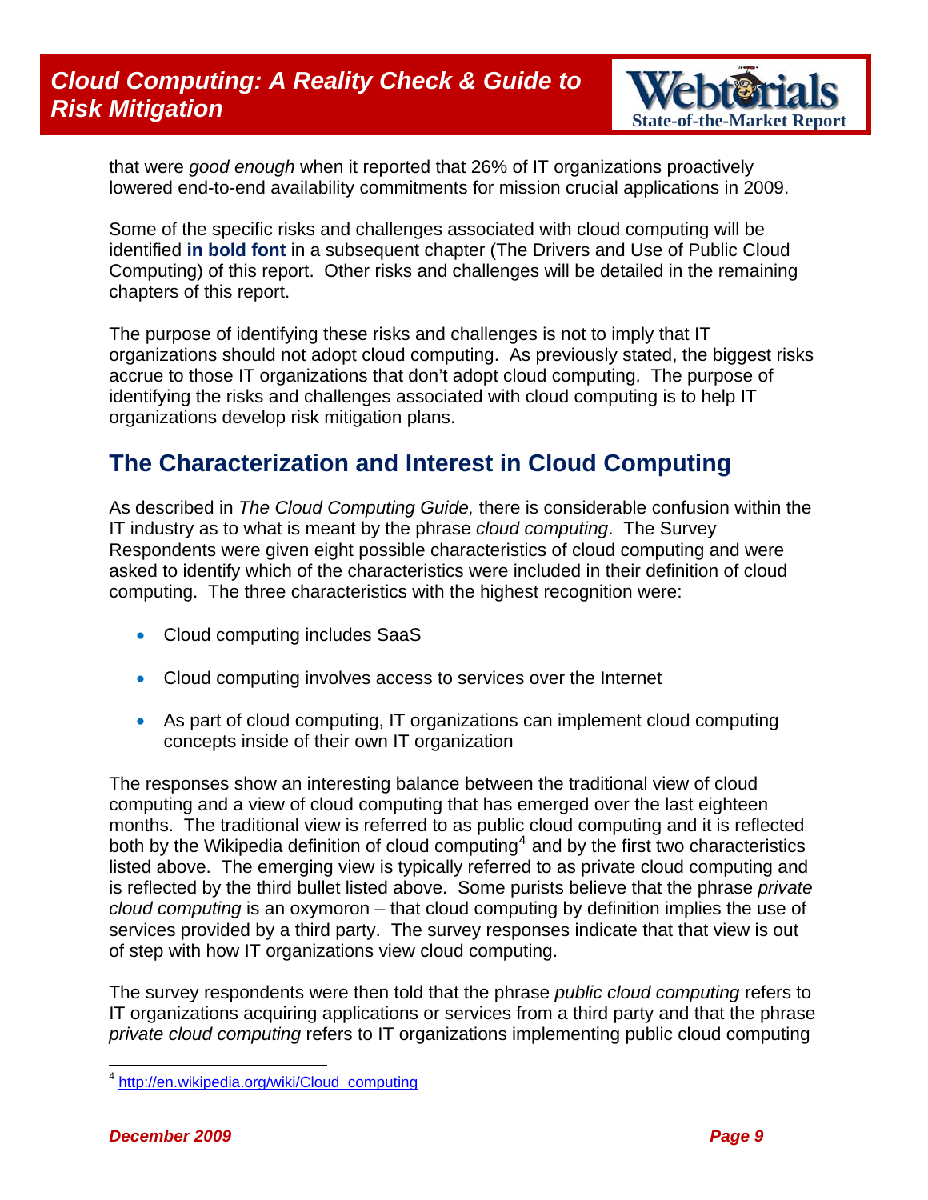that were *good enough* when it reported that 26% of IT organizations proactively lowered end-to-end availability commitments for mission crucial applications in 2009.

Some of the specific risks and challenges associated with cloud computing will be identified **in bold font** in a subsequent chapter (The Drivers and Use of Public Cloud Computing) of this report. Other risks and challenges will be detailed in the remaining chapters of this report.

The purpose of identifying these risks and challenges is not to imply that IT organizations should not adopt cloud computing. As previously stated, the biggest risks accrue to those IT organizations that don't adopt cloud computing. The purpose of identifying the risks and challenges associated with cloud computing is to help IT organizations develop risk mitigation plans.

## The Characterization and Interest in Cloud Computing

As described in *The Cloud Computing Guide,* there is considerable confusion within the IT industry as to what is meant by the phrase *cloud computing*. The Survey Respondents were given eight possible characteristics of cloud computing and were asked to identify which of the characteristics were included in their definition of cloud computing. The three characteristics with the highest recognition were:

- Cloud computing includes SaaS
- Cloud computing involves access to services over the Internet
- As part of cloud computing, IT organizations can implement cloud computing concepts inside of their own IT organization

The responses show an interesting balance between the traditional view of cloud computing and a view of cloud computing that has emerged over the last eighteen months. The traditional view is referred to as public cloud computing and it is reflected both by the Wikipedia definition of cloud computing[4] and by the first two characteristics listed above. The emerging view is typically referred to as private cloud computing and is reflected by the third bullet listed above. Some purists believe that the phrase *private cloud computing* is an oxymoron – that cloud computing by definition implies the use of services provided by a third party. The survey responses indicate that that view is out of step with how IT organizations view cloud computing.

The survey respondents were then told that the phrase *public cloud computing* refers to IT organizations acquiring applications or services from a third party and that the phrase *private cloud computing* refers to IT organizations implementing public cloud computing

---

[4] http://en.wikipedia.org/wiki/Cloud_computing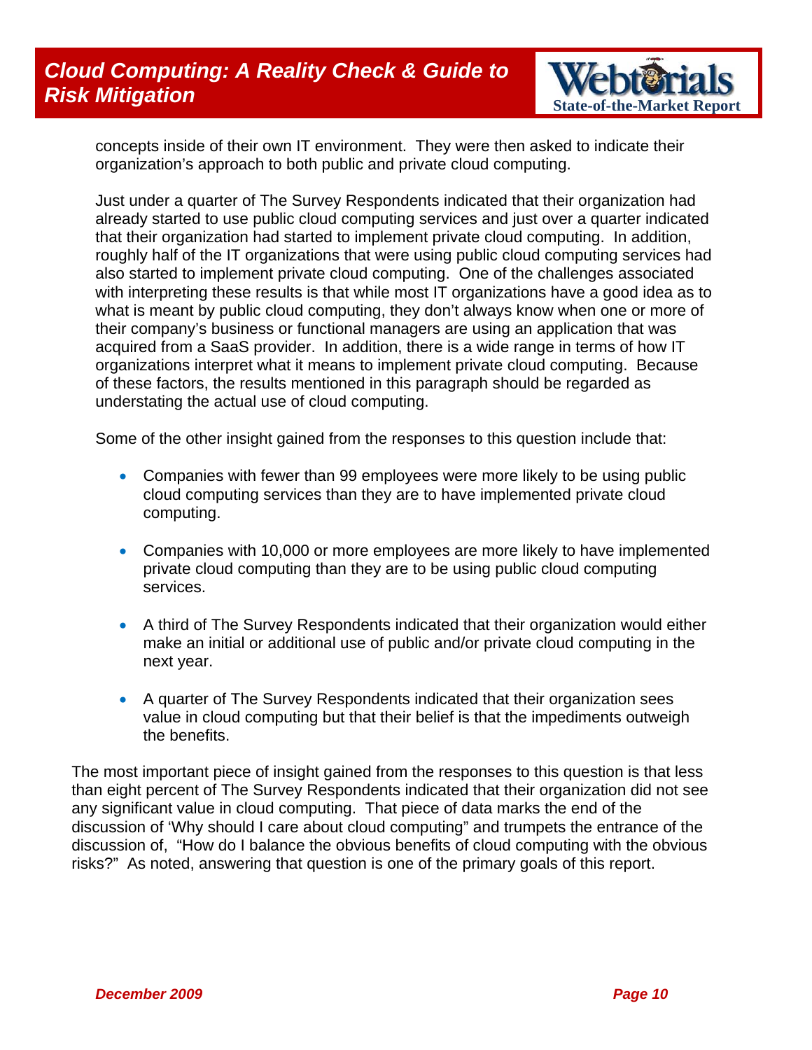concepts inside of their own IT environment. They were then asked to indicate their organization's approach to both public and private cloud computing.

Just under a quarter of The Survey Respondents indicated that their organization had already started to use public cloud computing services and just over a quarter indicated that their organization had started to implement private cloud computing. In addition, roughly half of the IT organizations that were using public cloud computing services had also started to implement private cloud computing. One of the challenges associated with interpreting these results is that while most IT organizations have a good idea as to what is meant by public cloud computing, they don't always know when one or more of their company's business or functional managers are using an application that was acquired from a SaaS provider. In addition, there is a wide range in terms of how IT organizations interpret what it means to implement private cloud computing. Because of these factors, the results mentioned in this paragraph should be regarded as understating the actual use of cloud computing.

Some of the other insight gained from the responses to this question include that:

- Companies with fewer than 99 employees were more likely to be using public cloud computing services than they are to have implemented private cloud computing.

- Companies with 10,000 or more employees are more likely to have implemented private cloud computing than they are to be using public cloud computing services.

- A third of The Survey Respondents indicated that their organization would either make an initial or additional use of public and/or private cloud computing in the next year.

- A quarter of The Survey Respondents indicated that their organization sees value in cloud computing but that their belief is that the impediments outweigh the benefits.

The most important piece of insight gained from the responses to this question is that less than eight percent of The Survey Respondents indicated that their organization did not see any significant value in cloud computing. That piece of data marks the end of the discussion of 'Why should I care about cloud computing" and trumpets the entrance of the discussion of, "How do I balance the obvious benefits of cloud computing with the obvious risks?" As noted, answering that question is one of the primary goals of this report.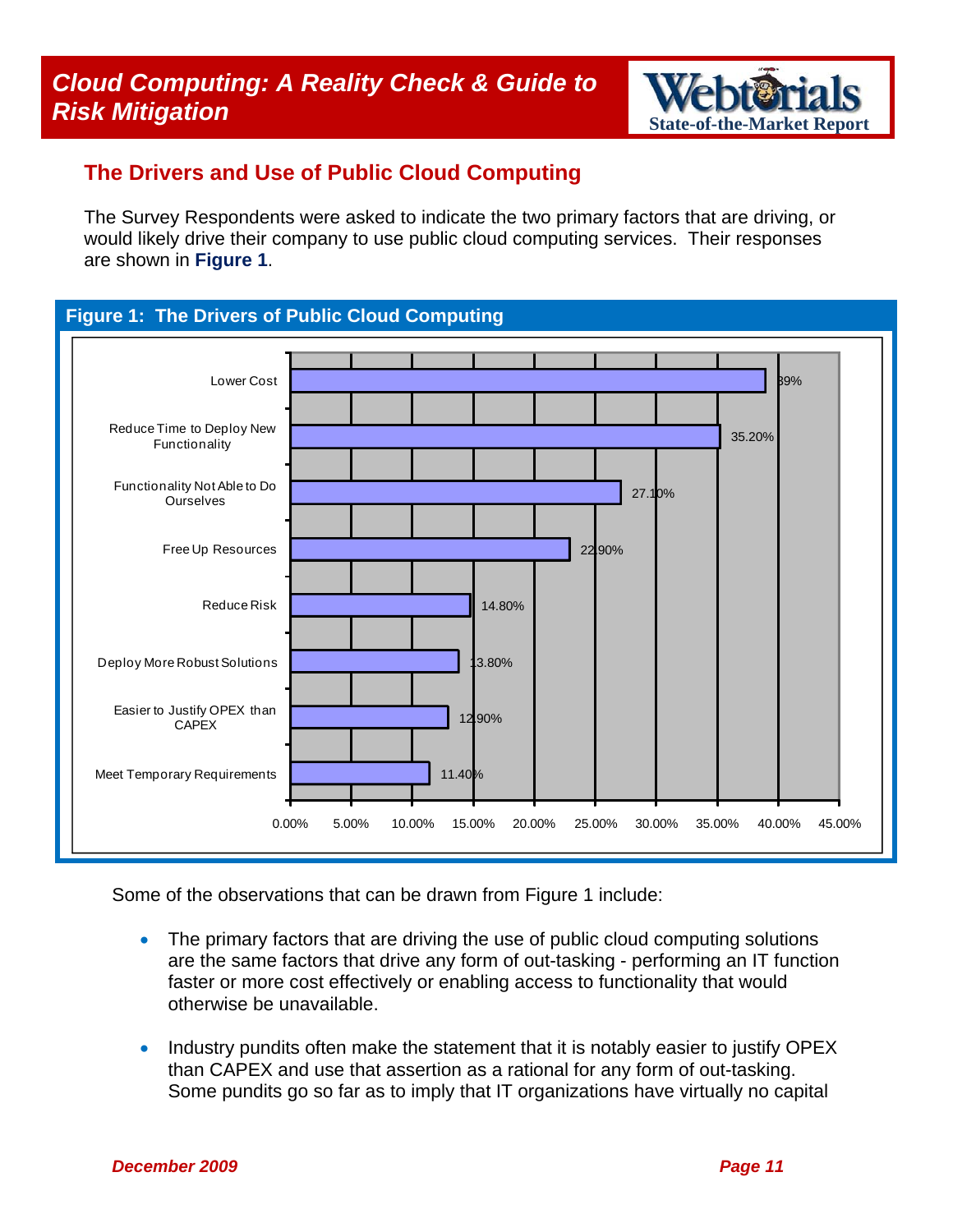## The Drivers and Use of Public Cloud Computing

The Survey Respondents were asked to indicate the two primary factors that are driving, or would likely drive their company to use public cloud computing services. Their responses are shown in **Figure 1**.

**Figure 1: The Drivers of Public Cloud Computing**

| Driver | Percentage |
| --- | --- |
| Lower Cost | 39% |
| Reduce Time to Deploy New Functionality | 35.20% |
| Functionality Not Able to Do Ourselves | 27.10% |
| Free Up Resources | 22.90% |
| Reduce Risk | 14.80% |
| Deploy More Robust Solutions | 13.80% |
| Easier to Justify OPEX than CAPEX | 12.90% |
| Meet Temporary Requirements | 11.40% |

Some of the observations that can be drawn from Figure 1 include:

- The primary factors that are driving the use of public cloud computing solutions are the same factors that drive any form of out-tasking - performing an IT function faster or more cost effectively or enabling access to functionality that would otherwise be unavailable.
- Industry pundits often make the statement that it is notably easier to justify OPEX than CAPEX and use that assertion as a rational for any form of out-tasking. Some pundits go so far as to imply that IT organizations have virtually no capital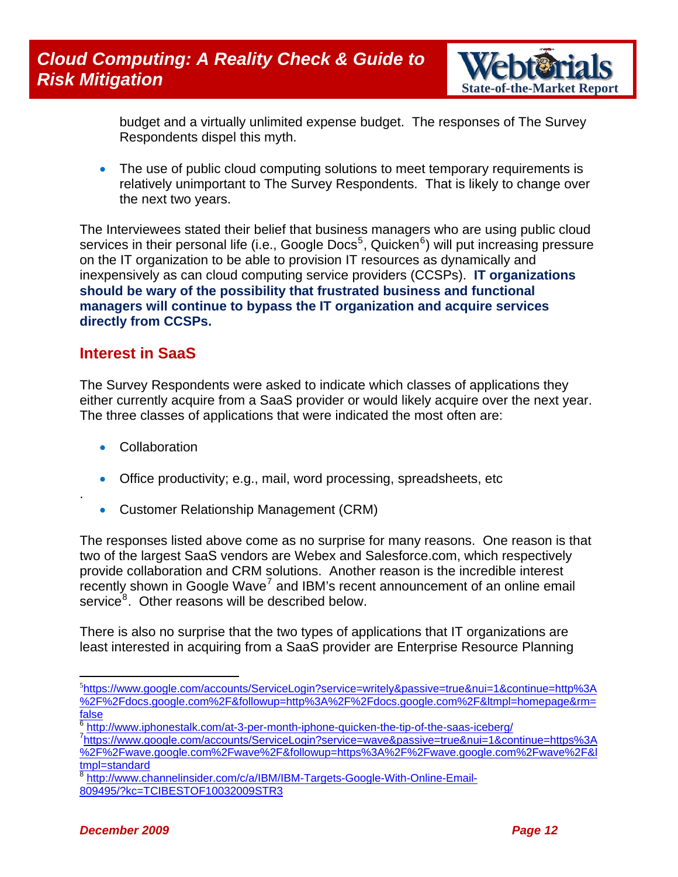budget and a virtually unlimited expense budget. The responses of The Survey Respondents dispel this myth.

- The use of public cloud computing solutions to meet temporary requirements is relatively unimportant to The Survey Respondents. That is likely to change over the next two years.

The Interviewees stated their belief that business managers who are using public cloud services in their personal life (i.e., Google Docs[5], Quicken[6]) will put increasing pressure on the IT organization to be able to provision IT resources as dynamically and inexpensively as can cloud computing service providers (CCSPs). **IT organizations should be wary of the possibility that frustrated business and functional managers will continue to bypass the IT organization and acquire services directly from CCSPs.**

## Interest in SaaS

The Survey Respondents were asked to indicate which classes of applications they either currently acquire from a SaaS provider or would likely acquire over the next year. The three classes of applications that were indicated the most often are:

- Collaboration
- Office productivity; e.g., mail, word processing, spreadsheets, etc
- Customer Relationship Management (CRM)

The responses listed above come as no surprise for many reasons. One reason is that two of the largest SaaS vendors are Webex and Salesforce.com, which respectively provide collaboration and CRM solutions. Another reason is the incredible interest recently shown in Google Wave[7] and IBM's recent announcement of an online email service[8]. Other reasons will be described below.

There is also no surprise that the two types of applications that IT organizations are least interested in acquiring from a SaaS provider are Enterprise Resource Planning

---

[5] https://www.google.com/accounts/ServiceLogin?service=writely&passive=true&nui=1&continue=http%3A%2F%2Fdocs.google.com%2F&followup=http%3A%2F%2Fdocs.google.com%2F&ltmpl=homepage&rm=false

[6] http://www.iphonestalk.com/at-3-per-month-iphone-quicken-the-tip-of-the-saas-iceberg/

[7] https://www.google.com/accounts/ServiceLogin?service=wave&passive=true&nui=1&continue=https%3A%2F%2Fwave.google.com%2Fwave%2F&followup=https%3A%2F%2Fwave.google.com%2Fwave%2F&ltmpl=standard

[8] http://www.channelinsider.com/c/a/IBM/IBM-Targets-Google-With-Online-Email-809495/?kc=TCIBESTOF10032009STR3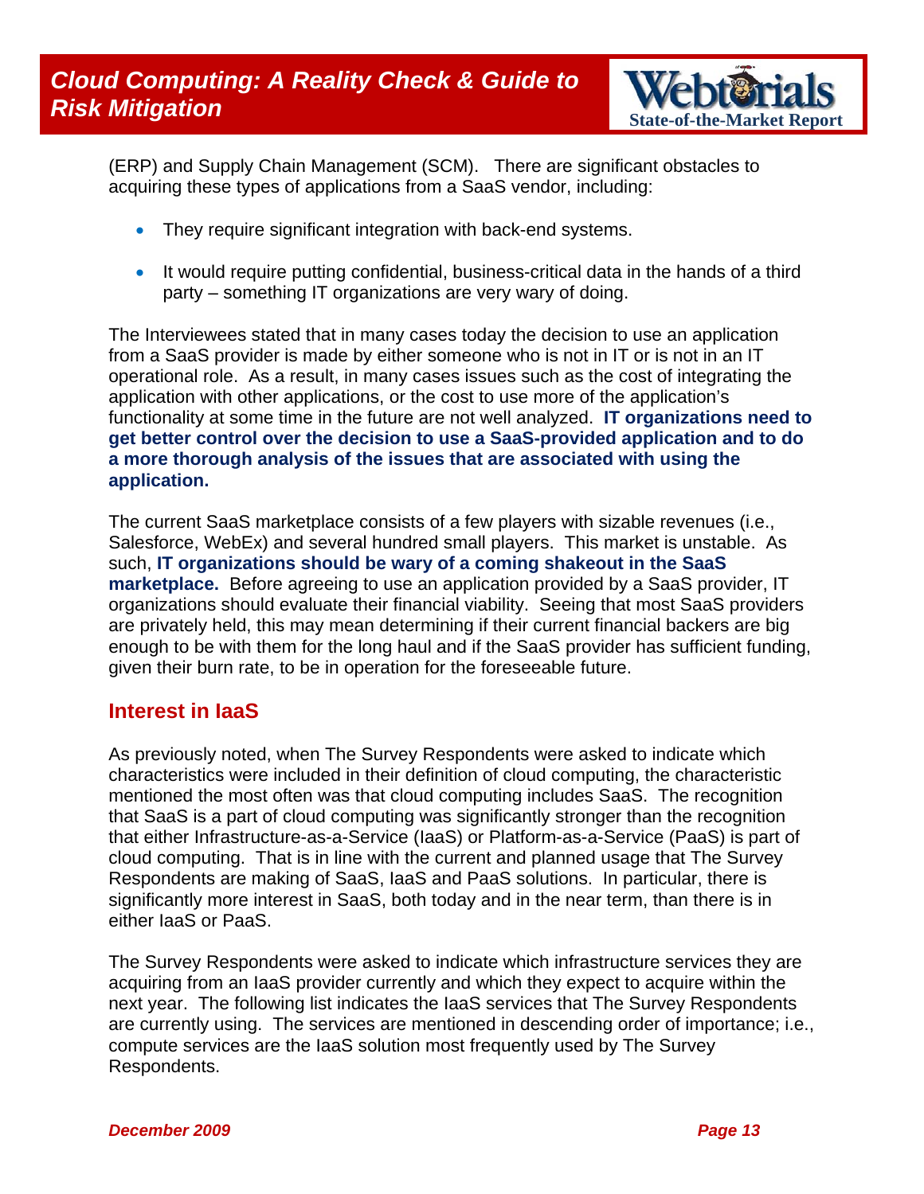(ERP) and Supply Chain Management (SCM). There are significant obstacles to acquiring these types of applications from a SaaS vendor, including:

- They require significant integration with back-end systems.
- It would require putting confidential, business-critical data in the hands of a third party – something IT organizations are very wary of doing.

The Interviewees stated that in many cases today the decision to use an application from a SaaS provider is made by either someone who is not in IT or is not in an IT operational role. As a result, in many cases issues such as the cost of integrating the application with other applications, or the cost to use more of the application's functionality at some time in the future are not well analyzed. **IT organizations need to get better control over the decision to use a SaaS-provided application and to do a more thorough analysis of the issues that are associated with using the application.**

The current SaaS marketplace consists of a few players with sizable revenues (i.e., Salesforce, WebEx) and several hundred small players. This market is unstable. As such, **IT organizations should be wary of a coming shakeout in the SaaS marketplace.** Before agreeing to use an application provided by a SaaS provider, IT organizations should evaluate their financial viability. Seeing that most SaaS providers are privately held, this may mean determining if their current financial backers are big enough to be with them for the long haul and if the SaaS provider has sufficient funding, given their burn rate, to be in operation for the foreseeable future.

## Interest in IaaS

As previously noted, when The Survey Respondents were asked to indicate which characteristics were included in their definition of cloud computing, the characteristic mentioned the most often was that cloud computing includes SaaS. The recognition that SaaS is a part of cloud computing was significantly stronger than the recognition that either Infrastructure-as-a-Service (IaaS) or Platform-as-a-Service (PaaS) is part of cloud computing. That is in line with the current and planned usage that The Survey Respondents are making of SaaS, IaaS and PaaS solutions. In particular, there is significantly more interest in SaaS, both today and in the near term, than there is in either IaaS or PaaS.

The Survey Respondents were asked to indicate which infrastructure services they are acquiring from an IaaS provider currently and which they expect to acquire within the next year. The following list indicates the IaaS services that The Survey Respondents are currently using. The services are mentioned in descending order of importance; i.e., compute services are the IaaS solution most frequently used by The Survey Respondents.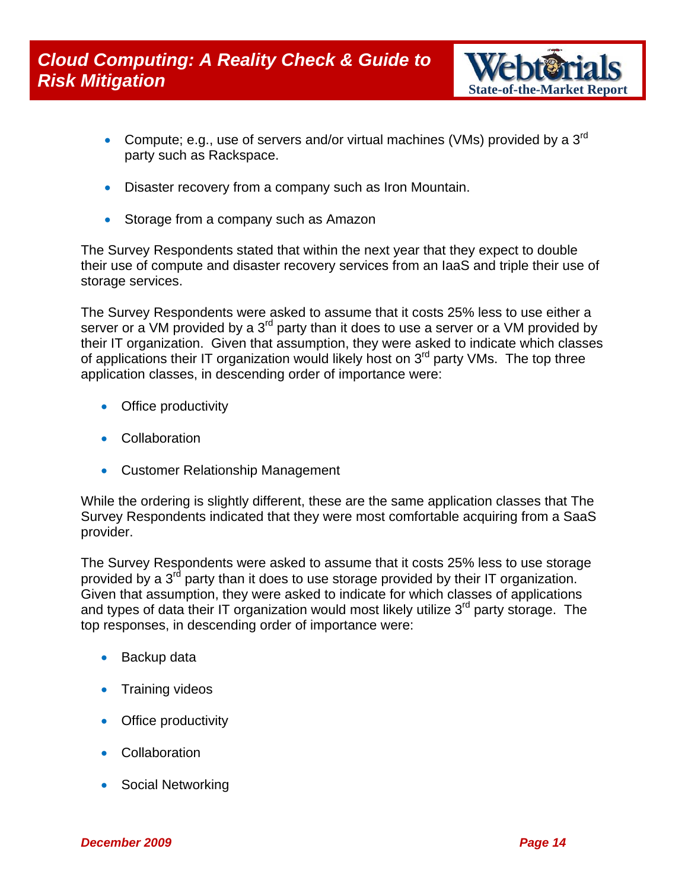- Compute; e.g., use of servers and/or virtual machines (VMs) provided by a 3rd party such as Rackspace.

- Disaster recovery from a company such as Iron Mountain.

- Storage from a company such as Amazon

The Survey Respondents stated that within the next year that they expect to double their use of compute and disaster recovery services from an IaaS and triple their use of storage services.

The Survey Respondents were asked to assume that it costs 25% less to use either a server or a VM provided by a 3rd party than it does to use a server or a VM provided by their IT organization. Given that assumption, they were asked to indicate which classes of applications their IT organization would likely host on 3rd party VMs. The top three application classes, in descending order of importance were:

- Office productivity

- Collaboration

- Customer Relationship Management

While the ordering is slightly different, these are the same application classes that The Survey Respondents indicated that they were most comfortable acquiring from a SaaS provider.

The Survey Respondents were asked to assume that it costs 25% less to use storage provided by a 3rd party than it does to use storage provided by their IT organization. Given that assumption, they were asked to indicate for which classes of applications and types of data their IT organization would most likely utilize 3rd party storage. The top responses, in descending order of importance were:

- Backup data

- Training videos

- Office productivity

- Collaboration

- Social Networking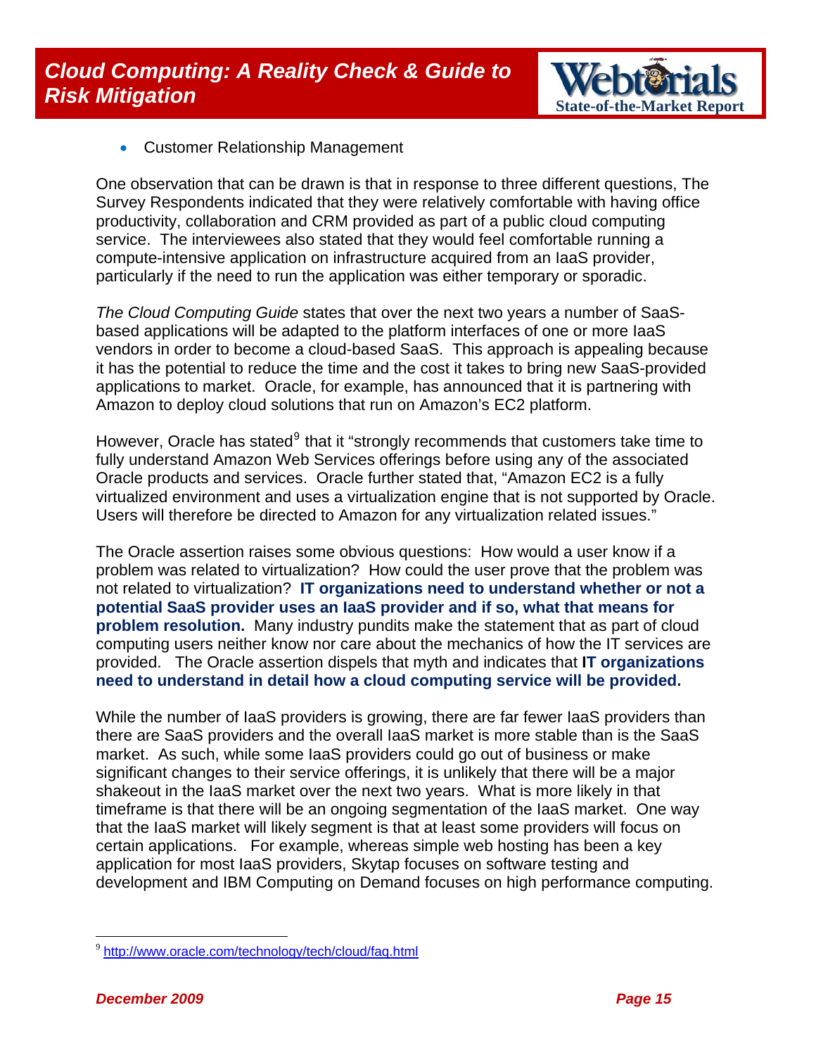- Customer Relationship Management

One observation that can be drawn is that in response to three different questions, The Survey Respondents indicated that they were relatively comfortable with having office productivity, collaboration and CRM provided as part of a public cloud computing service. The interviewees also stated that they would feel comfortable running a compute-intensive application on infrastructure acquired from an IaaS provider, particularly if the need to run the application was either temporary or sporadic.

*The Cloud Computing Guide* states that over the next two years a number of SaaS-based applications will be adapted to the platform interfaces of one or more IaaS vendors in order to become a cloud-based SaaS. This approach is appealing because it has the potential to reduce the time and the cost it takes to bring new SaaS-provided applications to market. Oracle, for example, has announced that it is partnering with Amazon to deploy cloud solutions that run on Amazon's EC2 platform.

However, Oracle has stated[9] that it "strongly recommends that customers take time to fully understand Amazon Web Services offerings before using any of the associated Oracle products and services. Oracle further stated that, "Amazon EC2 is a fully virtualized environment and uses a virtualization engine that is not supported by Oracle. Users will therefore be directed to Amazon for any virtualization related issues."

The Oracle assertion raises some obvious questions: How would a user know if a problem was related to virtualization? How could the user prove that the problem was not related to virtualization? **IT organizations need to understand whether or not a potential SaaS provider uses an IaaS provider and if so, what that means for problem resolution.** Many industry pundits make the statement that as part of cloud computing users neither know nor care about the mechanics of how the IT services are provided. The Oracle assertion dispels that myth and indicates that **IT organizations need to understand in detail how a cloud computing service will be provided.**

While the number of IaaS providers is growing, there are far fewer IaaS providers than there are SaaS providers and the overall IaaS market is more stable than is the SaaS market. As such, while some IaaS providers could go out of business or make significant changes to their service offerings, it is unlikely that there will be a major shakeout in the IaaS market over the next two years. What is more likely in that timeframe is that there will be an ongoing segmentation of the IaaS market. One way that the IaaS market will likely segment is that at least some providers will focus on certain applications. For example, whereas simple web hosting has been a key application for most IaaS providers, Skytap focuses on software testing and development and IBM Computing on Demand focuses on high performance computing.

[9] http://www.oracle.com/technology/tech/cloud/faq.html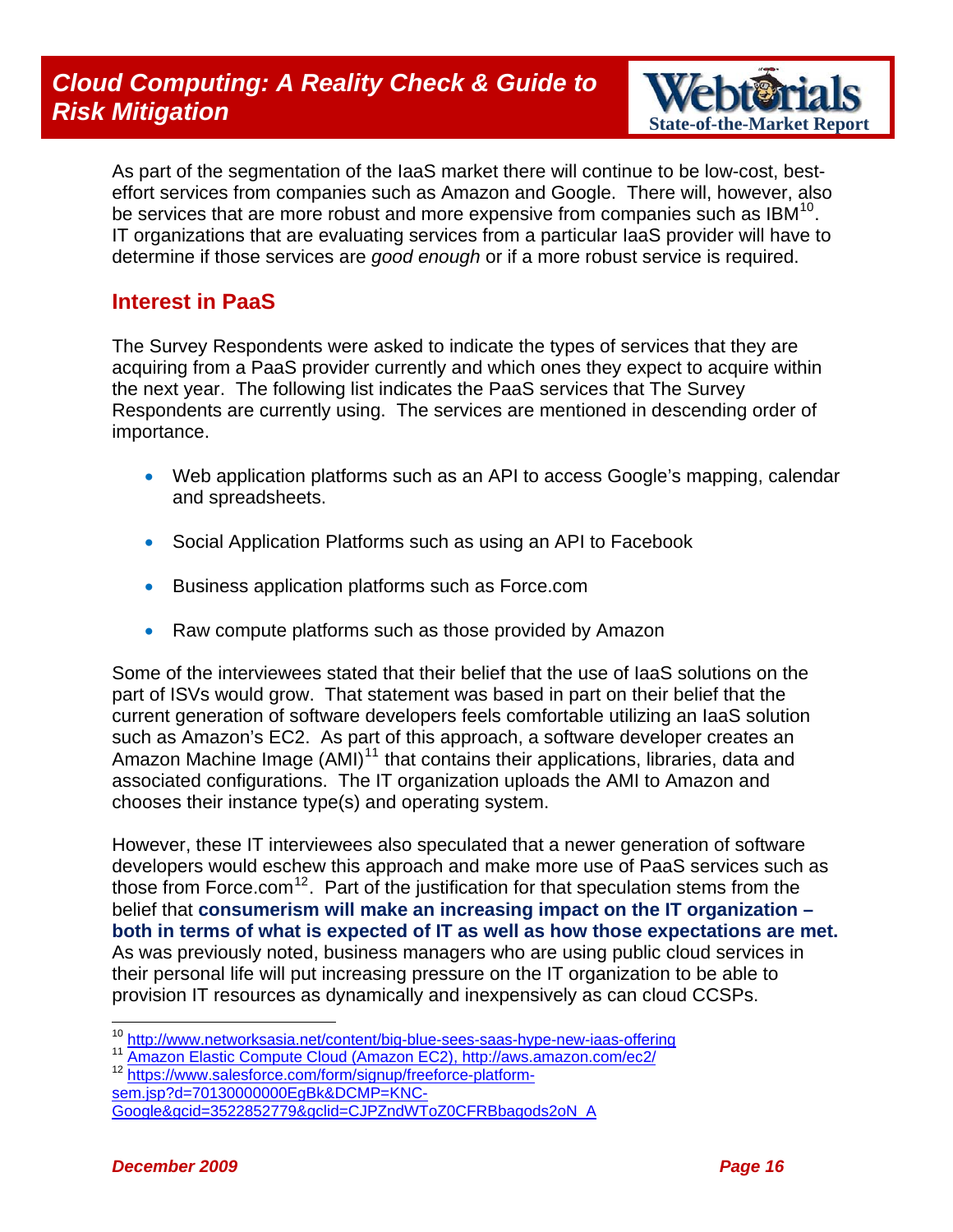As part of the segmentation of the IaaS market there will continue to be low-cost, best-effort services from companies such as Amazon and Google. There will, however, also be services that are more robust and more expensive from companies such as IBM[10]. IT organizations that are evaluating services from a particular IaaS provider will have to determine if those services are *good enough* or if a more robust service is required.

## Interest in PaaS

The Survey Respondents were asked to indicate the types of services that they are acquiring from a PaaS provider currently and which ones they expect to acquire within the next year. The following list indicates the PaaS services that The Survey Respondents are currently using. The services are mentioned in descending order of importance.

- Web application platforms such as an API to access Google's mapping, calendar and spreadsheets.
- Social Application Platforms such as using an API to Facebook
- Business application platforms such as Force.com
- Raw compute platforms such as those provided by Amazon

Some of the interviewees stated that their belief that the use of IaaS solutions on the part of ISVs would grow. That statement was based in part on their belief that the current generation of software developers feels comfortable utilizing an IaaS solution such as Amazon's EC2. As part of this approach, a software developer creates an Amazon Machine Image (AMI)[11] that contains their applications, libraries, data and associated configurations. The IT organization uploads the AMI to Amazon and chooses their instance type(s) and operating system.

However, these IT interviewees also speculated that a newer generation of software developers would eschew this approach and make more use of PaaS services such as those from Force.com[12]. Part of the justification for that speculation stems from the belief that **consumerism will make an increasing impact on the IT organization – both in terms of what is expected of IT as well as how those expectations are met.** As was previously noted, business managers who are using public cloud services in their personal life will put increasing pressure on the IT organization to be able to provision IT resources as dynamically and inexpensively as can cloud CCSPs.

---

[10] http://www.networksasia.net/content/big-blue-sees-saas-hype-new-iaas-offering

[11] Amazon Elastic Compute Cloud (Amazon EC2), http://aws.amazon.com/ec2/

[12] https://www.salesforce.com/form/signup/freeforce-platform-sem.jsp?d=70130000000EgBk&DCMP=KNC-Google&gcid=3522852779&gclid=CJPZndWToZ0CFRBbagods2oN_A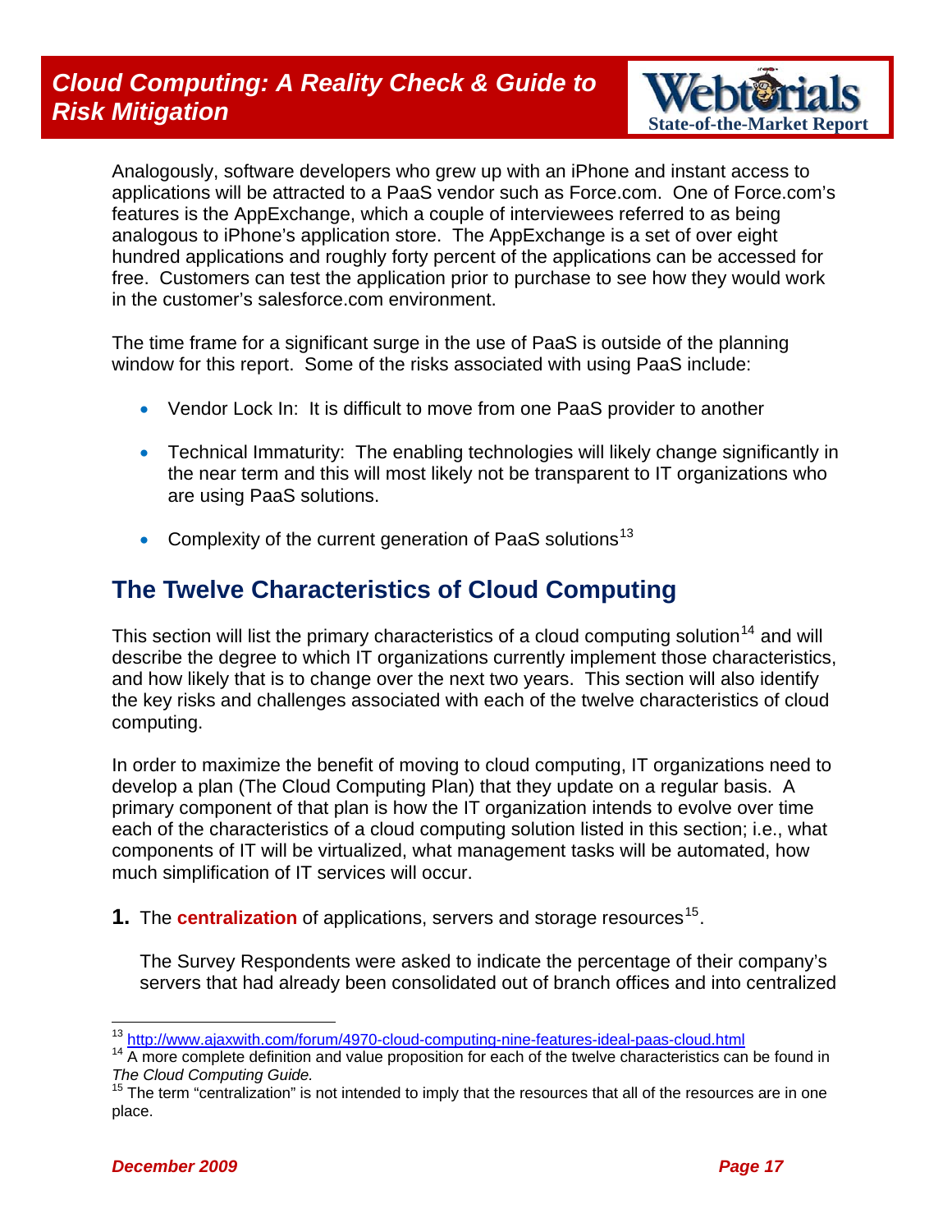Analogously, software developers who grew up with an iPhone and instant access to applications will be attracted to a PaaS vendor such as Force.com. One of Force.com's features is the AppExchange, which a couple of interviewees referred to as being analogous to iPhone's application store. The AppExchange is a set of over eight hundred applications and roughly forty percent of the applications can be accessed for free. Customers can test the application prior to purchase to see how they would work in the customer's salesforce.com environment.

The time frame for a significant surge in the use of PaaS is outside of the planning window for this report. Some of the risks associated with using PaaS include:

- Vendor Lock In: It is difficult to move from one PaaS provider to another
- Technical Immaturity: The enabling technologies will likely change significantly in the near term and this will most likely not be transparent to IT organizations who are using PaaS solutions.
- Complexity of the current generation of PaaS solutions[13]

## The Twelve Characteristics of Cloud Computing

This section will list the primary characteristics of a cloud computing solution[14] and will describe the degree to which IT organizations currently implement those characteristics, and how likely that is to change over the next two years. This section will also identify the key risks and challenges associated with each of the twelve characteristics of cloud computing.

In order to maximize the benefit of moving to cloud computing, IT organizations need to develop a plan (The Cloud Computing Plan) that they update on a regular basis. A primary component of that plan is how the IT organization intends to evolve over time each of the characteristics of a cloud computing solution listed in this section; i.e., what components of IT will be virtualized, what management tasks will be automated, how much simplification of IT services will occur.

**1.** The **centralization** of applications, servers and storage resources[15].

The Survey Respondents were asked to indicate the percentage of their company's servers that had already been consolidated out of branch offices and into centralized

---

[13] http://www.ajaxwith.com/forum/4970-cloud-computing-nine-features-ideal-paas-cloud.html

[14] A more complete definition and value proposition for each of the twelve characteristics can be found in *The Cloud Computing Guide.*

[15] The term "centralization" is not intended to imply that the resources that all of the resources are in one place.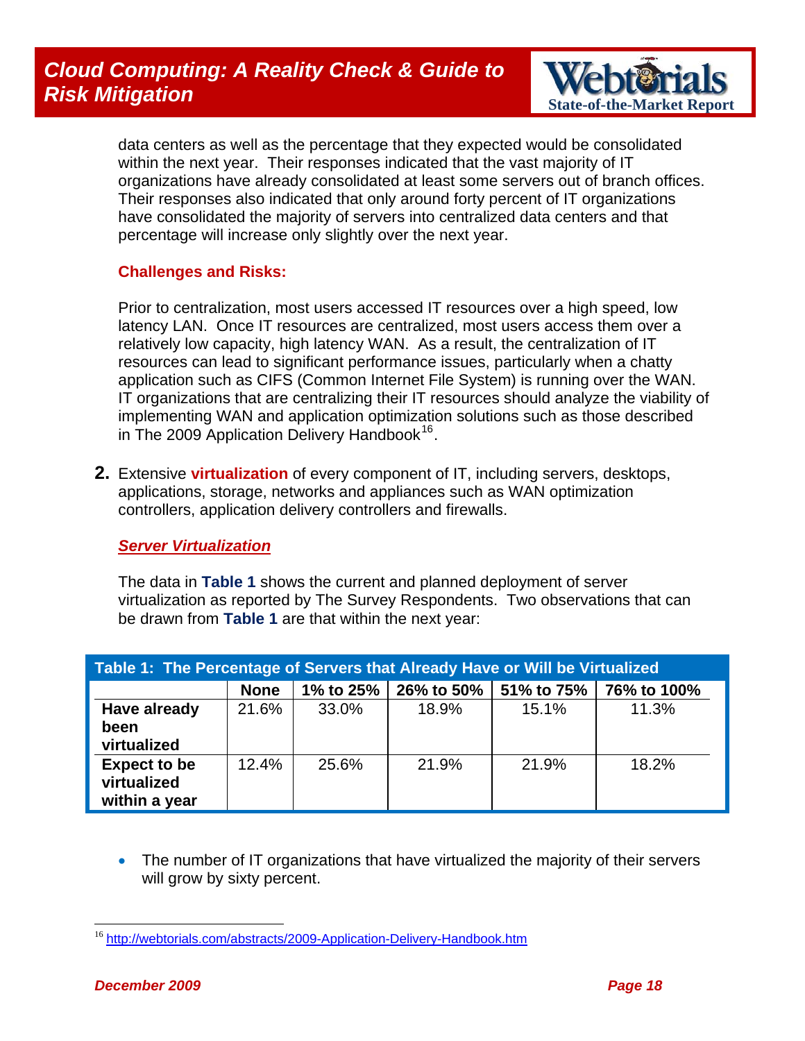data centers as well as the percentage that they expected would be consolidated within the next year. Their responses indicated that the vast majority of IT organizations have already consolidated at least some servers out of branch offices. Their responses also indicated that only around forty percent of IT organizations have consolidated the majority of servers into centralized data centers and that percentage will increase only slightly over the next year.

**Challenges and Risks:**

Prior to centralization, most users accessed IT resources over a high speed, low latency LAN. Once IT resources are centralized, most users access them over a relatively low capacity, high latency WAN. As a result, the centralization of IT resources can lead to significant performance issues, particularly when a chatty application such as CIFS (Common Internet File System) is running over the WAN. IT organizations that are centralizing their IT resources should analyze the viability of implementing WAN and application optimization solutions such as those described in The 2009 Application Delivery Handbook[16].

**2.** Extensive **virtualization** of every component of IT, including servers, desktops, applications, storage, networks and appliances such as WAN optimization controllers, application delivery controllers and firewalls.

***Server Virtualization***

The data in **Table 1** shows the current and planned deployment of server virtualization as reported by The Survey Respondents. Two observations that can be drawn from **Table 1** are that within the next year:

**Table 1: The Percentage of Servers that Already Have or Will be Virtualized**

| | None | 1% to 25% | 26% to 50% | 51% to 75% | 76% to 100% |
|---|---|---|---|---|---|
| **Have already been virtualized** | 21.6% | 33.0% | 18.9% | 15.1% | 11.3% |
| **Expect to be virtualized within a year** | 12.4% | 25.6% | 21.9% | 21.9% | 18.2% |

- The number of IT organizations that have virtualized the majority of their servers will grow by sixty percent.

[16] http://webtorials.com/abstracts/2009-Application-Delivery-Handbook.htm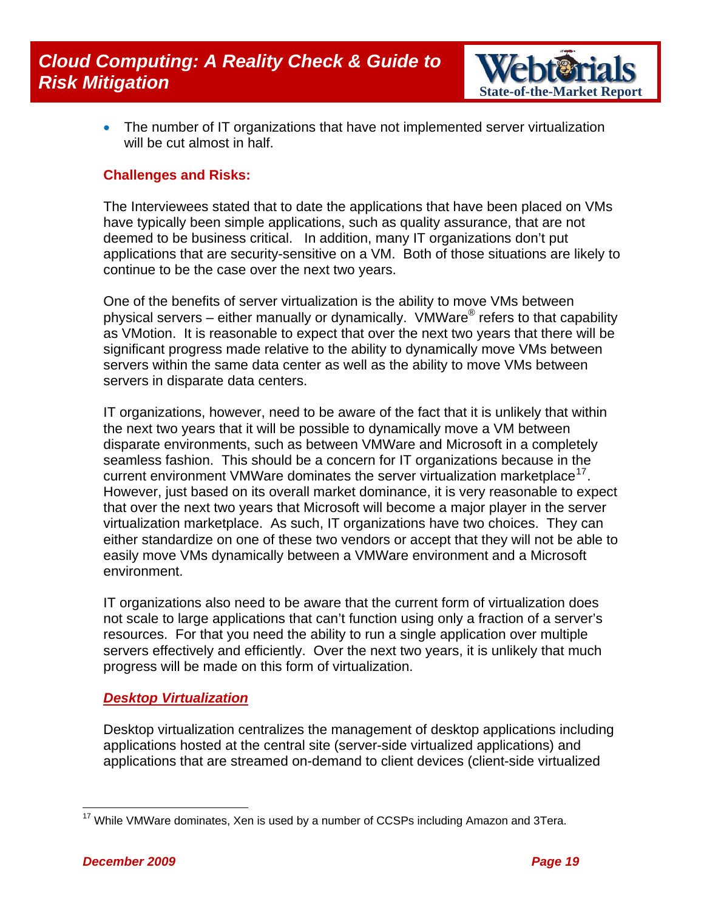- The number of IT organizations that have not implemented server virtualization will be cut almost in half.

### Challenges and Risks:

The Interviewees stated that to date the applications that have been placed on VMs have typically been simple applications, such as quality assurance, that are not deemed to be business critical. In addition, many IT organizations don't put applications that are security-sensitive on a VM. Both of those situations are likely to continue to be the case over the next two years.

One of the benefits of server virtualization is the ability to move VMs between physical servers – either manually or dynamically. VMWare® refers to that capability as VMotion. It is reasonable to expect that over the next two years that there will be significant progress made relative to the ability to dynamically move VMs between servers within the same data center as well as the ability to move VMs between servers in disparate data centers.

IT organizations, however, need to be aware of the fact that it is unlikely that within the next two years that it will be possible to dynamically move a VM between disparate environments, such as between VMWare and Microsoft in a completely seamless fashion. This should be a concern for IT organizations because in the current environment VMWare dominates the server virtualization marketplace[17]. However, just based on its overall market dominance, it is very reasonable to expect that over the next two years that Microsoft will become a major player in the server virtualization marketplace. As such, IT organizations have two choices. They can either standardize on one of these two vendors or accept that they will not be able to easily move VMs dynamically between a VMWare environment and a Microsoft environment.

IT organizations also need to be aware that the current form of virtualization does not scale to large applications that can't function using only a fraction of a server's resources. For that you need the ability to run a single application over multiple servers effectively and efficiently. Over the next two years, it is unlikely that much progress will be made on this form of virtualization.

### *Desktop Virtualization*

Desktop virtualization centralizes the management of desktop applications including applications hosted at the central site (server-side virtualized applications) and applications that are streamed on-demand to client devices (client-side virtualized

---

[17] While VMWare dominates, Xen is used by a number of CCSPs including Amazon and 3Tera.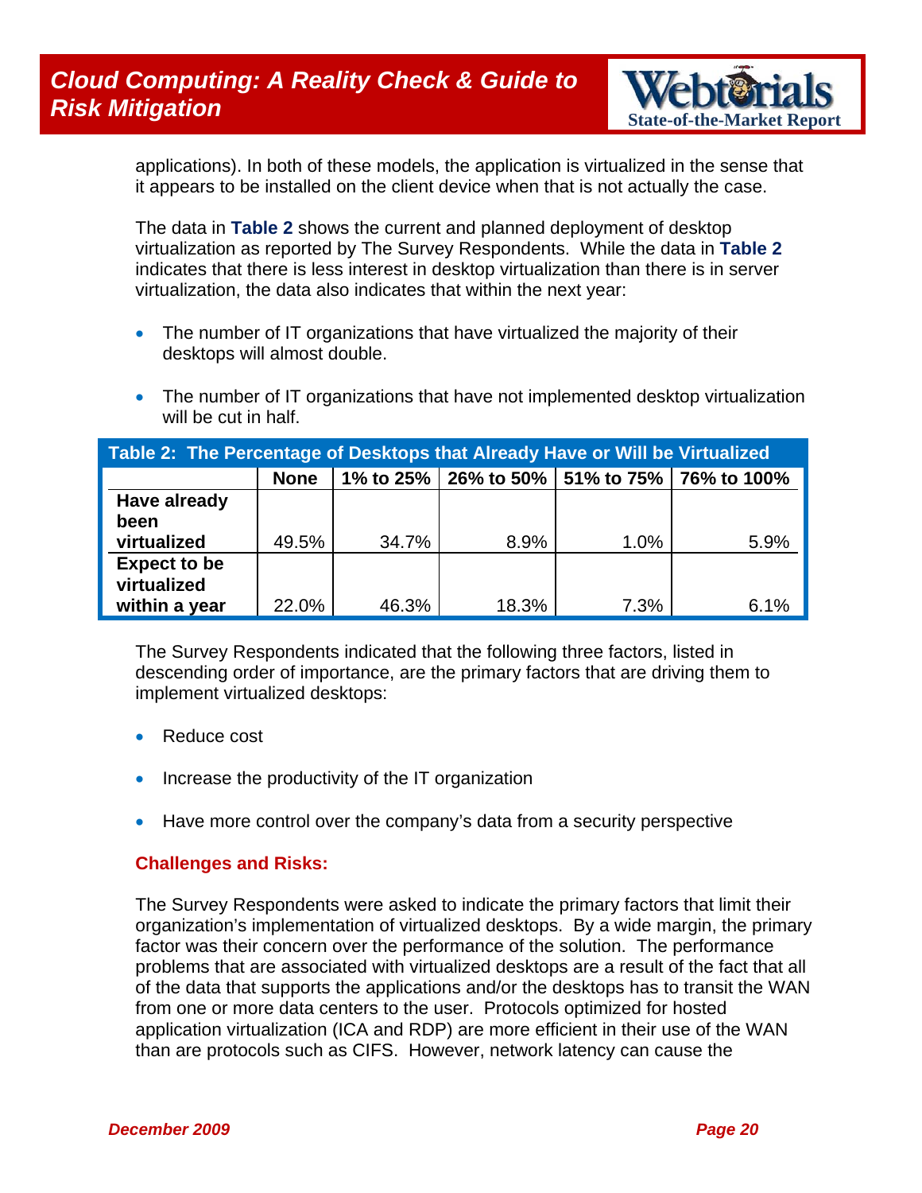applications). In both of these models, the application is virtualized in the sense that it appears to be installed on the client device when that is not actually the case.

The data in **Table 2** shows the current and planned deployment of desktop virtualization as reported by The Survey Respondents. While the data in **Table 2** indicates that there is less interest in desktop virtualization than there is in server virtualization, the data also indicates that within the next year:

- The number of IT organizations that have virtualized the majority of their desktops will almost double.
- The number of IT organizations that have not implemented desktop virtualization will be cut in half.

**Table 2: The Percentage of Desktops that Already Have or Will be Virtualized**

| | None | 1% to 25% | 26% to 50% | 51% to 75% | 76% to 100% |
|---|---|---|---|---|---|
| **Have already been virtualized** | 49.5% | 34.7% | 8.9% | 1.0% | 5.9% |
| **Expect to be virtualized within a year** | 22.0% | 46.3% | 18.3% | 7.3% | 6.1% |

The Survey Respondents indicated that the following three factors, listed in descending order of importance, are the primary factors that are driving them to implement virtualized desktops:

- Reduce cost
- Increase the productivity of the IT organization
- Have more control over the company's data from a security perspective

### Challenges and Risks:

The Survey Respondents were asked to indicate the primary factors that limit their organization's implementation of virtualized desktops. By a wide margin, the primary factor was their concern over the performance of the solution. The performance problems that are associated with virtualized desktops are a result of the fact that all of the data that supports the applications and/or the desktops has to transit the WAN from one or more data centers to the user. Protocols optimized for hosted application virtualization (ICA and RDP) are more efficient in their use of the WAN than are protocols such as CIFS. However, network latency can cause the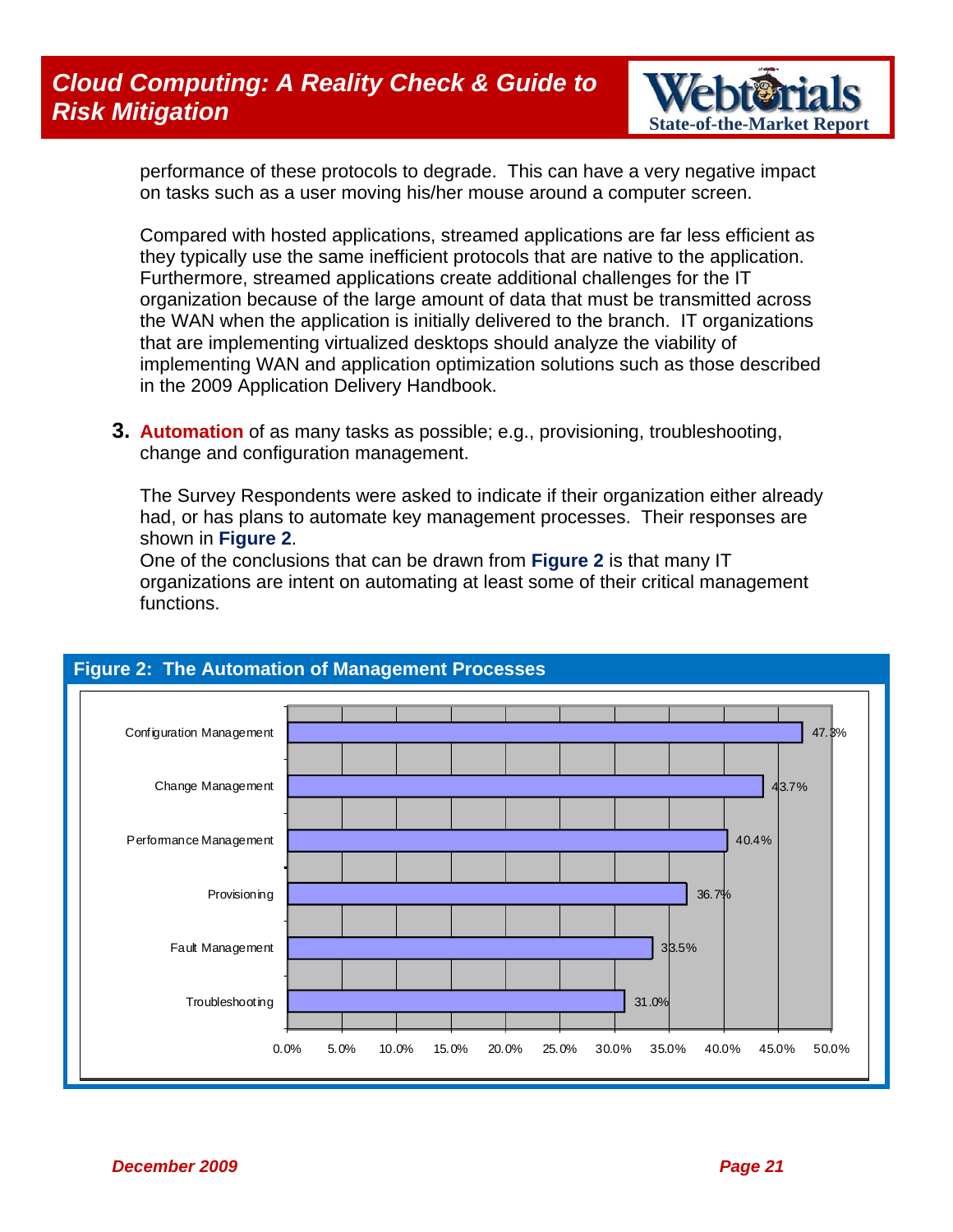performance of these protocols to degrade. This can have a very negative impact on tasks such as a user moving his/her mouse around a computer screen.

Compared with hosted applications, streamed applications are far less efficient as they typically use the same inefficient protocols that are native to the application. Furthermore, streamed applications create additional challenges for the IT organization because of the large amount of data that must be transmitted across the WAN when the application is initially delivered to the branch. IT organizations that are implementing virtualized desktops should analyze the viability of implementing WAN and application optimization solutions such as those described in the 2009 Application Delivery Handbook.

**3.** **Automation** of as many tasks as possible; e.g., provisioning, troubleshooting, change and configuration management.

The Survey Respondents were asked to indicate if their organization either already had, or has plans to automate key management processes. Their responses are shown in **Figure 2**.

One of the conclusions that can be drawn from **Figure 2** is that many IT organizations are intent on automating at least some of their critical management functions.

**Figure 2: The Automation of Management Processes**

| Management Process | Percentage |
|---|---|
| Configuration Management | 47.3% |
| Change Management | 43.7% |
| Performance Management | 40.4% |
| Provisioning | 36.7% |
| Fault Management | 33.5% |
| Troubleshooting | 31.0% |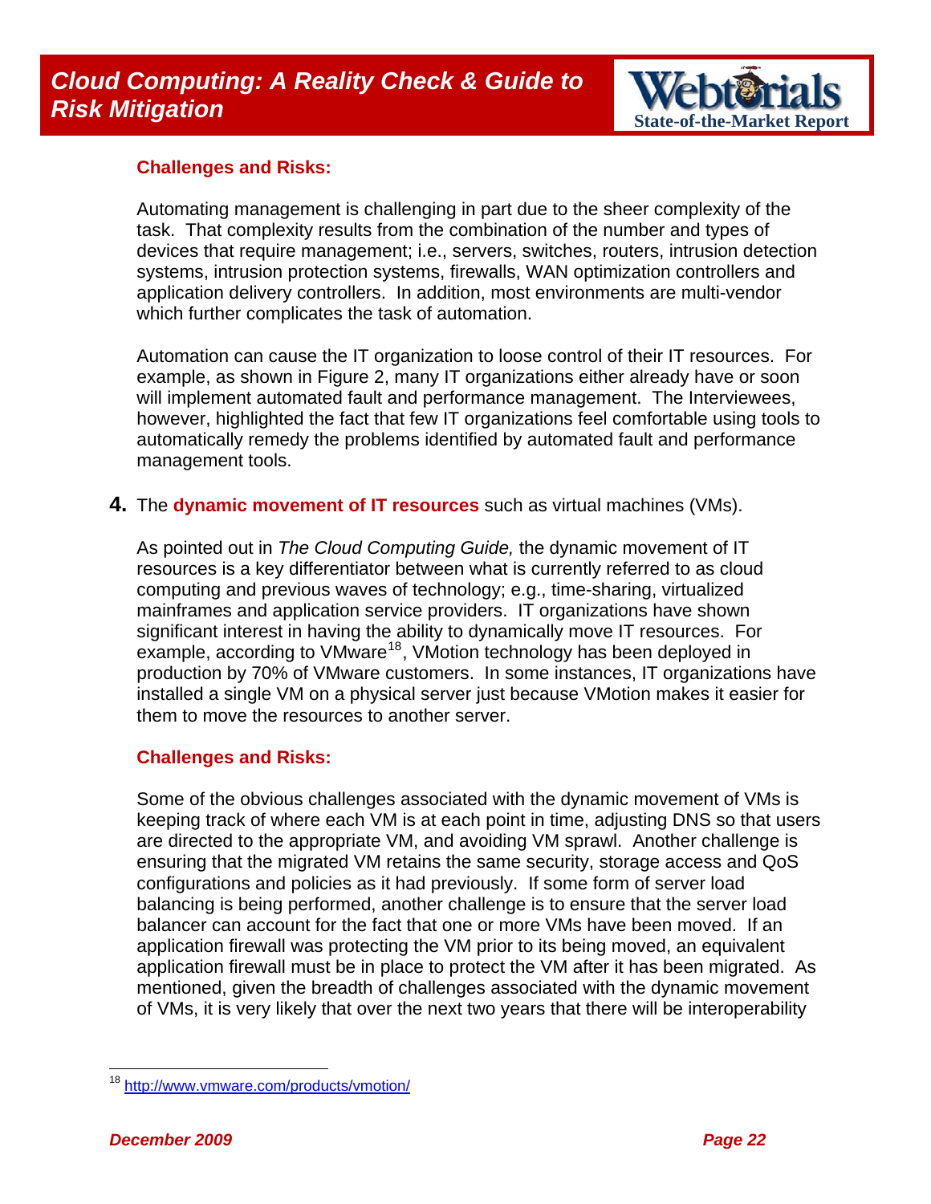**Challenges and Risks:**

Automating management is challenging in part due to the sheer complexity of the task. That complexity results from the combination of the number and types of devices that require management; i.e., servers, switches, routers, intrusion detection systems, intrusion protection systems, firewalls, WAN optimization controllers and application delivery controllers. In addition, most environments are multi-vendor which further complicates the task of automation.

Automation can cause the IT organization to loose control of their IT resources. For example, as shown in Figure 2, many IT organizations either already have or soon will implement automated fault and performance management. The Interviewees, however, highlighted the fact that few IT organizations feel comfortable using tools to automatically remedy the problems identified by automated fault and performance management tools.

**4.** The **dynamic movement of IT resources** such as virtual machines (VMs).

As pointed out in *The Cloud Computing Guide,* the dynamic movement of IT resources is a key differentiator between what is currently referred to as cloud computing and previous waves of technology; e.g., time-sharing, virtualized mainframes and application service providers. IT organizations have shown significant interest in having the ability to dynamically move IT resources. For example, according to VMware[18], VMotion technology has been deployed in production by 70% of VMware customers. In some instances, IT organizations have installed a single VM on a physical server just because VMotion makes it easier for them to move the resources to another server.

**Challenges and Risks:**

Some of the obvious challenges associated with the dynamic movement of VMs is keeping track of where each VM is at each point in time, adjusting DNS so that users are directed to the appropriate VM, and avoiding VM sprawl. Another challenge is ensuring that the migrated VM retains the same security, storage access and QoS configurations and policies as it had previously. If some form of server load balancing is being performed, another challenge is to ensure that the server load balancer can account for the fact that one or more VMs have been moved. If an application firewall was protecting the VM prior to its being moved, an equivalent application firewall must be in place to protect the VM after it has been migrated. As mentioned, given the breadth of challenges associated with the dynamic movement of VMs, it is very likely that over the next two years that there will be interoperability

---

[18] http://www.vmware.com/products/vmotion/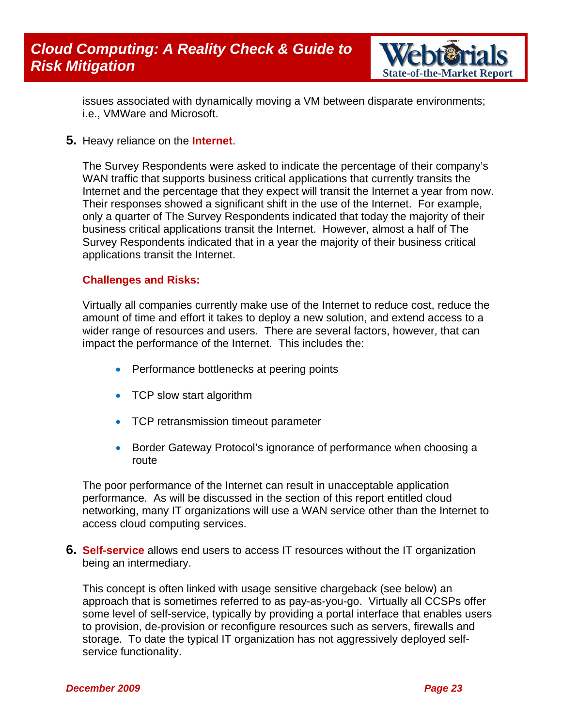issues associated with dynamically moving a VM between disparate environments; i.e., VMWare and Microsoft.

5. Heavy reliance on the **Internet**.

   The Survey Respondents were asked to indicate the percentage of their company's WAN traffic that supports business critical applications that currently transits the Internet and the percentage that they expect will transit the Internet a year from now. Their responses showed a significant shift in the use of the Internet. For example, only a quarter of The Survey Respondents indicated that today the majority of their business critical applications transit the Internet. However, almost a half of The Survey Respondents indicated that in a year the majority of their business critical applications transit the Internet.

   **Challenges and Risks:**

   Virtually all companies currently make use of the Internet to reduce cost, reduce the amount of time and effort it takes to deploy a new solution, and extend access to a wider range of resources and users. There are several factors, however, that can impact the performance of the Internet. This includes the:

   - Performance bottlenecks at peering points
   - TCP slow start algorithm
   - TCP retransmission timeout parameter
   - Border Gateway Protocol's ignorance of performance when choosing a route

   The poor performance of the Internet can result in unacceptable application performance. As will be discussed in the section of this report entitled cloud networking, many IT organizations will use a WAN service other than the Internet to access cloud computing services.

6. **Self-service** allows end users to access IT resources without the IT organization being an intermediary.

   This concept is often linked with usage sensitive chargeback (see below) an approach that is sometimes referred to as pay-as-you-go. Virtually all CCSPs offer some level of self-service, typically by providing a portal interface that enables users to provision, de-provision or reconfigure resources such as servers, firewalls and storage. To date the typical IT organization has not aggressively deployed self-service functionality.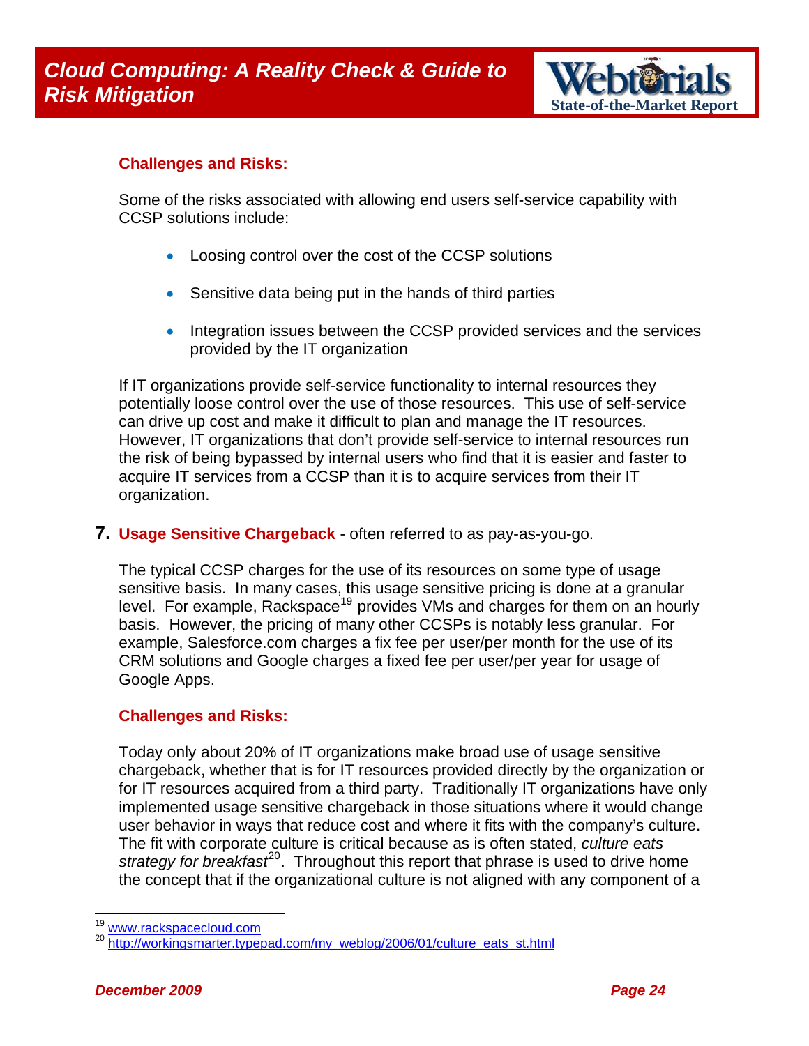**Challenges and Risks:**

Some of the risks associated with allowing end users self-service capability with CCSP solutions include:

- Loosing control over the cost of the CCSP solutions
- Sensitive data being put in the hands of third parties
- Integration issues between the CCSP provided services and the services provided by the IT organization

If IT organizations provide self-service functionality to internal resources they potentially loose control over the use of those resources. This use of self-service can drive up cost and make it difficult to plan and manage the IT resources. However, IT organizations that don't provide self-service to internal resources run the risk of being bypassed by internal users who find that it is easier and faster to acquire IT services from a CCSP than it is to acquire services from their IT organization.

**7. Usage Sensitive Chargeback** - often referred to as pay-as-you-go.

The typical CCSP charges for the use of its resources on some type of usage sensitive basis. In many cases, this usage sensitive pricing is done at a granular level. For example, Rackspace[19] provides VMs and charges for them on an hourly basis. However, the pricing of many other CCSPs is notably less granular. For example, Salesforce.com charges a fix fee per user/per month for the use of its CRM solutions and Google charges a fixed fee per user/per year for usage of Google Apps.

**Challenges and Risks:**

Today only about 20% of IT organizations make broad use of usage sensitive chargeback, whether that is for IT resources provided directly by the organization or for IT resources acquired from a third party. Traditionally IT organizations have only implemented usage sensitive chargeback in those situations where it would change user behavior in ways that reduce cost and where it fits with the company's culture. The fit with corporate culture is critical because as is often stated, *culture eats strategy for breakfast*[20]. Throughout this report that phrase is used to drive home the concept that if the organizational culture is not aligned with any component of a

[19] www.rackspacecloud.com

[20] http://workingsmarter.typepad.com/my_weblog/2006/01/culture_eats_st.html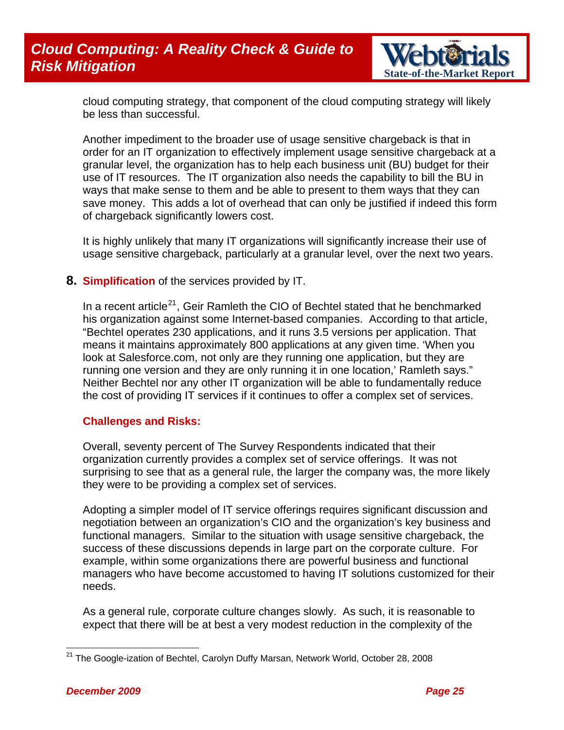cloud computing strategy, that component of the cloud computing strategy will likely be less than successful.

Another impediment to the broader use of usage sensitive chargeback is that in order for an IT organization to effectively implement usage sensitive chargeback at a granular level, the organization has to help each business unit (BU) budget for their use of IT resources. The IT organization also needs the capability to bill the BU in ways that make sense to them and be able to present to them ways that they can save money. This adds a lot of overhead that can only be justified if indeed this form of chargeback significantly lowers cost.

It is highly unlikely that many IT organizations will significantly increase their use of usage sensitive chargeback, particularly at a granular level, over the next two years.

**8. Simplification** of the services provided by IT.

In a recent article[21], Geir Ramleth the CIO of Bechtel stated that he benchmarked his organization against some Internet-based companies. According to that article, "Bechtel operates 230 applications, and it runs 3.5 versions per application. That means it maintains approximately 800 applications at any given time. 'When you look at Salesforce.com, not only are they running one application, but they are running one version and they are only running it in one location,' Ramleth says." Neither Bechtel nor any other IT organization will be able to fundamentally reduce the cost of providing IT services if it continues to offer a complex set of services.

**Challenges and Risks:**

Overall, seventy percent of The Survey Respondents indicated that their organization currently provides a complex set of service offerings. It was not surprising to see that as a general rule, the larger the company was, the more likely they were to be providing a complex set of services.

Adopting a simpler model of IT service offerings requires significant discussion and negotiation between an organization's CIO and the organization's key business and functional managers. Similar to the situation with usage sensitive chargeback, the success of these discussions depends in large part on the corporate culture. For example, within some organizations there are powerful business and functional managers who have become accustomed to having IT solutions customized for their needs.

As a general rule, corporate culture changes slowly. As such, it is reasonable to expect that there will be at best a very modest reduction in the complexity of the

[21] The Google-ization of Bechtel, Carolyn Duffy Marsan, Network World, October 28, 2008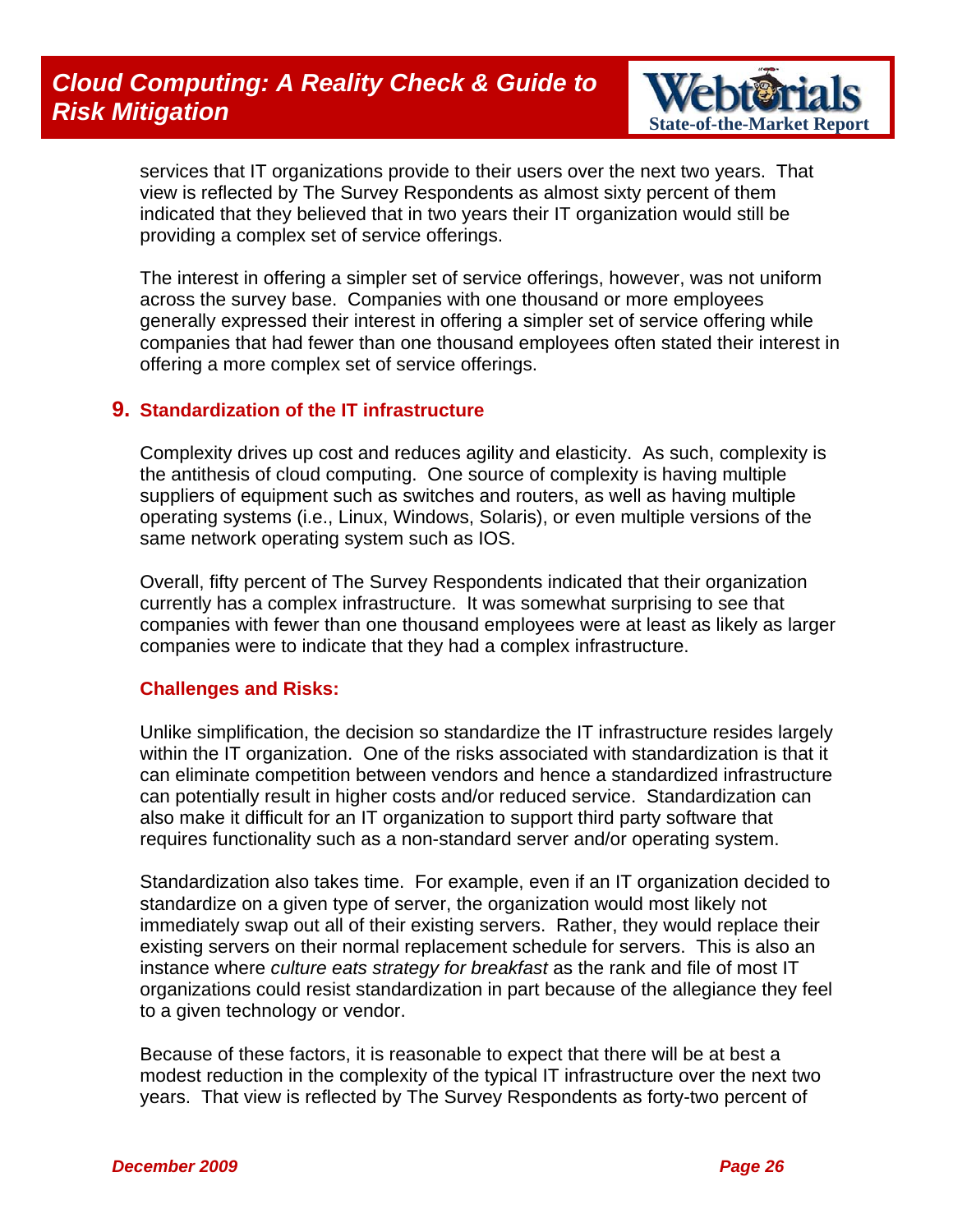services that IT organizations provide to their users over the next two years. That view is reflected by The Survey Respondents as almost sixty percent of them indicated that they believed that in two years their IT organization would still be providing a complex set of service offerings.

The interest in offering a simpler set of service offerings, however, was not uniform across the survey base. Companies with one thousand or more employees generally expressed their interest in offering a simpler set of service offering while companies that had fewer than one thousand employees often stated their interest in offering a more complex set of service offerings.

## 9. Standardization of the IT infrastructure

Complexity drives up cost and reduces agility and elasticity. As such, complexity is the antithesis of cloud computing. One source of complexity is having multiple suppliers of equipment such as switches and routers, as well as having multiple operating systems (i.e., Linux, Windows, Solaris), or even multiple versions of the same network operating system such as IOS.

Overall, fifty percent of The Survey Respondents indicated that their organization currently has a complex infrastructure. It was somewhat surprising to see that companies with fewer than one thousand employees were at least as likely as larger companies were to indicate that they had a complex infrastructure.

### Challenges and Risks:

Unlike simplification, the decision so standardize the IT infrastructure resides largely within the IT organization. One of the risks associated with standardization is that it can eliminate competition between vendors and hence a standardized infrastructure can potentially result in higher costs and/or reduced service. Standardization can also make it difficult for an IT organization to support third party software that requires functionality such as a non-standard server and/or operating system.

Standardization also takes time. For example, even if an IT organization decided to standardize on a given type of server, the organization would most likely not immediately swap out all of their existing servers. Rather, they would replace their existing servers on their normal replacement schedule for servers. This is also an instance where *culture eats strategy for breakfast* as the rank and file of most IT organizations could resist standardization in part because of the allegiance they feel to a given technology or vendor.

Because of these factors, it is reasonable to expect that there will be at best a modest reduction in the complexity of the typical IT infrastructure over the next two years. That view is reflected by The Survey Respondents as forty-two percent of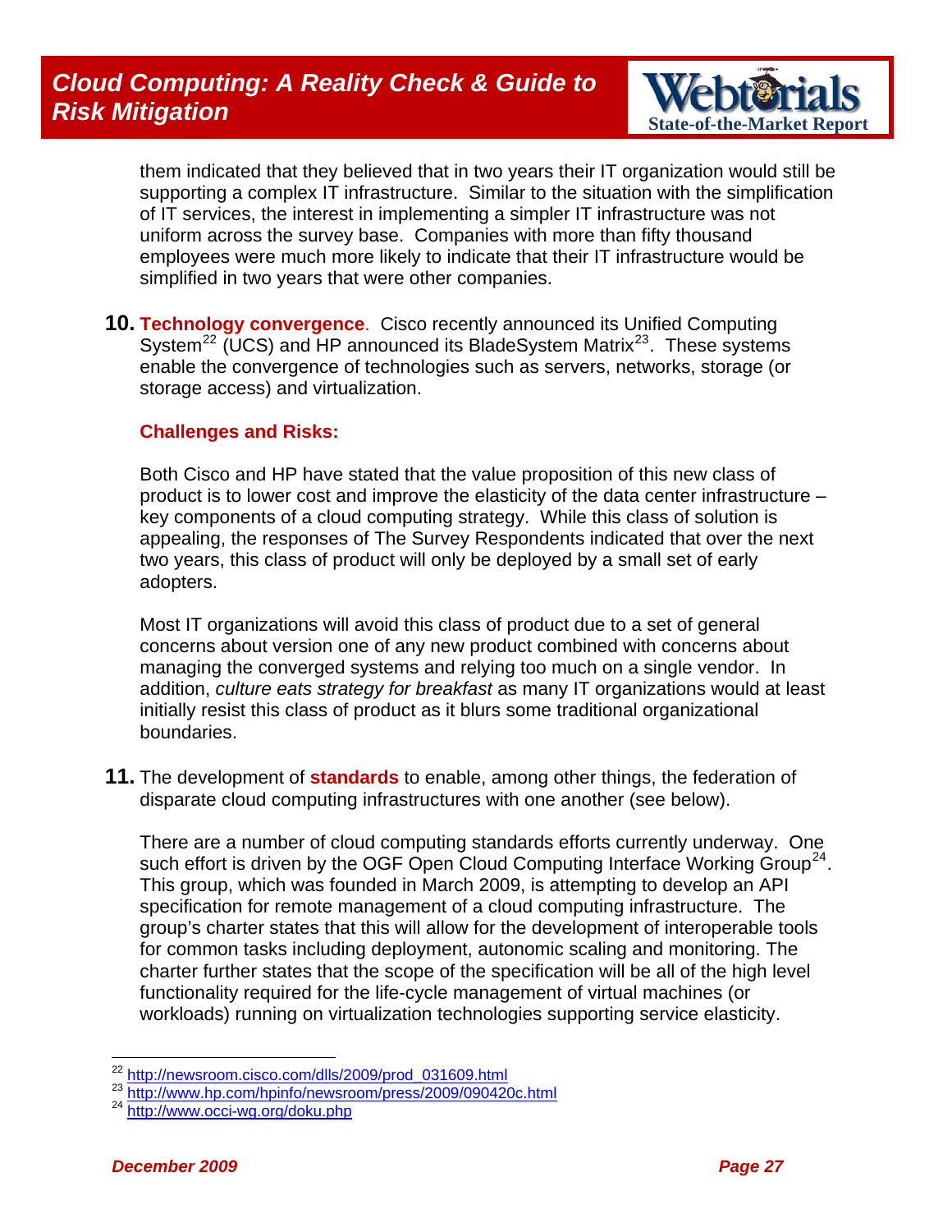them indicated that they believed that in two years their IT organization would still be supporting a complex IT infrastructure. Similar to the situation with the simplification of IT services, the interest in implementing a simpler IT infrastructure was not uniform across the survey base. Companies with more than fifty thousand employees were much more likely to indicate that their IT infrastructure would be simplified in two years that were other companies.

**10.** **Technology convergence**. Cisco recently announced its Unified Computing System[22] (UCS) and HP announced its BladeSystem Matrix[23]. These systems enable the convergence of technologies such as servers, networks, storage (or storage access) and virtualization.

**Challenges and Risks:**

Both Cisco and HP have stated that the value proposition of this new class of product is to lower cost and improve the elasticity of the data center infrastructure – key components of a cloud computing strategy. While this class of solution is appealing, the responses of The Survey Respondents indicated that over the next two years, this class of product will only be deployed by a small set of early adopters.

Most IT organizations will avoid this class of product due to a set of general concerns about version one of any new product combined with concerns about managing the converged systems and relying too much on a single vendor. In addition, *culture eats strategy for breakfast* as many IT organizations would at least initially resist this class of product as it blurs some traditional organizational boundaries.

**11.** The development of **standards** to enable, among other things, the federation of disparate cloud computing infrastructures with one another (see below).

There are a number of cloud computing standards efforts currently underway. One such effort is driven by the OGF Open Cloud Computing Interface Working Group[24]. This group, which was founded in March 2009, is attempting to develop an API specification for remote management of a cloud computing infrastructure. The group's charter states that this will allow for the development of interoperable tools for common tasks including deployment, autonomic scaling and monitoring. The charter further states that the scope of the specification will be all of the high level functionality required for the life-cycle management of virtual machines (or workloads) running on virtualization technologies supporting service elasticity.

---

[22] http://newsroom.cisco.com/dlls/2009/prod_031609.html
[23] http://www.hp.com/hpinfo/newsroom/press/2009/090420c.html
[24] http://www.occi-wg.org/doku.php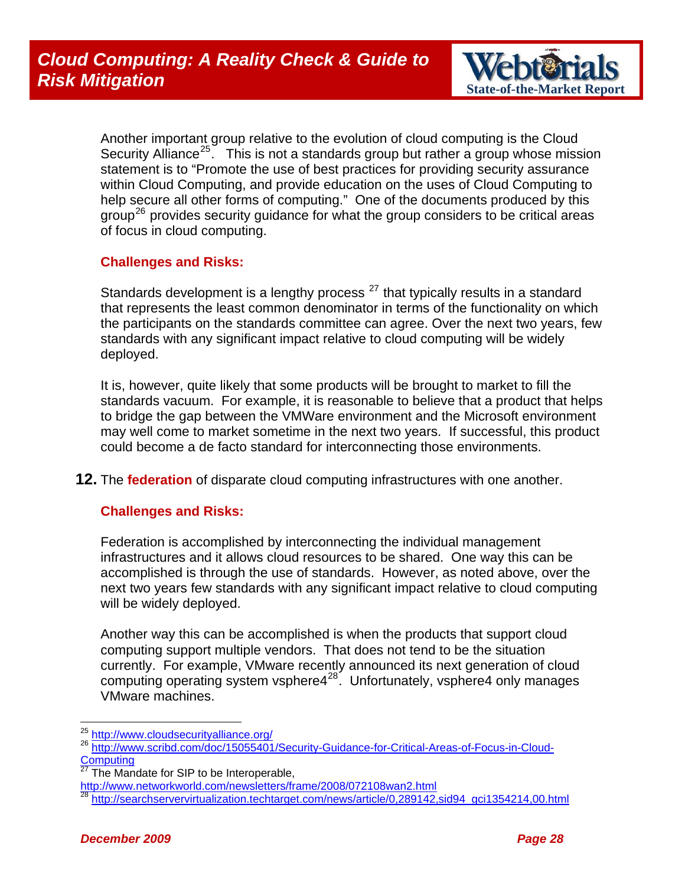Another important group relative to the evolution of cloud computing is the Cloud Security Alliance[25]. This is not a standards group but rather a group whose mission statement is to "Promote the use of best practices for providing security assurance within Cloud Computing, and provide education on the uses of Cloud Computing to help secure all other forms of computing." One of the documents produced by this group[26] provides security guidance for what the group considers to be critical areas of focus in cloud computing.

**Challenges and Risks:**

Standards development is a lengthy process [27] that typically results in a standard that represents the least common denominator in terms of the functionality on which the participants on the standards committee can agree. Over the next two years, few standards with any significant impact relative to cloud computing will be widely deployed.

It is, however, quite likely that some products will be brought to market to fill the standards vacuum. For example, it is reasonable to believe that a product that helps to bridge the gap between the VMWare environment and the Microsoft environment may well come to market sometime in the next two years. If successful, this product could become a de facto standard for interconnecting those environments.

**12.** The **federation** of disparate cloud computing infrastructures with one another.

**Challenges and Risks:**

Federation is accomplished by interconnecting the individual management infrastructures and it allows cloud resources to be shared. One way this can be accomplished is through the use of standards. However, as noted above, over the next two years few standards with any significant impact relative to cloud computing will be widely deployed.

Another way this can be accomplished is when the products that support cloud computing support multiple vendors. That does not tend to be the situation currently. For example, VMware recently announced its next generation of cloud computing operating system vsphere4[28]. Unfortunately, vsphere4 only manages VMware machines.

---

[25] http://www.cloudsecurityalliance.org/

[26] http://www.scribd.com/doc/15055401/Security-Guidance-for-Critical-Areas-of-Focus-in-Cloud-Computing

[27] The Mandate for SIP to be Interoperable, http://www.networkworld.com/newsletters/frame/2008/072108wan2.html

[28] http://searchservervirtualization.techtarget.com/news/article/0,289142,sid94_gci1354214,00.html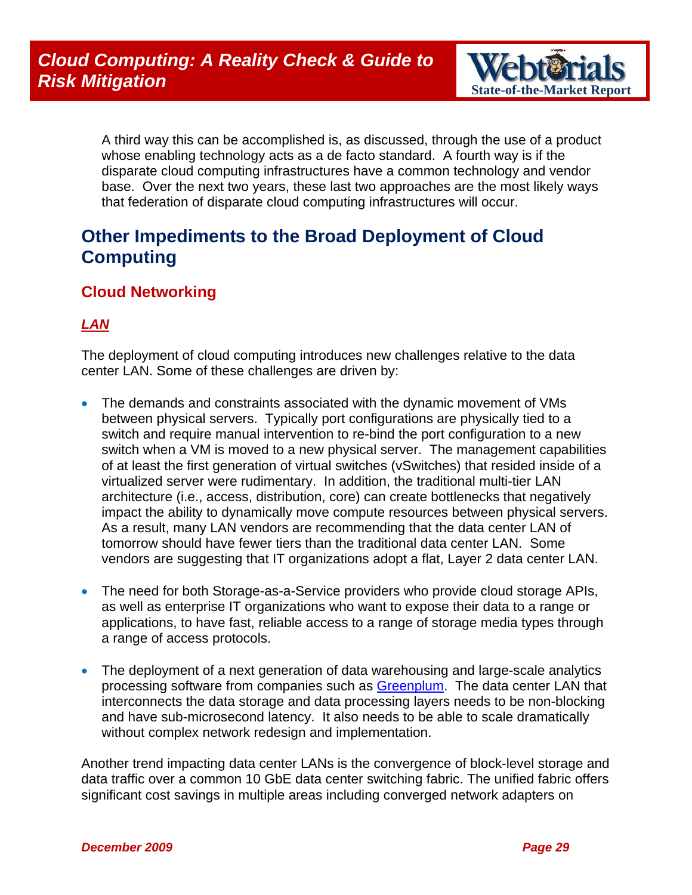A third way this can be accomplished is, as discussed, through the use of a product whose enabling technology acts as a de facto standard. A fourth way is if the disparate cloud computing infrastructures have a common technology and vendor base. Over the next two years, these last two approaches are the most likely ways that federation of disparate cloud computing infrastructures will occur.

## Other Impediments to the Broad Deployment of Cloud Computing

### Cloud Networking

#### *LAN*

The deployment of cloud computing introduces new challenges relative to the data center LAN. Some of these challenges are driven by:

- The demands and constraints associated with the dynamic movement of VMs between physical servers. Typically port configurations are physically tied to a switch and require manual intervention to re-bind the port configuration to a new switch when a VM is moved to a new physical server. The management capabilities of at least the first generation of virtual switches (vSwitches) that resided inside of a virtualized server were rudimentary. In addition, the traditional multi-tier LAN architecture (i.e., access, distribution, core) can create bottlenecks that negatively impact the ability to dynamically move compute resources between physical servers. As a result, many LAN vendors are recommending that the data center LAN of tomorrow should have fewer tiers than the traditional data center LAN. Some vendors are suggesting that IT organizations adopt a flat, Layer 2 data center LAN.

- The need for both Storage-as-a-Service providers who provide cloud storage APIs, as well as enterprise IT organizations who want to expose their data to a range or applications, to have fast, reliable access to a range of storage media types through a range of access protocols.

- The deployment of a next generation of data warehousing and large-scale analytics processing software from companies such as Greenplum. The data center LAN that interconnects the data storage and data processing layers needs to be non-blocking and have sub-microsecond latency. It also needs to be able to scale dramatically without complex network redesign and implementation.

Another trend impacting data center LANs is the convergence of block-level storage and data traffic over a common 10 GbE data center switching fabric. The unified fabric offers significant cost savings in multiple areas including converged network adapters on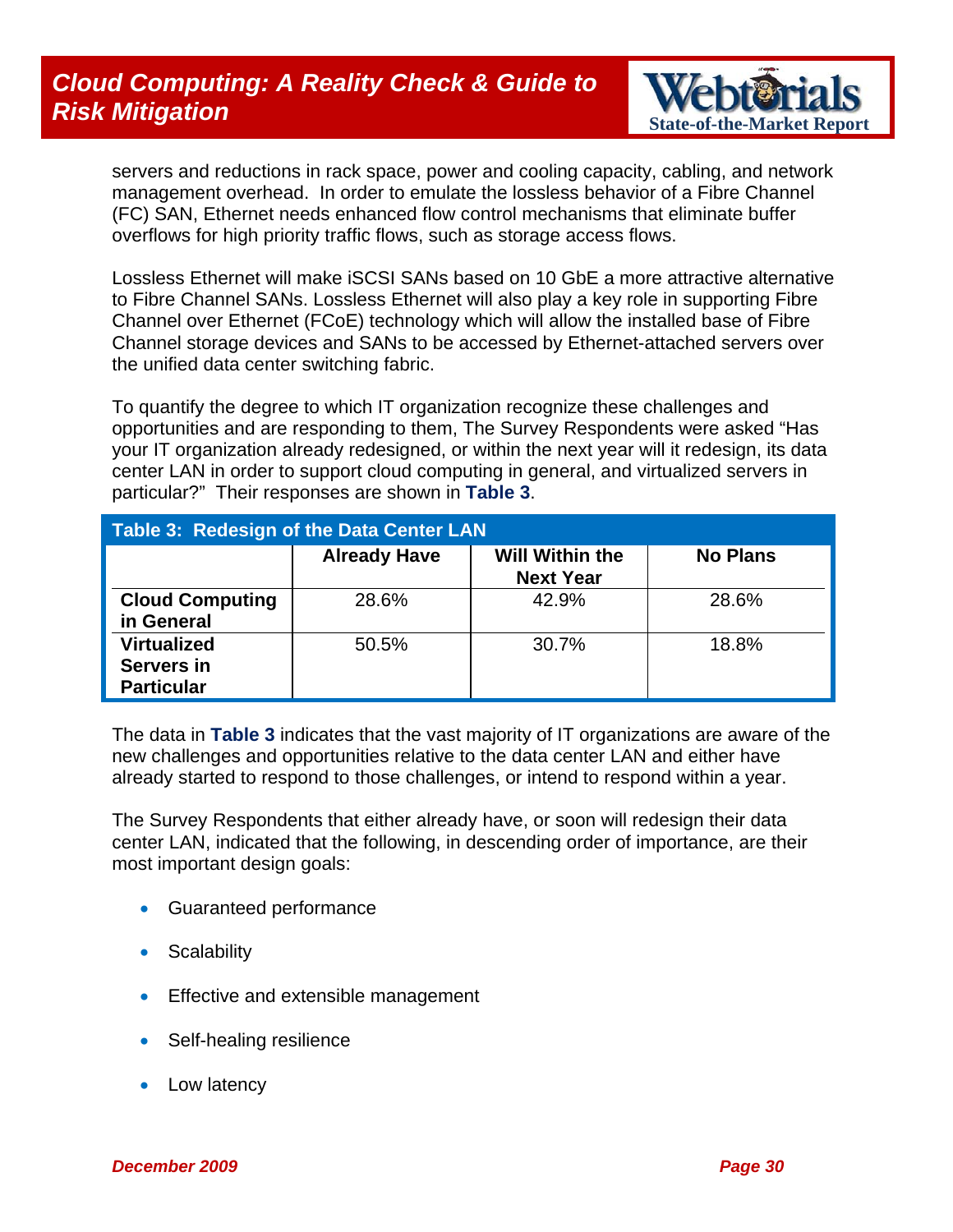servers and reductions in rack space, power and cooling capacity, cabling, and network management overhead. In order to emulate the lossless behavior of a Fibre Channel (FC) SAN, Ethernet needs enhanced flow control mechanisms that eliminate buffer overflows for high priority traffic flows, such as storage access flows.

Lossless Ethernet will make iSCSI SANs based on 10 GbE a more attractive alternative to Fibre Channel SANs. Lossless Ethernet will also play a key role in supporting Fibre Channel over Ethernet (FCoE) technology which will allow the installed base of Fibre Channel storage devices and SANs to be accessed by Ethernet-attached servers over the unified data center switching fabric.

To quantify the degree to which IT organization recognize these challenges and opportunities and are responding to them, The Survey Respondents were asked "Has your IT organization already redesigned, or within the next year will it redesign, its data center LAN in order to support cloud computing in general, and virtualized servers in particular?" Their responses are shown in **Table 3**.

**Table 3: Redesign of the Data Center LAN**

| | Already Have | Will Within the Next Year | No Plans |
|---|---|---|---|
| **Cloud Computing in General** | 28.6% | 42.9% | 28.6% |
| **Virtualized Servers in Particular** | 50.5% | 30.7% | 18.8% |

The data in **Table 3** indicates that the vast majority of IT organizations are aware of the new challenges and opportunities relative to the data center LAN and either have already started to respond to those challenges, or intend to respond within a year.

The Survey Respondents that either already have, or soon will redesign their data center LAN, indicated that the following, in descending order of importance, are their most important design goals:

- Guaranteed performance
- Scalability
- Effective and extensible management
- Self-healing resilience
- Low latency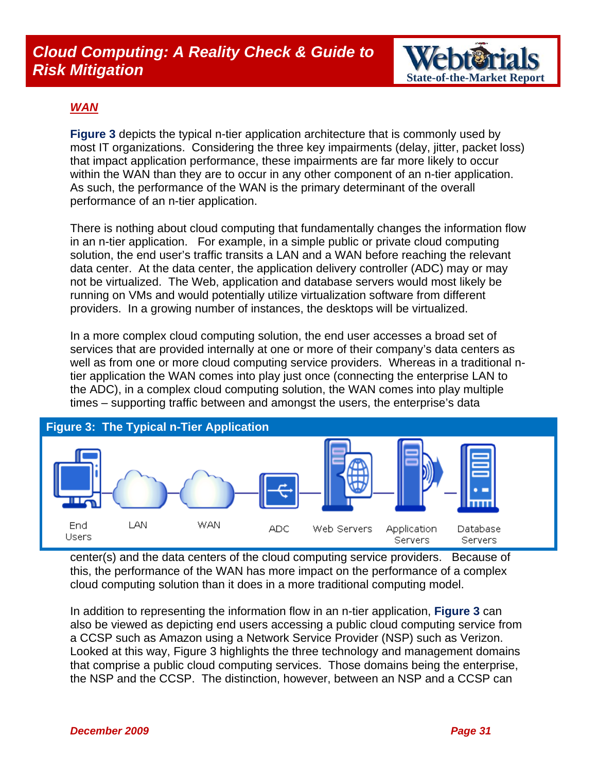## *WAN*

**Figure 3** depicts the typical n-tier application architecture that is commonly used by most IT organizations. Considering the three key impairments (delay, jitter, packet loss) that impact application performance, these impairments are far more likely to occur within the WAN than they are to occur in any other component of an n-tier application. As such, the performance of the WAN is the primary determinant of the overall performance of an n-tier application.

There is nothing about cloud computing that fundamentally changes the information flow in an n-tier application. For example, in a simple public or private cloud computing solution, the end user's traffic transits a LAN and a WAN before reaching the relevant data center. At the data center, the application delivery controller (ADC) may or may not be virtualized. The Web, application and database servers would most likely be running on VMs and would potentially utilize virtualization software from different providers. In a growing number of instances, the desktops will be virtualized.

In a more complex cloud computing solution, the end user accesses a broad set of services that are provided internally at one or more of their company's data centers as well as from one or more cloud computing service providers. Whereas in a traditional n-tier application the WAN comes into play just once (connecting the enterprise LAN to the ADC), in a complex cloud computing solution, the WAN comes into play multiple times – supporting traffic between and amongst the users, the enterprise's data center(s) and the data centers of the cloud computing service providers. Because of this, the performance of the WAN has more impact on the performance of a complex cloud computing solution than it does in a more traditional computing model.

**Figure 3: The Typical n-Tier Application**

End Users — LAN — WAN — ADC — Web Servers — Application Servers — Database Servers

In addition to representing the information flow in an n-tier application, **Figure 3** can also be viewed as depicting end users accessing a public cloud computing service from a CCSP such as Amazon using a Network Service Provider (NSP) such as Verizon. Looked at this way, Figure 3 highlights the three technology and management domains that comprise a public cloud computing services. Those domains being the enterprise, the NSP and the CCSP. The distinction, however, between an NSP and a CCSP can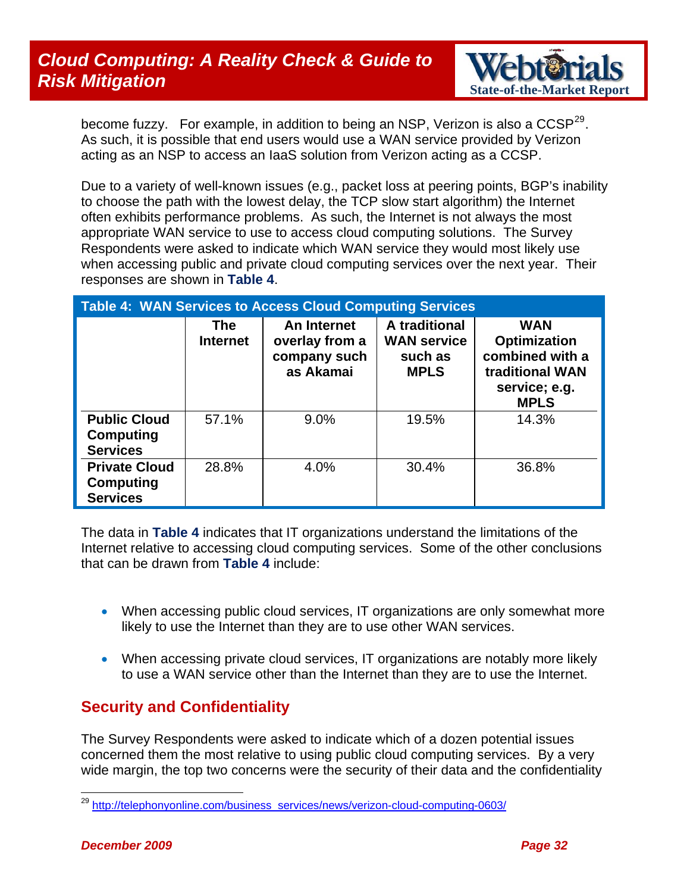become fuzzy. For example, in addition to being an NSP, Verizon is also a CCSP[29]. As such, it is possible that end users would use a WAN service provided by Verizon acting as an NSP to access an IaaS solution from Verizon acting as a CCSP.

Due to a variety of well-known issues (e.g., packet loss at peering points, BGP's inability to choose the path with the lowest delay, the TCP slow start algorithm) the Internet often exhibits performance problems. As such, the Internet is not always the most appropriate WAN service to use to access cloud computing solutions. The Survey Respondents were asked to indicate which WAN service they would most likely use when accessing public and private cloud computing services over the next year. Their responses are shown in **Table 4**.

**Table 4: WAN Services to Access Cloud Computing Services**

| | The Internet | An Internet overlay from a company such as Akamai | A traditional WAN service such as MPLS | WAN Optimization combined with a traditional WAN service; e.g. MPLS |
|---|---|---|---|---|
| **Public Cloud Computing Services** | 57.1% | 9.0% | 19.5% | 14.3% |
| **Private Cloud Computing Services** | 28.8% | 4.0% | 30.4% | 36.8% |

The data in **Table 4** indicates that IT organizations understand the limitations of the Internet relative to accessing cloud computing services. Some of the other conclusions that can be drawn from **Table 4** include:

- When accessing public cloud services, IT organizations are only somewhat more likely to use the Internet than they are to use other WAN services.
- When accessing private cloud services, IT organizations are notably more likely to use a WAN service other than the Internet than they are to use the Internet.

## Security and Confidentiality

The Survey Respondents were asked to indicate which of a dozen potential issues concerned them the most relative to using public cloud computing services. By a very wide margin, the top two concerns were the security of their data and the confidentiality

[29] http://telephonyonline.com/business_services/news/verizon-cloud-computing-0603/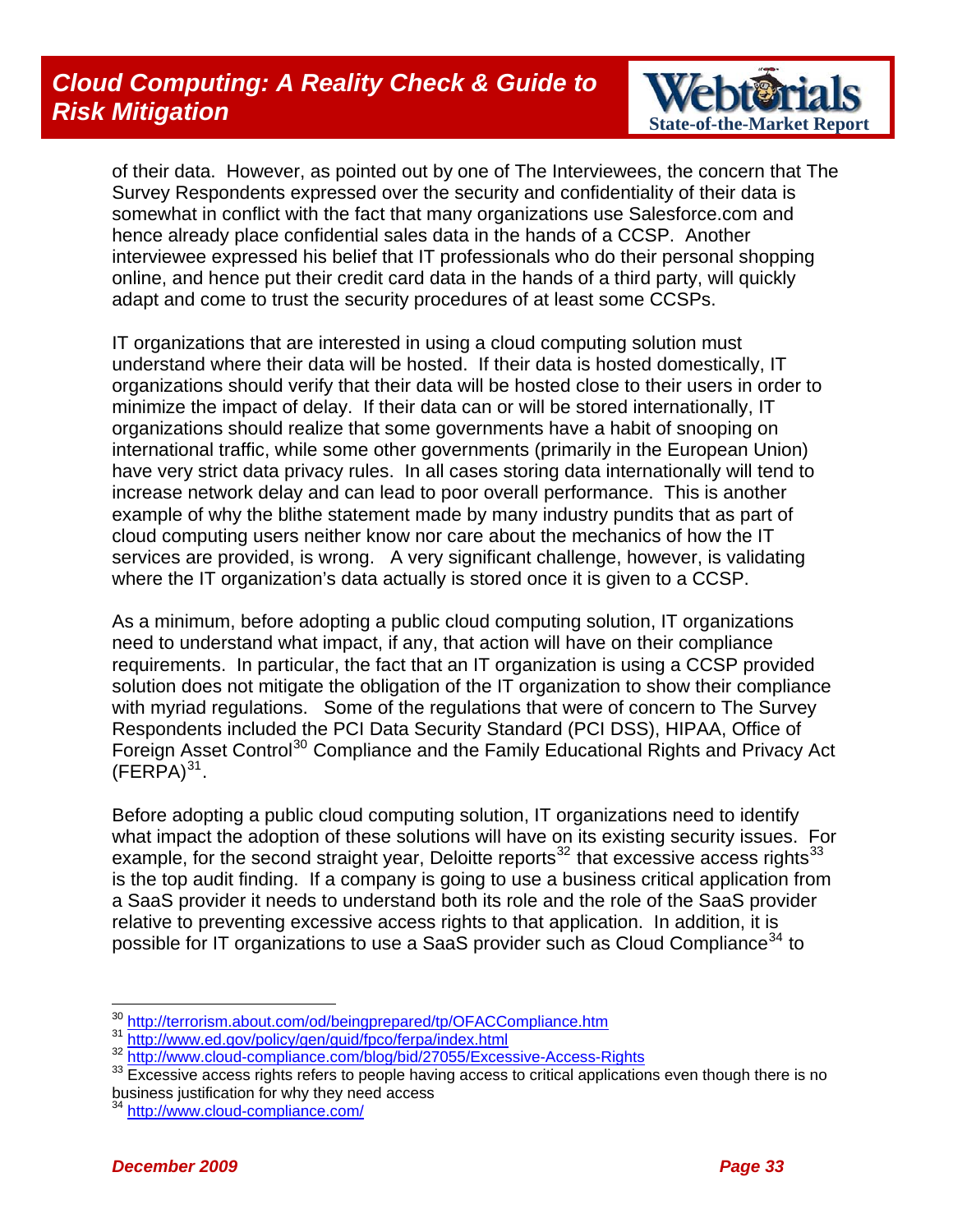of their data. However, as pointed out by one of The Interviewees, the concern that The Survey Respondents expressed over the security and confidentiality of their data is somewhat in conflict with the fact that many organizations use Salesforce.com and hence already place confidential sales data in the hands of a CCSP. Another interviewee expressed his belief that IT professionals who do their personal shopping online, and hence put their credit card data in the hands of a third party, will quickly adapt and come to trust the security procedures of at least some CCSPs.

IT organizations that are interested in using a cloud computing solution must understand where their data will be hosted. If their data is hosted domestically, IT organizations should verify that their data will be hosted close to their users in order to minimize the impact of delay. If their data can or will be stored internationally, IT organizations should realize that some governments have a habit of snooping on international traffic, while some other governments (primarily in the European Union) have very strict data privacy rules. In all cases storing data internationally will tend to increase network delay and can lead to poor overall performance. This is another example of why the blithe statement made by many industry pundits that as part of cloud computing users neither know nor care about the mechanics of how the IT services are provided, is wrong. A very significant challenge, however, is validating where the IT organization's data actually is stored once it is given to a CCSP.

As a minimum, before adopting a public cloud computing solution, IT organizations need to understand what impact, if any, that action will have on their compliance requirements. In particular, the fact that an IT organization is using a CCSP provided solution does not mitigate the obligation of the IT organization to show their compliance with myriad regulations. Some of the regulations that were of concern to The Survey Respondents included the PCI Data Security Standard (PCI DSS), HIPAA, Office of Foreign Asset Control[30] Compliance and the Family Educational Rights and Privacy Act (FERPA)[31].

Before adopting a public cloud computing solution, IT organizations need to identify what impact the adoption of these solutions will have on its existing security issues. For example, for the second straight year, Deloitte reports[32] that excessive access rights[33] is the top audit finding. If a company is going to use a business critical application from a SaaS provider it needs to understand both its role and the role of the SaaS provider relative to preventing excessive access rights to that application. In addition, it is possible for IT organizations to use a SaaS provider such as Cloud Compliance[34] to

---

[30] http://terrorism.about.com/od/beingprepared/tp/OFACCompliance.htm

[31] http://www.ed.gov/policy/gen/guid/fpco/ferpa/index.html

[32] http://www.cloud-compliance.com/blog/bid/27055/Excessive-Access-Rights

[33] Excessive access rights refers to people having access to critical applications even though there is no business justification for why they need access

[34] http://www.cloud-compliance.com/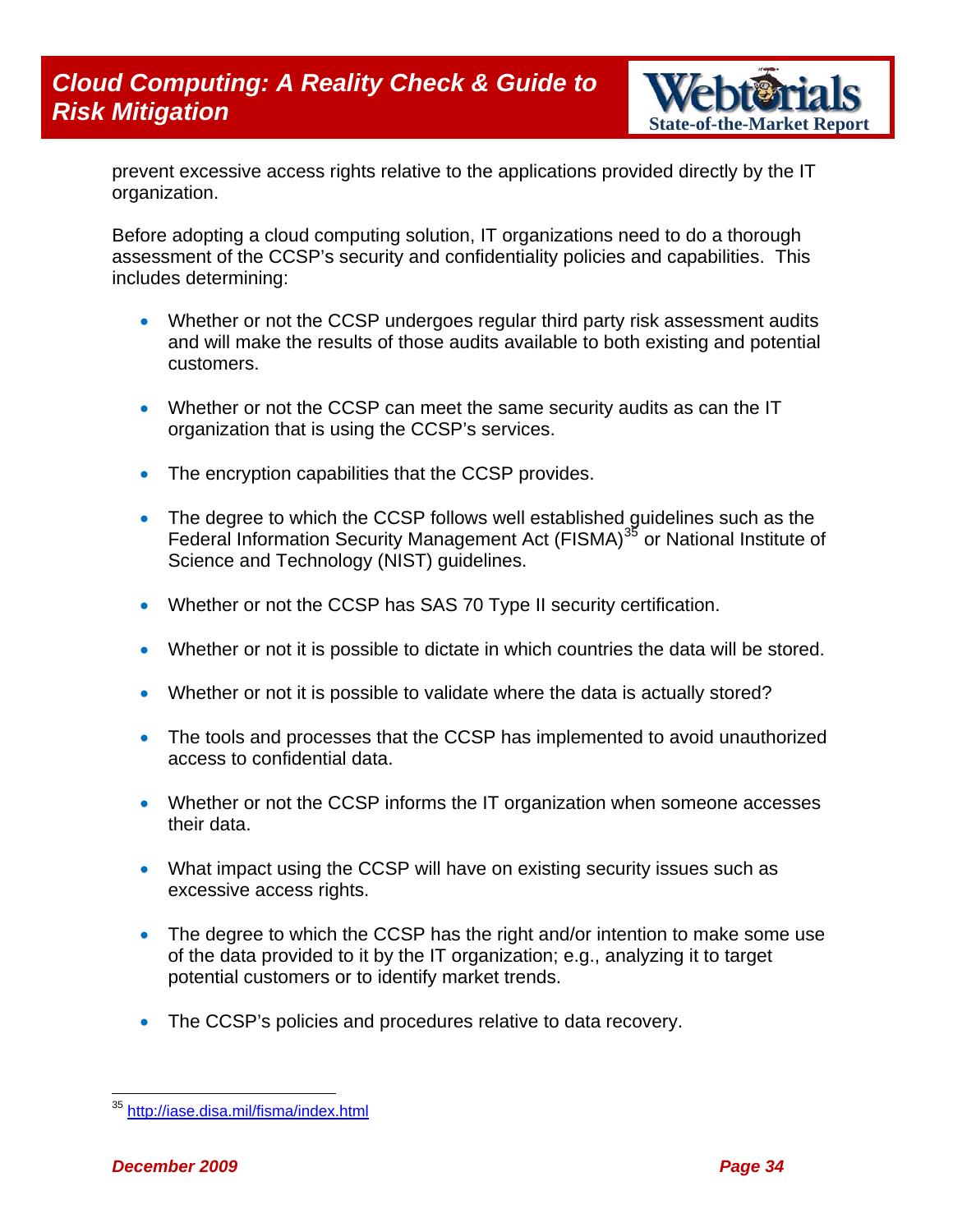prevent excessive access rights relative to the applications provided directly by the IT organization.

Before adopting a cloud computing solution, IT organizations need to do a thorough assessment of the CCSP's security and confidentiality policies and capabilities. This includes determining:

- Whether or not the CCSP undergoes regular third party risk assessment audits and will make the results of those audits available to both existing and potential customers.
- Whether or not the CCSP can meet the same security audits as can the IT organization that is using the CCSP's services.
- The encryption capabilities that the CCSP provides.
- The degree to which the CCSP follows well established guidelines such as the Federal Information Security Management Act (FISMA)[35] or National Institute of Science and Technology (NIST) guidelines.
- Whether or not the CCSP has SAS 70 Type II security certification.
- Whether or not it is possible to dictate in which countries the data will be stored.
- Whether or not it is possible to validate where the data is actually stored?
- The tools and processes that the CCSP has implemented to avoid unauthorized access to confidential data.
- Whether or not the CCSP informs the IT organization when someone accesses their data.
- What impact using the CCSP will have on existing security issues such as excessive access rights.
- The degree to which the CCSP has the right and/or intention to make some use of the data provided to it by the IT organization; e.g., analyzing it to target potential customers or to identify market trends.
- The CCSP's policies and procedures relative to data recovery.

---

[35] http://iase.disa.mil/fisma/index.html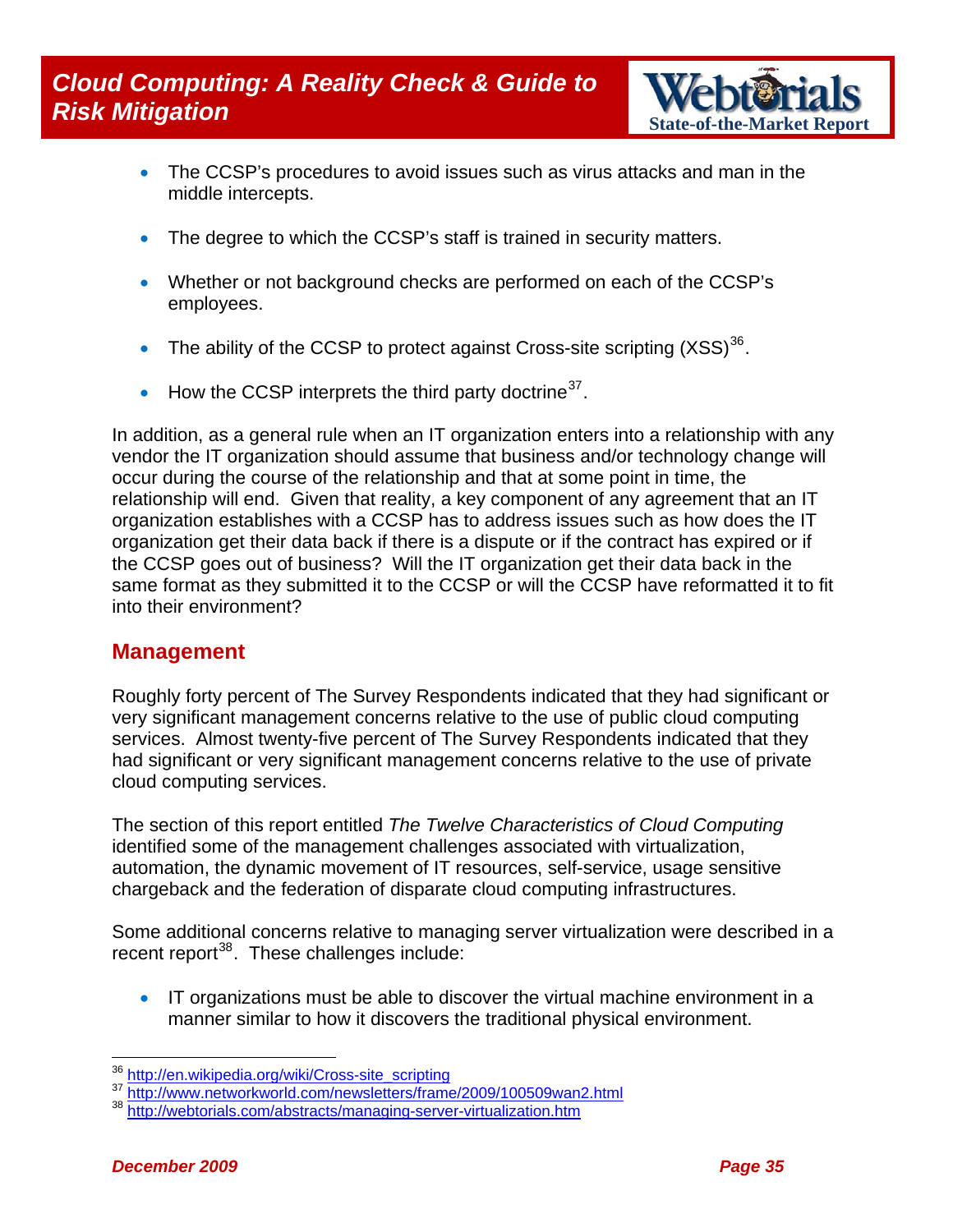- The CCSP's procedures to avoid issues such as virus attacks and man in the middle intercepts.

- The degree to which the CCSP's staff is trained in security matters.

- Whether or not background checks are performed on each of the CCSP's employees.

- The ability of the CCSP to protect against Cross-site scripting (XSS)[36].

- How the CCSP interprets the third party doctrine[37].

In addition, as a general rule when an IT organization enters into a relationship with any vendor the IT organization should assume that business and/or technology change will occur during the course of the relationship and that at some point in time, the relationship will end. Given that reality, a key component of any agreement that an IT organization establishes with a CCSP has to address issues such as how does the IT organization get their data back if there is a dispute or if the contract has expired or if the CCSP goes out of business? Will the IT organization get their data back in the same format as they submitted it to the CCSP or will the CCSP have reformatted it to fit into their environment?

## Management

Roughly forty percent of The Survey Respondents indicated that they had significant or very significant management concerns relative to the use of public cloud computing services. Almost twenty-five percent of The Survey Respondents indicated that they had significant or very significant management concerns relative to the use of private cloud computing services.

The section of this report entitled *The Twelve Characteristics of Cloud Computing* identified some of the management challenges associated with virtualization, automation, the dynamic movement of IT resources, self-service, usage sensitive chargeback and the federation of disparate cloud computing infrastructures.

Some additional concerns relative to managing server virtualization were described in a recent report[38]. These challenges include:

- IT organizations must be able to discover the virtual machine environment in a manner similar to how it discovers the traditional physical environment.

---

[36] http://en.wikipedia.org/wiki/Cross-site_scripting

[37] http://www.networkworld.com/newsletters/frame/2009/100509wan2.html

[38] http://webtorials.com/abstracts/managing-server-virtualization.htm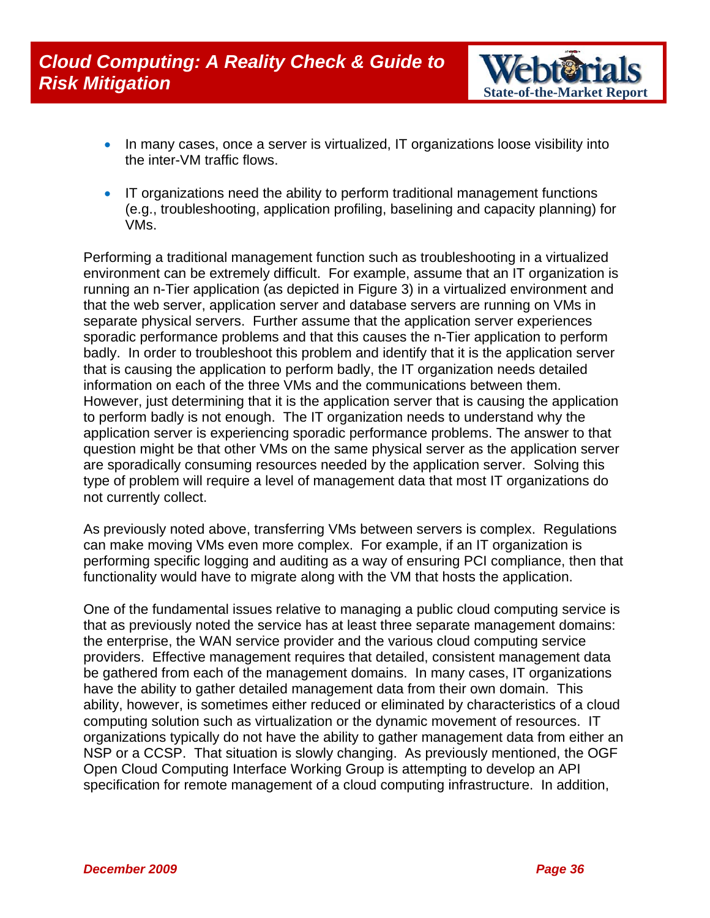- In many cases, once a server is virtualized, IT organizations loose visibility into the inter-VM traffic flows.

- IT organizations need the ability to perform traditional management functions (e.g., troubleshooting, application profiling, baselining and capacity planning) for VMs.

Performing a traditional management function such as troubleshooting in a virtualized environment can be extremely difficult. For example, assume that an IT organization is running an n-Tier application (as depicted in Figure 3) in a virtualized environment and that the web server, application server and database servers are running on VMs in separate physical servers. Further assume that the application server experiences sporadic performance problems and that this causes the n-Tier application to perform badly. In order to troubleshoot this problem and identify that it is the application server that is causing the application to perform badly, the IT organization needs detailed information on each of the three VMs and the communications between them. However, just determining that it is the application server that is causing the application to perform badly is not enough. The IT organization needs to understand why the application server is experiencing sporadic performance problems. The answer to that question might be that other VMs on the same physical server as the application server are sporadically consuming resources needed by the application server. Solving this type of problem will require a level of management data that most IT organizations do not currently collect.

As previously noted above, transferring VMs between servers is complex. Regulations can make moving VMs even more complex. For example, if an IT organization is performing specific logging and auditing as a way of ensuring PCI compliance, then that functionality would have to migrate along with the VM that hosts the application.

One of the fundamental issues relative to managing a public cloud computing service is that as previously noted the service has at least three separate management domains: the enterprise, the WAN service provider and the various cloud computing service providers. Effective management requires that detailed, consistent management data be gathered from each of the management domains. In many cases, IT organizations have the ability to gather detailed management data from their own domain. This ability, however, is sometimes either reduced or eliminated by characteristics of a cloud computing solution such as virtualization or the dynamic movement of resources. IT organizations typically do not have the ability to gather management data from either an NSP or a CCSP. That situation is slowly changing. As previously mentioned, the OGF Open Cloud Computing Interface Working Group is attempting to develop an API specification for remote management of a cloud computing infrastructure. In addition,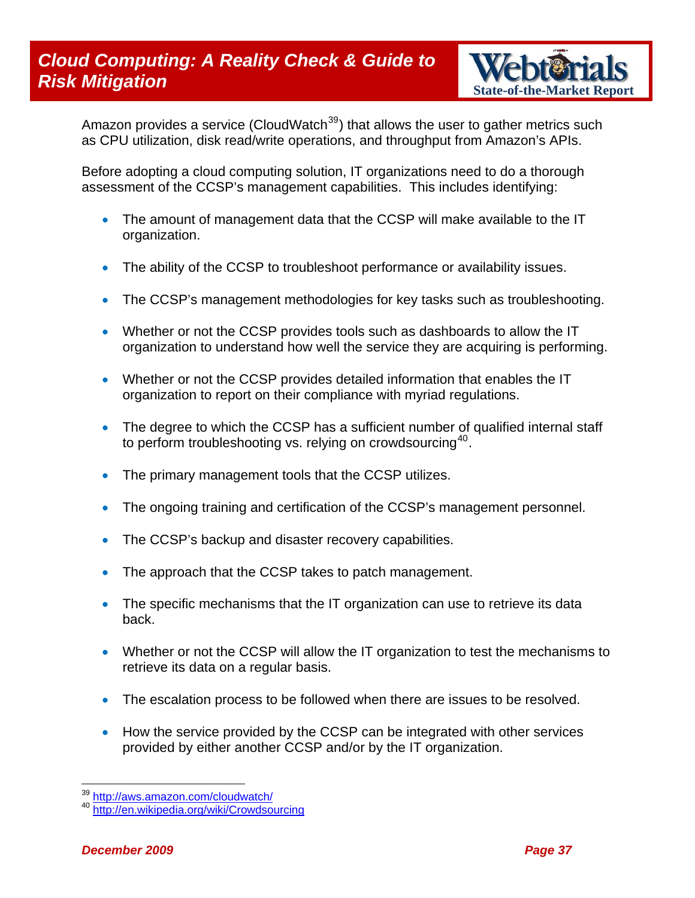Amazon provides a service (CloudWatch[39]) that allows the user to gather metrics such as CPU utilization, disk read/write operations, and throughput from Amazon's APIs.

Before adopting a cloud computing solution, IT organizations need to do a thorough assessment of the CCSP's management capabilities. This includes identifying:

- The amount of management data that the CCSP will make available to the IT organization.
- The ability of the CCSP to troubleshoot performance or availability issues.
- The CCSP's management methodologies for key tasks such as troubleshooting.
- Whether or not the CCSP provides tools such as dashboards to allow the IT organization to understand how well the service they are acquiring is performing.
- Whether or not the CCSP provides detailed information that enables the IT organization to report on their compliance with myriad regulations.
- The degree to which the CCSP has a sufficient number of qualified internal staff to perform troubleshooting vs. relying on crowdsourcing[40].
- The primary management tools that the CCSP utilizes.
- The ongoing training and certification of the CCSP's management personnel.
- The CCSP's backup and disaster recovery capabilities.
- The approach that the CCSP takes to patch management.
- The specific mechanisms that the IT organization can use to retrieve its data back.
- Whether or not the CCSP will allow the IT organization to test the mechanisms to retrieve its data on a regular basis.
- The escalation process to be followed when there are issues to be resolved.
- How the service provided by the CCSP can be integrated with other services provided by either another CCSP and/or by the IT organization.

---

[39] http://aws.amazon.com/cloudwatch/

[40] http://en.wikipedia.org/wiki/Crowdsourcing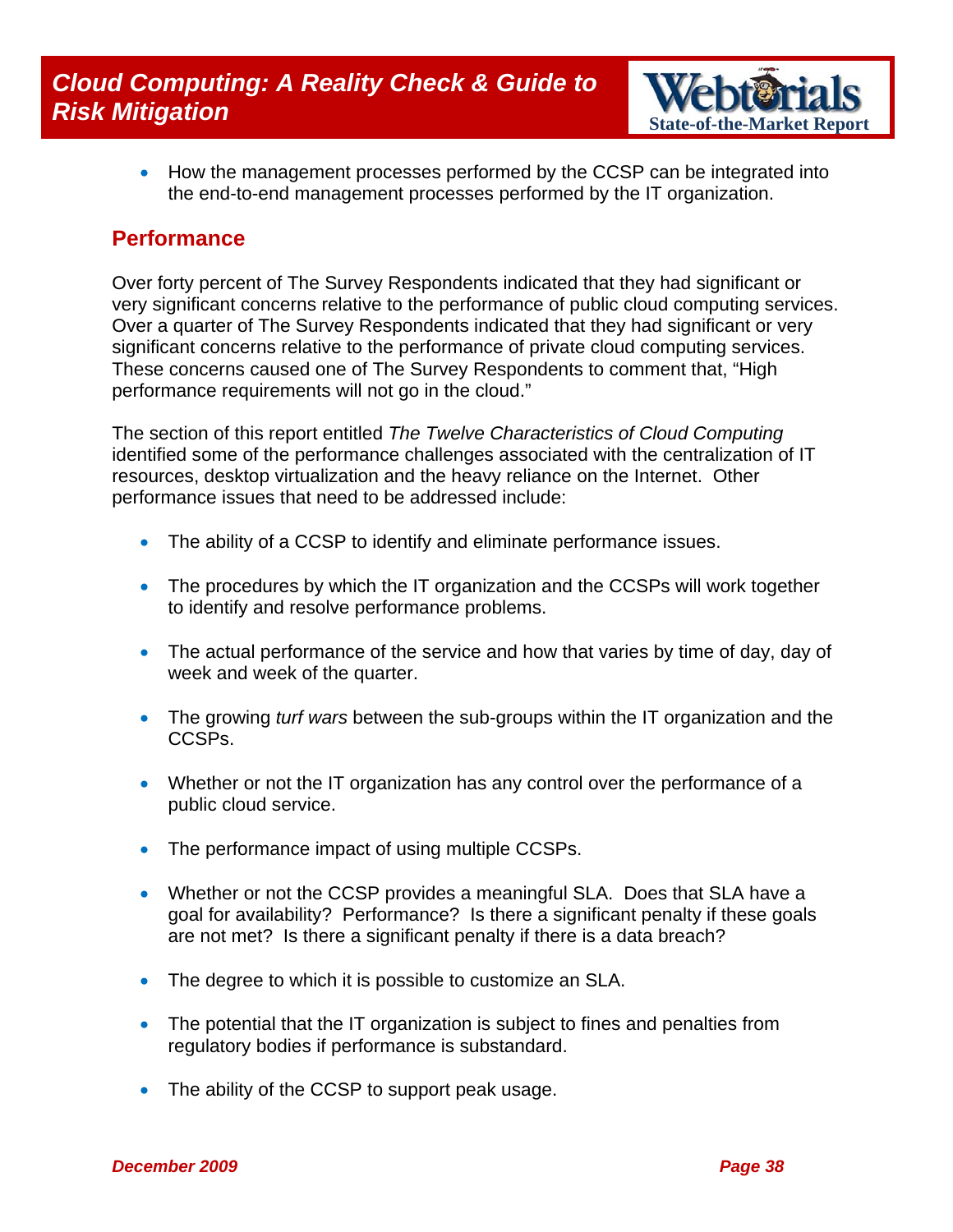- How the management processes performed by the CCSP can be integrated into the end-to-end management processes performed by the IT organization.

## Performance

Over forty percent of The Survey Respondents indicated that they had significant or very significant concerns relative to the performance of public cloud computing services. Over a quarter of The Survey Respondents indicated that they had significant or very significant concerns relative to the performance of private cloud computing services. These concerns caused one of The Survey Respondents to comment that, "High performance requirements will not go in the cloud."

The section of this report entitled *The Twelve Characteristics of Cloud Computing* identified some of the performance challenges associated with the centralization of IT resources, desktop virtualization and the heavy reliance on the Internet. Other performance issues that need to be addressed include:

- The ability of a CCSP to identify and eliminate performance issues.
- The procedures by which the IT organization and the CCSPs will work together to identify and resolve performance problems.
- The actual performance of the service and how that varies by time of day, day of week and week of the quarter.
- The growing *turf wars* between the sub-groups within the IT organization and the CCSPs.
- Whether or not the IT organization has any control over the performance of a public cloud service.
- The performance impact of using multiple CCSPs.
- Whether or not the CCSP provides a meaningful SLA. Does that SLA have a goal for availability? Performance? Is there a significant penalty if these goals are not met? Is there a significant penalty if there is a data breach?
- The degree to which it is possible to customize an SLA.
- The potential that the IT organization is subject to fines and penalties from regulatory bodies if performance is substandard.
- The ability of the CCSP to support peak usage.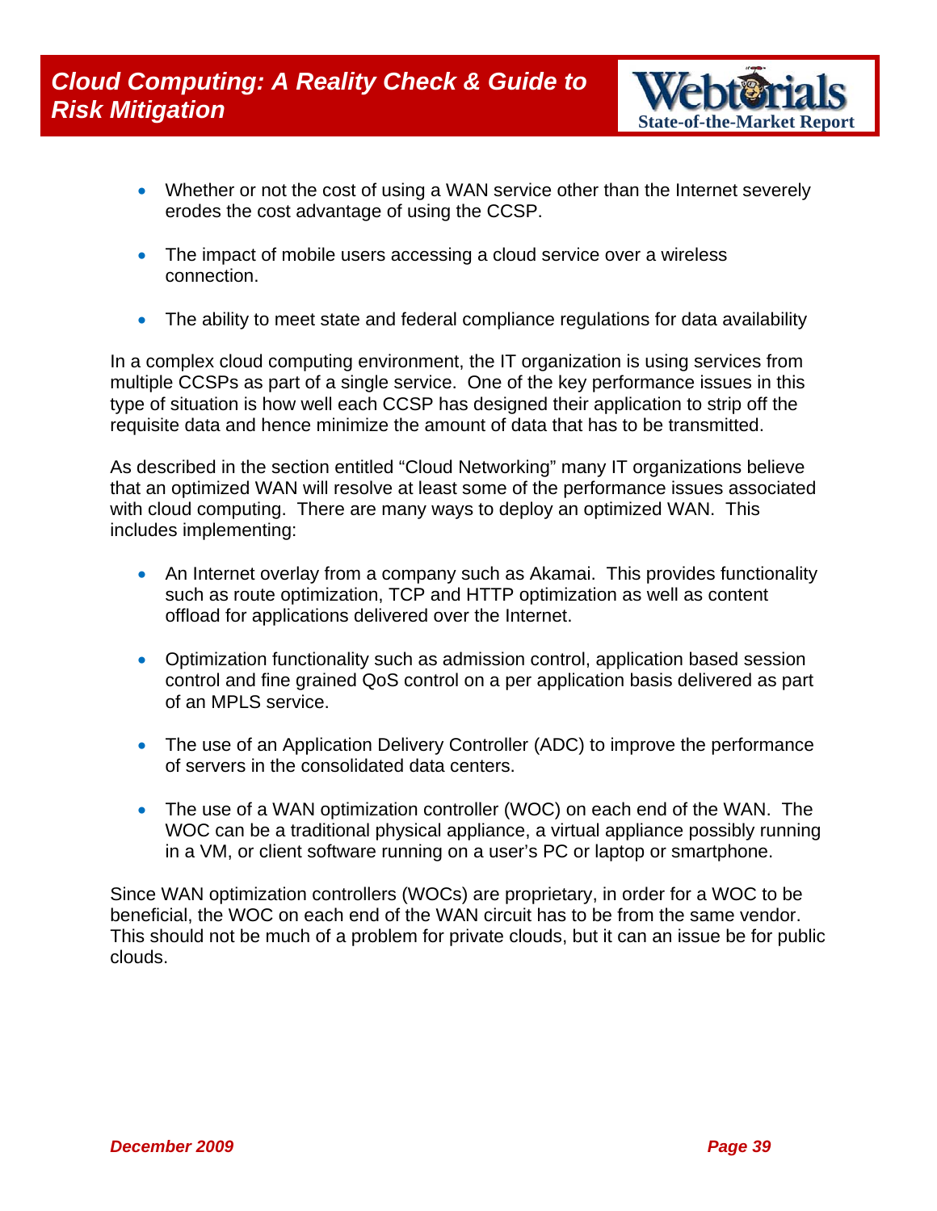- Whether or not the cost of using a WAN service other than the Internet severely erodes the cost advantage of using the CCSP.

- The impact of mobile users accessing a cloud service over a wireless connection.

- The ability to meet state and federal compliance regulations for data availability

In a complex cloud computing environment, the IT organization is using services from multiple CCSPs as part of a single service. One of the key performance issues in this type of situation is how well each CCSP has designed their application to strip off the requisite data and hence minimize the amount of data that has to be transmitted.

As described in the section entitled "Cloud Networking" many IT organizations believe that an optimized WAN will resolve at least some of the performance issues associated with cloud computing. There are many ways to deploy an optimized WAN. This includes implementing:

- An Internet overlay from a company such as Akamai. This provides functionality such as route optimization, TCP and HTTP optimization as well as content offload for applications delivered over the Internet.

- Optimization functionality such as admission control, application based session control and fine grained QoS control on a per application basis delivered as part of an MPLS service.

- The use of an Application Delivery Controller (ADC) to improve the performance of servers in the consolidated data centers.

- The use of a WAN optimization controller (WOC) on each end of the WAN. The WOC can be a traditional physical appliance, a virtual appliance possibly running in a VM, or client software running on a user's PC or laptop or smartphone.

Since WAN optimization controllers (WOCs) are proprietary, in order for a WOC to be beneficial, the WOC on each end of the WAN circuit has to be from the same vendor. This should not be much of a problem for private clouds, but it can an issue be for public clouds.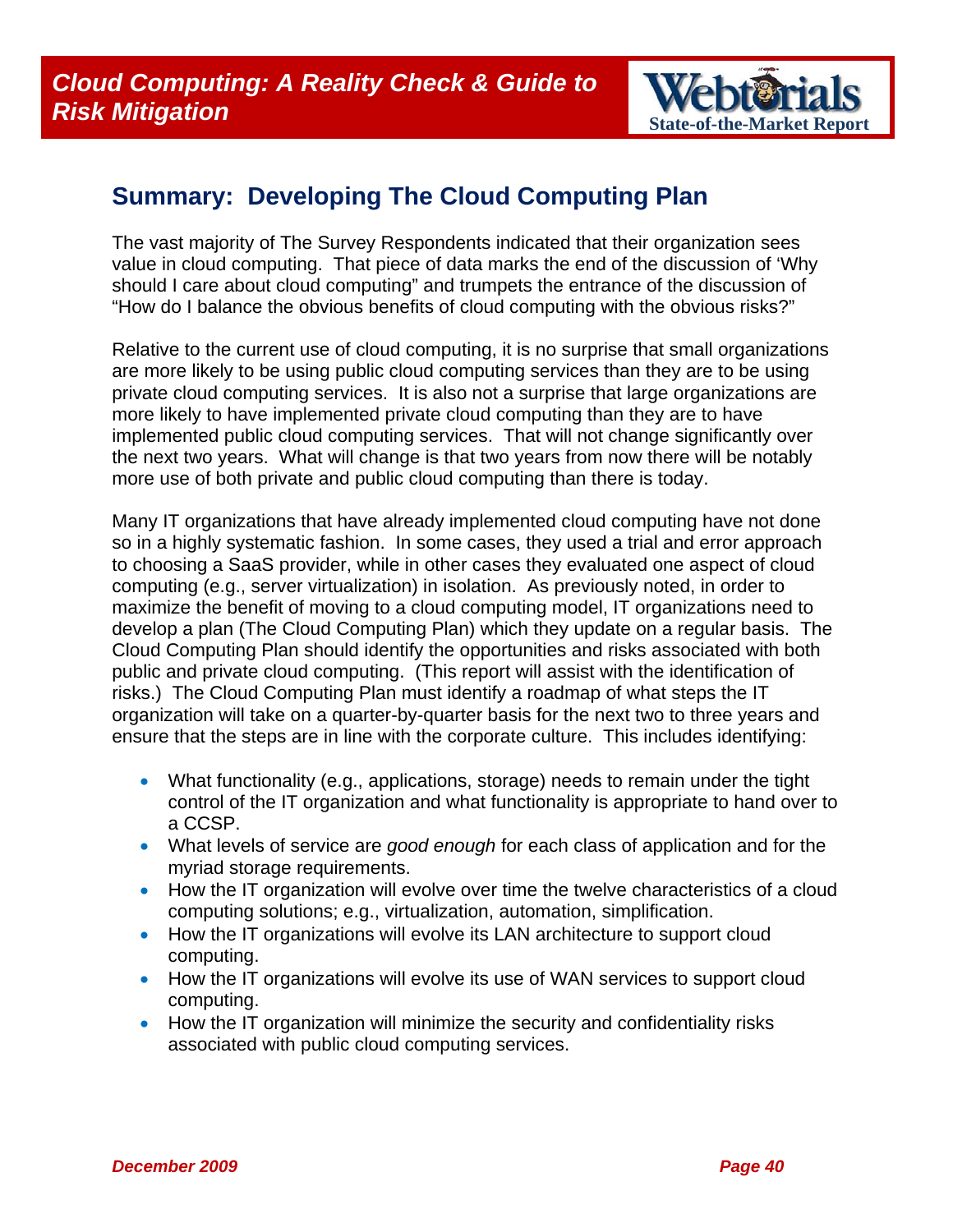## Summary: Developing The Cloud Computing Plan

The vast majority of The Survey Respondents indicated that their organization sees value in cloud computing. That piece of data marks the end of the discussion of 'Why should I care about cloud computing" and trumpets the entrance of the discussion of "How do I balance the obvious benefits of cloud computing with the obvious risks?"

Relative to the current use of cloud computing, it is no surprise that small organizations are more likely to be using public cloud computing services than they are to be using private cloud computing services. It is also not a surprise that large organizations are more likely to have implemented private cloud computing than they are to have implemented public cloud computing services. That will not change significantly over the next two years. What will change is that two years from now there will be notably more use of both private and public cloud computing than there is today.

Many IT organizations that have already implemented cloud computing have not done so in a highly systematic fashion. In some cases, they used a trial and error approach to choosing a SaaS provider, while in other cases they evaluated one aspect of cloud computing (e.g., server virtualization) in isolation. As previously noted, in order to maximize the benefit of moving to a cloud computing model, IT organizations need to develop a plan (The Cloud Computing Plan) which they update on a regular basis. The Cloud Computing Plan should identify the opportunities and risks associated with both public and private cloud computing. (This report will assist with the identification of risks.) The Cloud Computing Plan must identify a roadmap of what steps the IT organization will take on a quarter-by-quarter basis for the next two to three years and ensure that the steps are in line with the corporate culture. This includes identifying:

- What functionality (e.g., applications, storage) needs to remain under the tight control of the IT organization and what functionality is appropriate to hand over to a CCSP.
- What levels of service are *good enough* for each class of application and for the myriad storage requirements.
- How the IT organization will evolve over time the twelve characteristics of a cloud computing solutions; e.g., virtualization, automation, simplification.
- How the IT organizations will evolve its LAN architecture to support cloud computing.
- How the IT organizations will evolve its use of WAN services to support cloud computing.
- How the IT organization will minimize the security and confidentiality risks associated with public cloud computing services.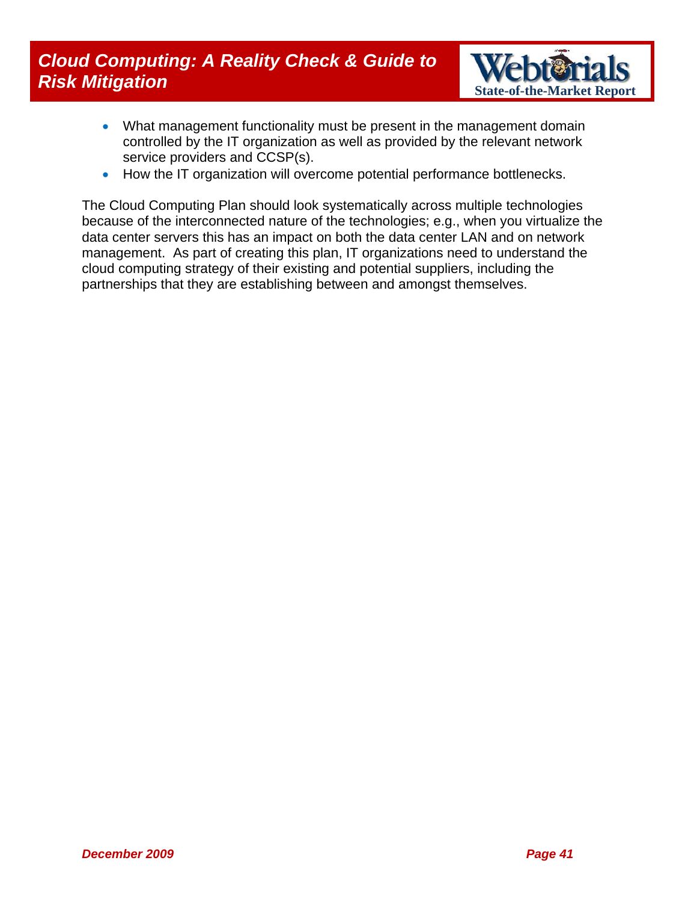- What management functionality must be present in the management domain controlled by the IT organization as well as provided by the relevant network service providers and CCSP(s).
- How the IT organization will overcome potential performance bottlenecks.

The Cloud Computing Plan should look systematically across multiple technologies because of the interconnected nature of the technologies; e.g., when you virtualize the data center servers this has an impact on both the data center LAN and on network management. As part of creating this plan, IT organizations need to understand the cloud computing strategy of their existing and potential suppliers, including the partnerships that they are establishing between and amongst themselves.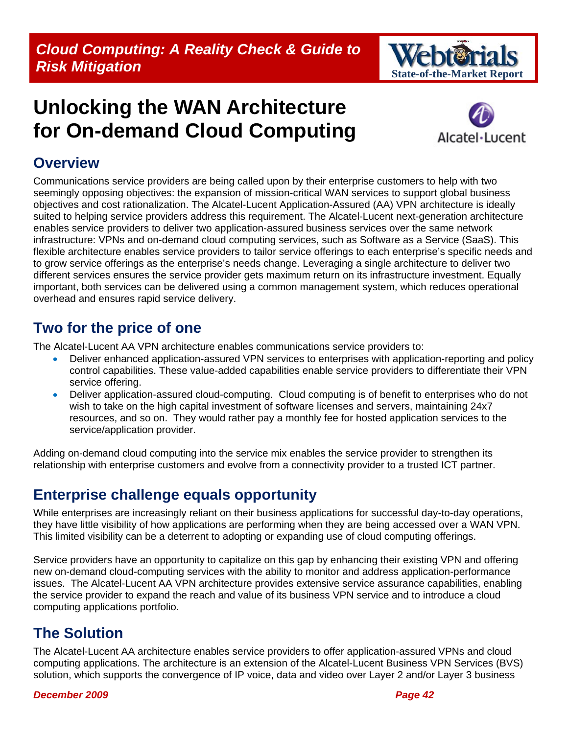# Unlocking the WAN Architecture for On-demand Cloud Computing

## Overview

Communications service providers are being called upon by their enterprise customers to help with two seemingly opposing objectives: the expansion of mission-critical WAN services to support global business objectives and cost rationalization. The Alcatel-Lucent Application-Assured (AA) VPN architecture is ideally suited to helping service providers address this requirement. The Alcatel-Lucent next-generation architecture enables service providers to deliver two application-assured business services over the same network infrastructure: VPNs and on-demand cloud computing services, such as Software as a Service (SaaS). This flexible architecture enables service providers to tailor service offerings to each enterprise's specific needs and to grow service offerings as the enterprise's needs change. Leveraging a single architecture to deliver two different services ensures the service provider gets maximum return on its infrastructure investment. Equally important, both services can be delivered using a common management system, which reduces operational overhead and ensures rapid service delivery.

## Two for the price of one

The Alcatel-Lucent AA VPN architecture enables communications service providers to:

- Deliver enhanced application-assured VPN services to enterprises with application-reporting and policy control capabilities. These value-added capabilities enable service providers to differentiate their VPN service offering.
- Deliver application-assured cloud-computing. Cloud computing is of benefit to enterprises who do not wish to take on the high capital investment of software licenses and servers, maintaining 24x7 resources, and so on. They would rather pay a monthly fee for hosted application services to the service/application provider.

Adding on-demand cloud computing into the service mix enables the service provider to strengthen its relationship with enterprise customers and evolve from a connectivity provider to a trusted ICT partner.

## Enterprise challenge equals opportunity

While enterprises are increasingly reliant on their business applications for successful day-to-day operations, they have little visibility of how applications are performing when they are being accessed over a WAN VPN. This limited visibility can be a deterrent to adopting or expanding use of cloud computing offerings.

Service providers have an opportunity to capitalize on this gap by enhancing their existing VPN and offering new on-demand cloud-computing services with the ability to monitor and address application-performance issues. The Alcatel-Lucent AA VPN architecture provides extensive service assurance capabilities, enabling the service provider to expand the reach and value of its business VPN service and to introduce a cloud computing applications portfolio.

## The Solution

The Alcatel-Lucent AA architecture enables service providers to offer application-assured VPNs and cloud computing applications. The architecture is an extension of the Alcatel-Lucent Business VPN Services (BVS) solution, which supports the convergence of IP voice, data and video over Layer 2 and/or Layer 3 business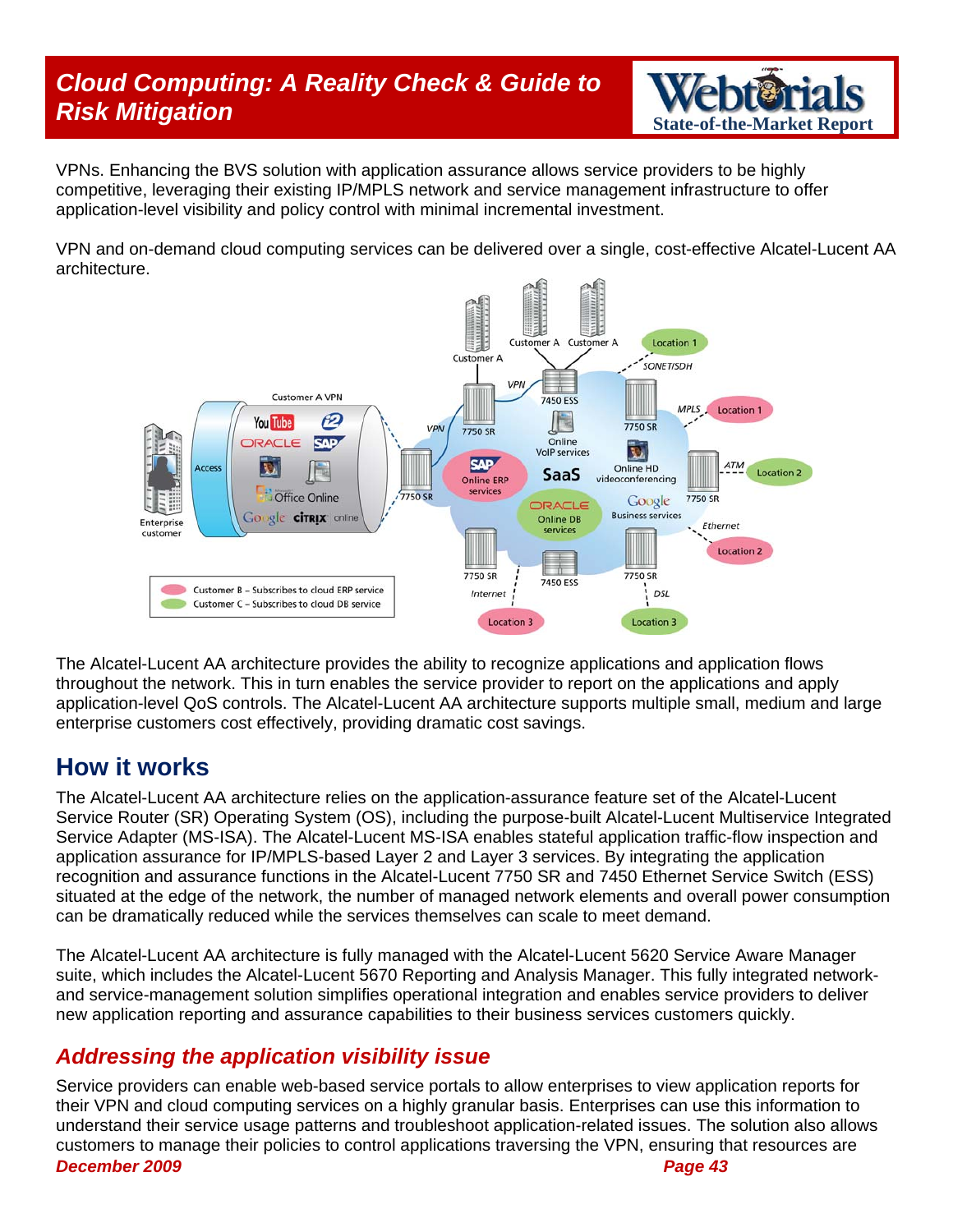VPNs. Enhancing the BVS solution with application assurance allows service providers to be highly competitive, leveraging their existing IP/MPLS network and service management infrastructure to offer application-level visibility and policy control with minimal incremental investment.

VPN and on-demand cloud computing services can be delivered over a single, cost-effective Alcatel-Lucent AA architecture.

The Alcatel-Lucent AA architecture provides the ability to recognize applications and application flows throughout the network. This in turn enables the service provider to report on the applications and apply application-level QoS controls. The Alcatel-Lucent AA architecture supports multiple small, medium and large enterprise customers cost effectively, providing dramatic cost savings.

## How it works

The Alcatel-Lucent AA architecture relies on the application-assurance feature set of the Alcatel-Lucent Service Router (SR) Operating System (OS), including the purpose-built Alcatel-Lucent Multiservice Integrated Service Adapter (MS-ISA). The Alcatel-Lucent MS-ISA enables stateful application traffic-flow inspection and application assurance for IP/MPLS-based Layer 2 and Layer 3 services. By integrating the application recognition and assurance functions in the Alcatel-Lucent 7750 SR and 7450 Ethernet Service Switch (ESS) situated at the edge of the network, the number of managed network elements and overall power consumption can be dramatically reduced while the services themselves can scale to meet demand.

The Alcatel-Lucent AA architecture is fully managed with the Alcatel-Lucent 5620 Service Aware Manager suite, which includes the Alcatel-Lucent 5670 Reporting and Analysis Manager. This fully integrated network- and service-management solution simplifies operational integration and enables service providers to deliver new application reporting and assurance capabilities to their business services customers quickly.

### *Addressing the application visibility issue*

Service providers can enable web-based service portals to allow enterprises to view application reports for their VPN and cloud computing services on a highly granular basis. Enterprises can use this information to understand their service usage patterns and troubleshoot application-related issues. The solution also allows customers to manage their policies to control applications traversing the VPN, ensuring that resources are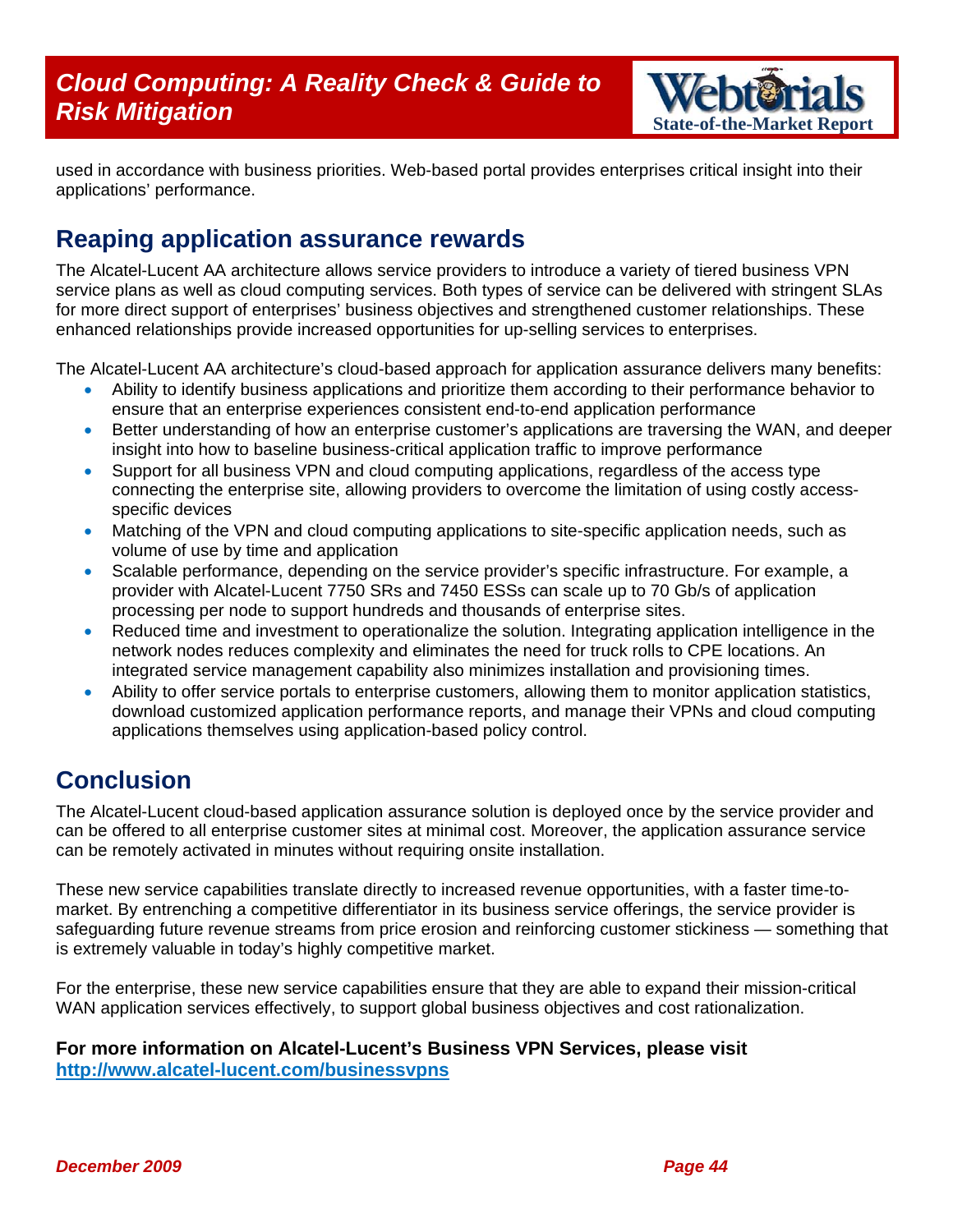used in accordance with business priorities. Web-based portal provides enterprises critical insight into their applications' performance.

## Reaping application assurance rewards

The Alcatel-Lucent AA architecture allows service providers to introduce a variety of tiered business VPN service plans as well as cloud computing services. Both types of service can be delivered with stringent SLAs for more direct support of enterprises' business objectives and strengthened customer relationships. These enhanced relationships provide increased opportunities for up-selling services to enterprises.

The Alcatel-Lucent AA architecture's cloud-based approach for application assurance delivers many benefits:

- Ability to identify business applications and prioritize them according to their performance behavior to ensure that an enterprise experiences consistent end-to-end application performance
- Better understanding of how an enterprise customer's applications are traversing the WAN, and deeper insight into how to baseline business-critical application traffic to improve performance
- Support for all business VPN and cloud computing applications, regardless of the access type connecting the enterprise site, allowing providers to overcome the limitation of using costly access-specific devices
- Matching of the VPN and cloud computing applications to site-specific application needs, such as volume of use by time and application
- Scalable performance, depending on the service provider's specific infrastructure. For example, a provider with Alcatel-Lucent 7750 SRs and 7450 ESSs can scale up to 70 Gb/s of application processing per node to support hundreds and thousands of enterprise sites.
- Reduced time and investment to operationalize the solution. Integrating application intelligence in the network nodes reduces complexity and eliminates the need for truck rolls to CPE locations. An integrated service management capability also minimizes installation and provisioning times.
- Ability to offer service portals to enterprise customers, allowing them to monitor application statistics, download customized application performance reports, and manage their VPNs and cloud computing applications themselves using application-based policy control.

## Conclusion

The Alcatel-Lucent cloud-based application assurance solution is deployed once by the service provider and can be offered to all enterprise customer sites at minimal cost. Moreover, the application assurance service can be remotely activated in minutes without requiring onsite installation.

These new service capabilities translate directly to increased revenue opportunities, with a faster time-to-market. By entrenching a competitive differentiator in its business service offerings, the service provider is safeguarding future revenue streams from price erosion and reinforcing customer stickiness — something that is extremely valuable in today's highly competitive market.

For the enterprise, these new service capabilities ensure that they are able to expand their mission-critical WAN application services effectively, to support global business objectives and cost rationalization.

**For more information on Alcatel-Lucent's Business VPN Services, please visit http://www.alcatel-lucent.com/businessvpns**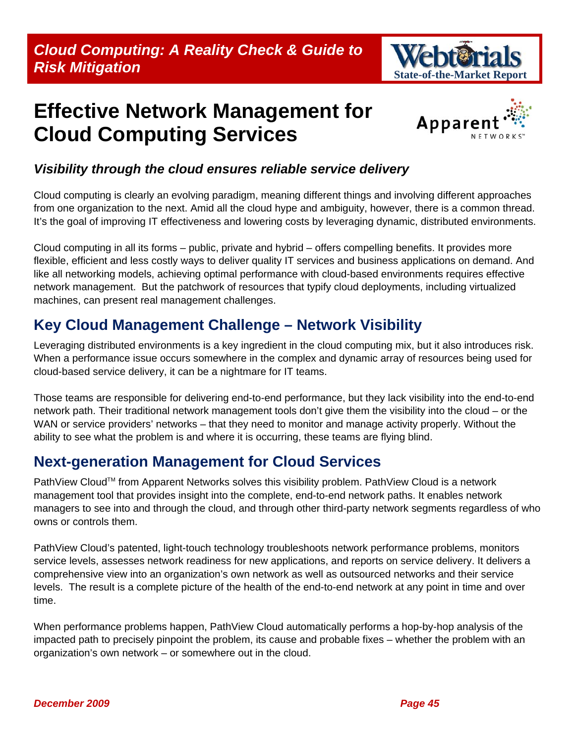# Effective Network Management for Cloud Computing Services

### *Visibility through the cloud ensures reliable service delivery*

Cloud computing is clearly an evolving paradigm, meaning different things and involving different approaches from one organization to the next. Amid all the cloud hype and ambiguity, however, there is a common thread. It's the goal of improving IT effectiveness and lowering costs by leveraging dynamic, distributed environments.

Cloud computing in all its forms – public, private and hybrid – offers compelling benefits. It provides more flexible, efficient and less costly ways to deliver quality IT services and business applications on demand. And like all networking models, achieving optimal performance with cloud-based environments requires effective network management. But the patchwork of resources that typify cloud deployments, including virtualized machines, can present real management challenges.

## Key Cloud Management Challenge – Network Visibility

Leveraging distributed environments is a key ingredient in the cloud computing mix, but it also introduces risk. When a performance issue occurs somewhere in the complex and dynamic array of resources being used for cloud-based service delivery, it can be a nightmare for IT teams.

Those teams are responsible for delivering end-to-end performance, but they lack visibility into the end-to-end network path. Their traditional network management tools don't give them the visibility into the cloud – or the WAN or service providers' networks – that they need to monitor and manage activity properly. Without the ability to see what the problem is and where it is occurring, these teams are flying blind.

## Next-generation Management for Cloud Services

PathView Cloud™ from Apparent Networks solves this visibility problem. PathView Cloud is a network management tool that provides insight into the complete, end-to-end network paths. It enables network managers to see into and through the cloud, and through other third-party network segments regardless of who owns or controls them.

PathView Cloud's patented, light-touch technology troubleshoots network performance problems, monitors service levels, assesses network readiness for new applications, and reports on service delivery. It delivers a comprehensive view into an organization's own network as well as outsourced networks and their service levels. The result is a complete picture of the health of the end-to-end network at any point in time and over time.

When performance problems happen, PathView Cloud automatically performs a hop-by-hop analysis of the impacted path to precisely pinpoint the problem, its cause and probable fixes – whether the problem with an organization's own network – or somewhere out in the cloud.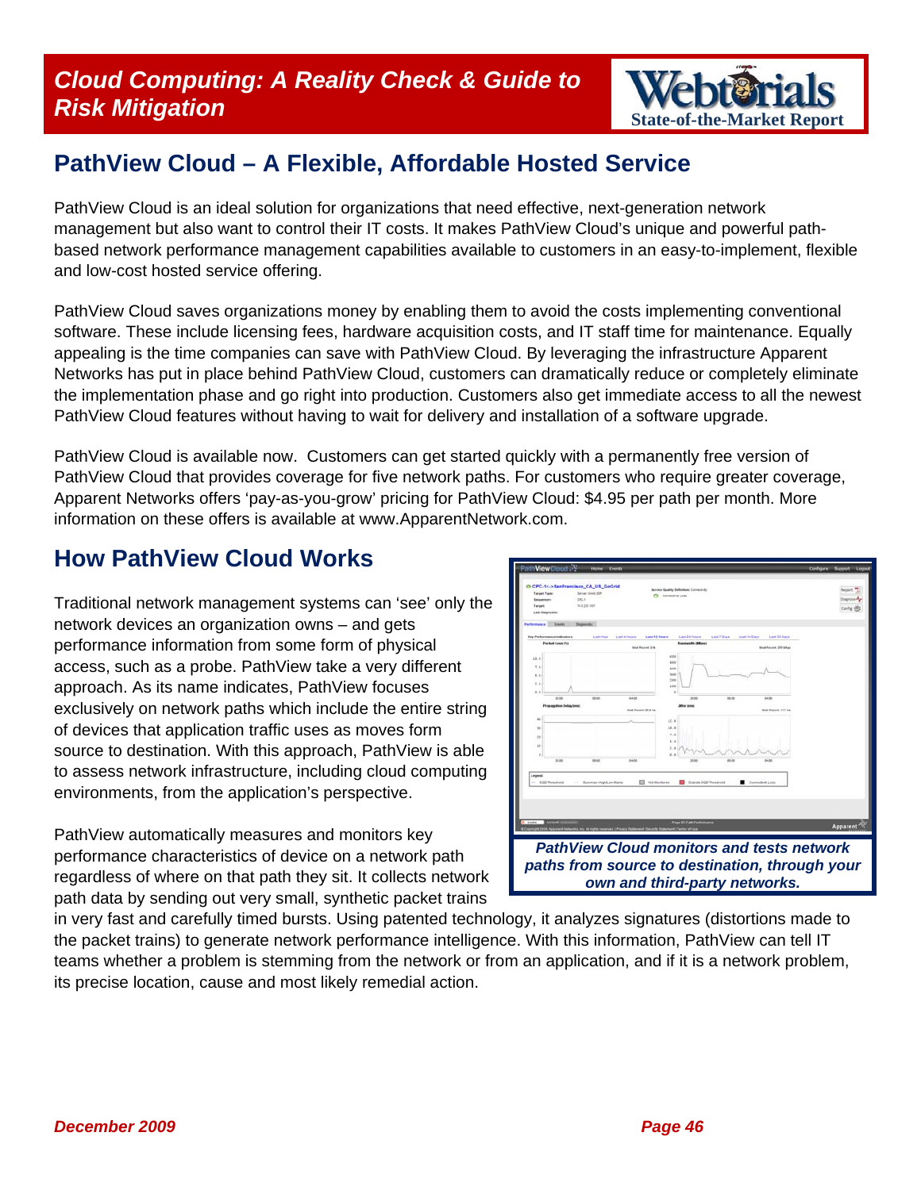## PathView Cloud – A Flexible, Affordable Hosted Service

PathView Cloud is an ideal solution for organizations that need effective, next-generation network management but also want to control their IT costs. It makes PathView Cloud's unique and powerful path-based network performance management capabilities available to customers in an easy-to-implement, flexible and low-cost hosted service offering.

PathView Cloud saves organizations money by enabling them to avoid the costs implementing conventional software. These include licensing fees, hardware acquisition costs, and IT staff time for maintenance. Equally appealing is the time companies can save with PathView Cloud. By leveraging the infrastructure Apparent Networks has put in place behind PathView Cloud, customers can dramatically reduce or completely eliminate the implementation phase and go right into production. Customers also get immediate access to all the newest PathView Cloud features without having to wait for delivery and installation of a software upgrade.

PathView Cloud is available now. Customers can get started quickly with a permanently free version of PathView Cloud that provides coverage for five network paths. For customers who require greater coverage, Apparent Networks offers 'pay-as-you-grow' pricing for PathView Cloud: $4.95 per path per month. More information on these offers is available at www.ApparentNetwork.com.

## How PathView Cloud Works

Traditional network management systems can 'see' only the network devices an organization owns – and gets performance information from some form of physical access, such as a probe. PathView take a very different approach. As its name indicates, PathView focuses exclusively on network paths which include the entire string of devices that application traffic uses as moves form source to destination. With this approach, PathView is able to assess network infrastructure, including cloud computing environments, from the application's perspective.

*PathView Cloud monitors and tests network paths from source to destination, through your own and third-party networks.*

PathView automatically measures and monitors key performance characteristics of device on a network path regardless of where on that path they sit. It collects network path data by sending out very small, synthetic packet trains in very fast and carefully timed bursts. Using patented technology, it analyzes signatures (distortions made to the packet trains) to generate network performance intelligence. With this information, PathView can tell IT teams whether a problem is stemming from the network or from an application, and if it is a network problem, its precise location, cause and most likely remedial action.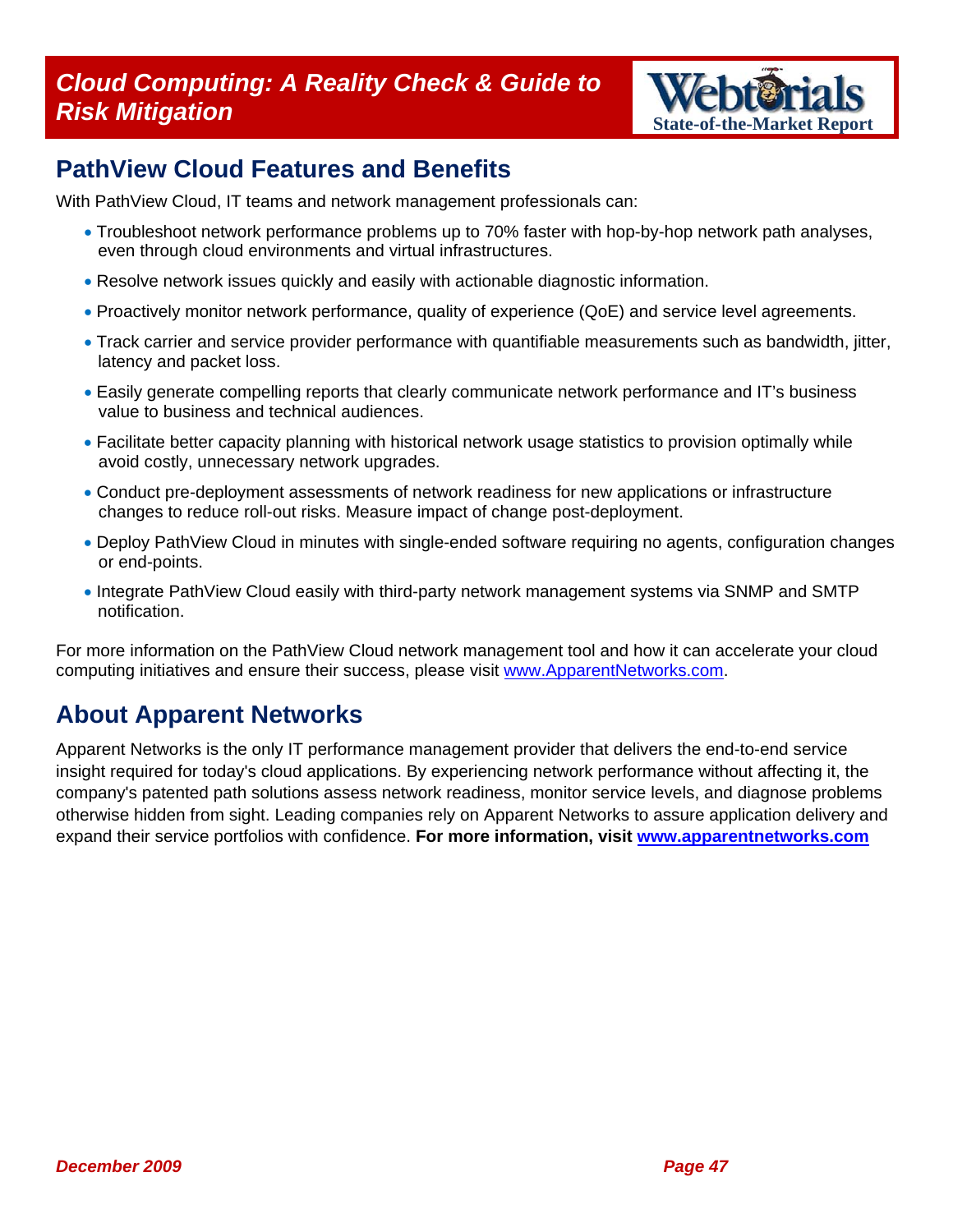## PathView Cloud Features and Benefits

With PathView Cloud, IT teams and network management professionals can:

- Troubleshoot network performance problems up to 70% faster with hop-by-hop network path analyses, even through cloud environments and virtual infrastructures.
- Resolve network issues quickly and easily with actionable diagnostic information.
- Proactively monitor network performance, quality of experience (QoE) and service level agreements.
- Track carrier and service provider performance with quantifiable measurements such as bandwidth, jitter, latency and packet loss.
- Easily generate compelling reports that clearly communicate network performance and IT's business value to business and technical audiences.
- Facilitate better capacity planning with historical network usage statistics to provision optimally while avoid costly, unnecessary network upgrades.
- Conduct pre-deployment assessments of network readiness for new applications or infrastructure changes to reduce roll-out risks. Measure impact of change post-deployment.
- Deploy PathView Cloud in minutes with single-ended software requiring no agents, configuration changes or end-points.
- Integrate PathView Cloud easily with third-party network management systems via SNMP and SMTP notification.

For more information on the PathView Cloud network management tool and how it can accelerate your cloud computing initiatives and ensure their success, please visit www.ApparentNetworks.com.

## About Apparent Networks

Apparent Networks is the only IT performance management provider that delivers the end-to-end service insight required for today's cloud applications. By experiencing network performance without affecting it, the company's patented path solutions assess network readiness, monitor service levels, and diagnose problems otherwise hidden from sight. Leading companies rely on Apparent Networks to assure application delivery and expand their service portfolios with confidence. **For more information, visit www.apparentnetworks.com**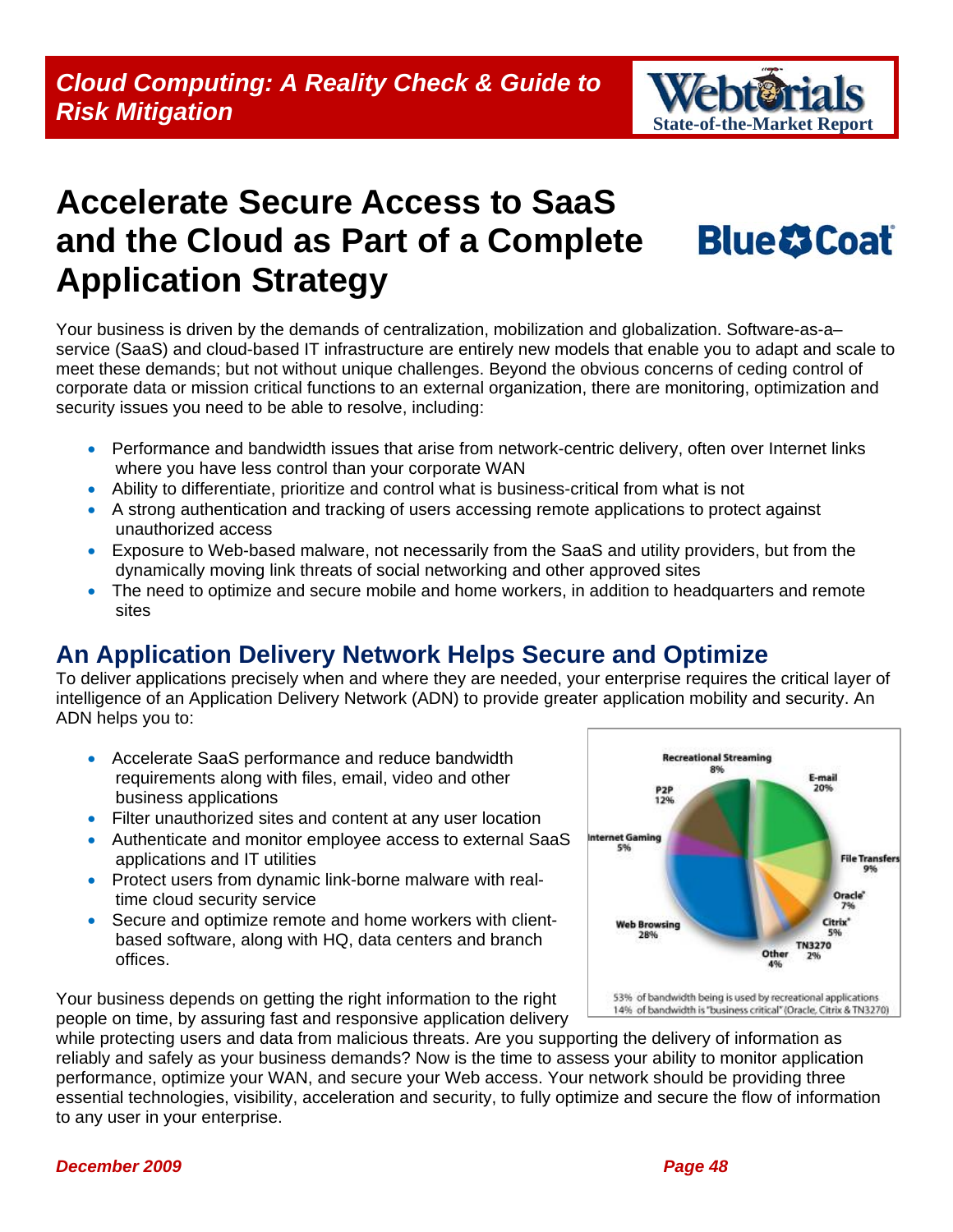# Accelerate Secure Access to SaaS and the Cloud as Part of a Complete Application Strategy

Your business is driven by the demands of centralization, mobilization and globalization. Software-as-a–service (SaaS) and cloud-based IT infrastructure are entirely new models that enable you to adapt and scale to meet these demands; but not without unique challenges. Beyond the obvious concerns of ceding control of corporate data or mission critical functions to an external organization, there are monitoring, optimization and security issues you need to be able to resolve, including:

- Performance and bandwidth issues that arise from network-centric delivery, often over Internet links where you have less control than your corporate WAN
- Ability to differentiate, prioritize and control what is business-critical from what is not
- A strong authentication and tracking of users accessing remote applications to protect against unauthorized access
- Exposure to Web-based malware, not necessarily from the SaaS and utility providers, but from the dynamically moving link threats of social networking and other approved sites
- The need to optimize and secure mobile and home workers, in addition to headquarters and remote sites

## An Application Delivery Network Helps Secure and Optimize

To deliver applications precisely when and where they are needed, your enterprise requires the critical layer of intelligence of an Application Delivery Network (ADN) to provide greater application mobility and security. An ADN helps you to:

- Accelerate SaaS performance and reduce bandwidth requirements along with files, email, video and other business applications
- Filter unauthorized sites and content at any user location
- Authenticate and monitor employee access to external SaaS applications and IT utilities
- Protect users from dynamic link-borne malware with real-time cloud security service
- Secure and optimize remote and home workers with client-based software, along with HQ, data centers and branch offices.

| Category | Share |
|---|---|
| Recreational Streaming | 8% |
| E-mail | 20% |
| File Transfers | 9% |
| Oracle® | 7% |
| Citrix® | 5% |
| TN3270 | 2% |
| Other | 4% |
| Web Browsing | 28% |
| Internet Gaming | 5% |
| P2P | 12% |

53% of bandwidth being is used by recreational applications
14% of bandwidth is "business critical" (Oracle, Citrix & TN3270)

Your business depends on getting the right information to the right people on time, by assuring fast and responsive application delivery while protecting users and data from malicious threats. Are you supporting the delivery of information as reliably and safely as your business demands? Now is the time to assess your ability to monitor application performance, optimize your WAN, and secure your Web access. Your network should be providing three essential technologies, visibility, acceleration and security, to fully optimize and secure the flow of information to any user in your enterprise.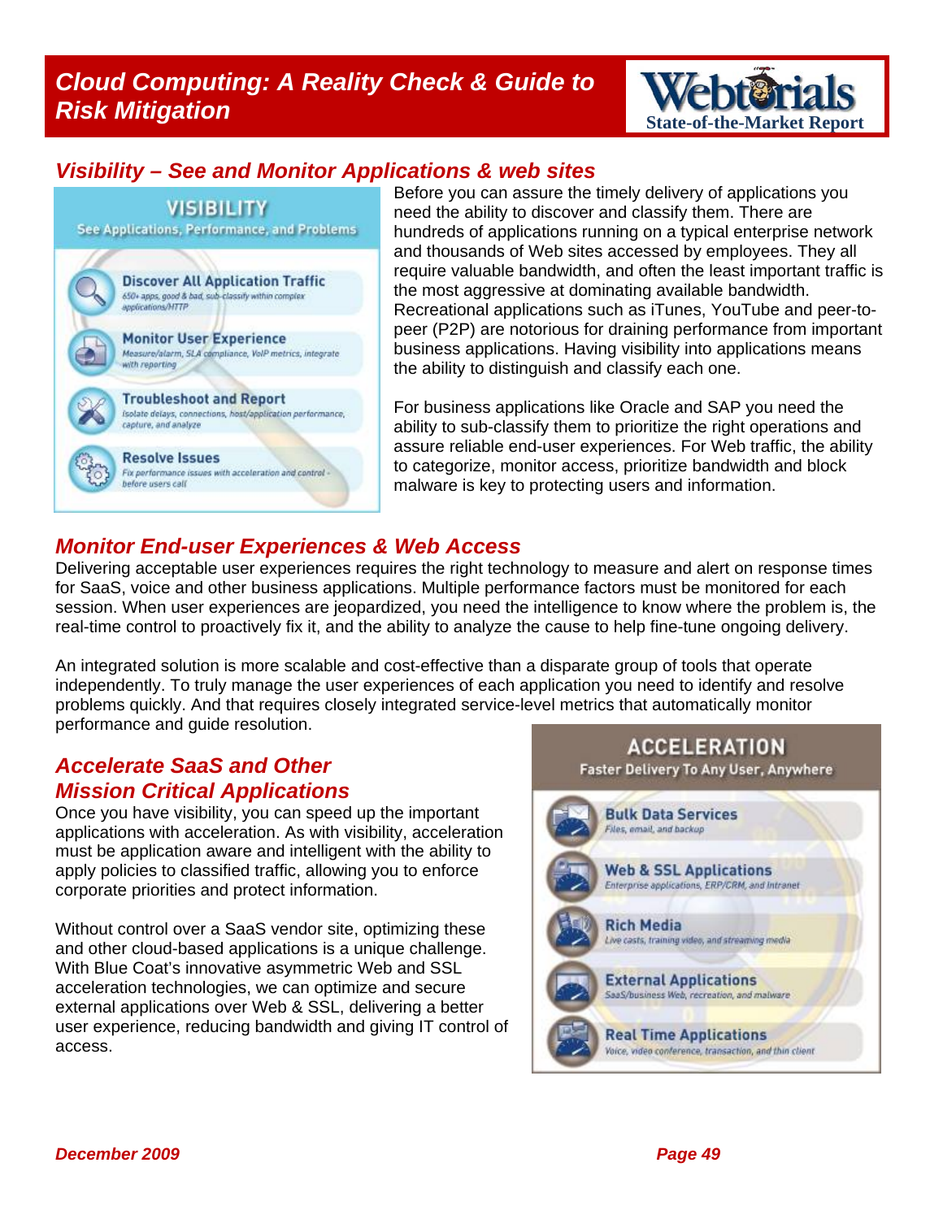## Visibility – See and Monitor Applications & web sites

**VISIBILITY**
See Applications, Performance, and Problems

- **Discover All Application Traffic** – 650+ apps, good & bad, sub-classify within complex applications/HTTP
- **Monitor User Experience** – Measure/alarm, SLA compliance, VoIP metrics, integrate with reporting
- **Troubleshoot and Report** – Isolate delays, connections, host/application performance, capture, and analyze
- **Resolve Issues** – Fix performance issues with acceleration and control - before users call

Before you can assure the timely delivery of applications you need the ability to discover and classify them. There are hundreds of applications running on a typical enterprise network and thousands of Web sites accessed by employees. They all require valuable bandwidth, and often the least important traffic is the most aggressive at dominating available bandwidth. Recreational applications such as iTunes, YouTube and peer-to-peer (P2P) are notorious for draining performance from important business applications. Having visibility into applications means the ability to distinguish and classify each one.

For business applications like Oracle and SAP you need the ability to sub-classify them to prioritize the right operations and assure reliable end-user experiences. For Web traffic, the ability to categorize, monitor access, prioritize bandwidth and block malware is key to protecting users and information.

## Monitor End-user Experiences & Web Access

Delivering acceptable user experiences requires the right technology to measure and alert on response times for SaaS, voice and other business applications. Multiple performance factors must be monitored for each session. When user experiences are jeopardized, you need the intelligence to know where the problem is, the real-time control to proactively fix it, and the ability to analyze the cause to help fine-tune ongoing delivery.

An integrated solution is more scalable and cost-effective than a disparate group of tools that operate independently. To truly manage the user experiences of each application you need to identify and resolve problems quickly. And that requires closely integrated service-level metrics that automatically monitor performance and guide resolution.

## Accelerate SaaS and Other Mission Critical Applications

Once you have visibility, you can speed up the important applications with acceleration. As with visibility, acceleration must be application aware and intelligent with the ability to apply policies to classified traffic, allowing you to enforce corporate priorities and protect information.

Without control over a SaaS vendor site, optimizing these and other cloud-based applications is a unique challenge. With Blue Coat's innovative asymmetric Web and SSL acceleration technologies, we can optimize and secure external applications over Web & SSL, delivering a better user experience, reducing bandwidth and giving IT control of access.

**ACCELERATION**
Faster Delivery To Any User, Anywhere

- **Bulk Data Services** – Files, email, and backup
- **Web & SSL Applications** – Enterprise applications, ERP/CRM, and Intranet
- **Rich Media** – Live casts, training video, and streaming media
- **External Applications** – SaaS/business Web, recreation, and malware
- **Real Time Applications** – Voice, video conference, transaction, and thin client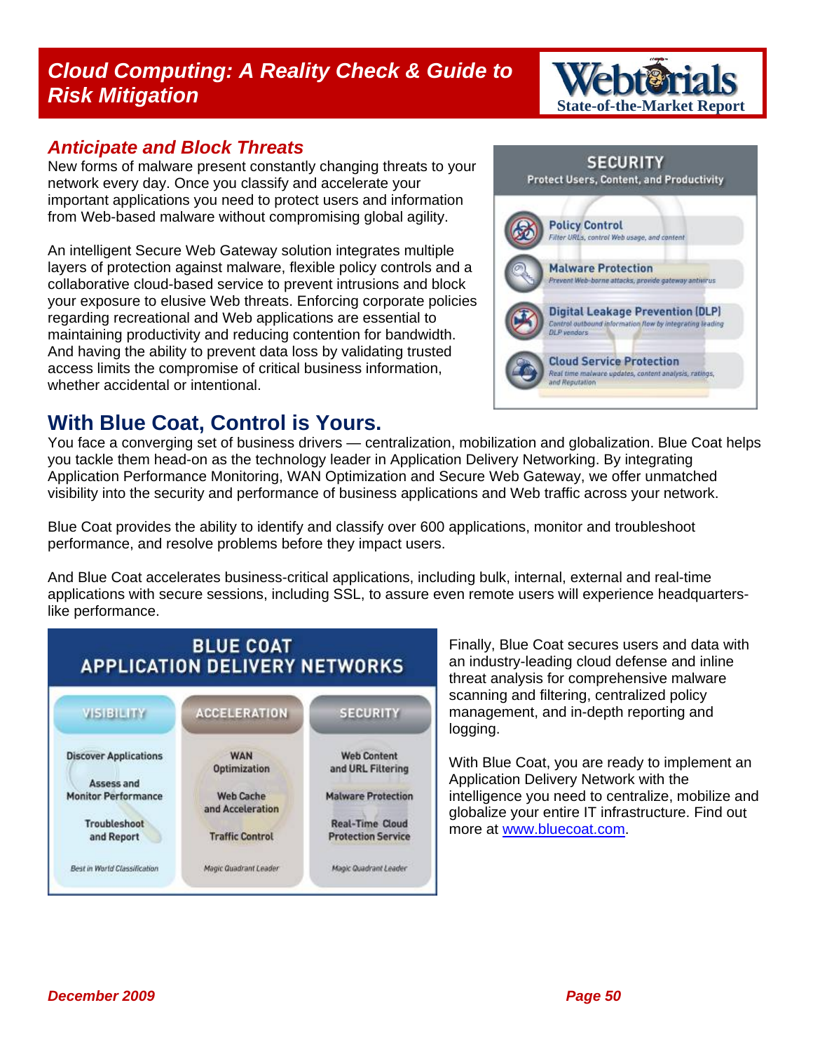## Anticipate and Block Threats

New forms of malware present constantly changing threats to your network every day. Once you classify and accelerate your important applications you need to protect users and information from Web-based malware without compromising global agility.

An intelligent Secure Web Gateway solution integrates multiple layers of protection against malware, flexible policy controls and a collaborative cloud-based service to prevent intrusions and block your exposure to elusive Web threats. Enforcing corporate policies regarding recreational and Web applications are essential to maintaining productivity and reducing contention for bandwidth. And having the ability to prevent data loss by validating trusted access limits the compromise of critical business information, whether accidental or intentional.

**SECURITY**
Protect Users, Content, and Productivity

- **Policy Control** — Filter URLs, control Web usage, and content
- **Malware Protection** — Prevent Web-borne attacks, provide gateway antivirus
- **Digital Leakage Prevention (DLP)** — Control outbound information flow by integrating leading DLP vendors
- **Cloud Service Protection** — Real time malware updates, content analysis, ratings, and Reputation

# With Blue Coat, Control is Yours.

You face a converging set of business drivers — centralization, mobilization and globalization. Blue Coat helps you tackle them head-on as the technology leader in Application Delivery Networking. By integrating Application Performance Monitoring, WAN Optimization and Secure Web Gateway, we offer unmatched visibility into the security and performance of business applications and Web traffic across your network.

Blue Coat provides the ability to identify and classify over 600 applications, monitor and troubleshoot performance, and resolve problems before they impact users.

And Blue Coat accelerates business-critical applications, including bulk, internal, external and real-time applications with secure sessions, including SSL, to assure even remote users will experience headquarters-like performance.

**BLUE COAT APPLICATION DELIVERY NETWORKS**

| VISIBILITY | ACCELERATION | SECURITY |
|---|---|---|
| Discover Applications | WAN Optimization | Web Content and URL Filtering |
| Assess and Monitor Performance | Web Cache and Acceleration | Malware Protection |
| Troubleshoot and Report | Traffic Control | Real-Time Cloud Protection Service |
| Best in World Classification | Magic Quadrant Leader | Magic Quadrant Leader |

Finally, Blue Coat secures users and data with an industry-leading cloud defense and inline threat analysis for comprehensive malware scanning and filtering, centralized policy management, and in-depth reporting and logging.

With Blue Coat, you are ready to implement an Application Delivery Network with the intelligence you need to centralize, mobilize and globalize your entire IT infrastructure. Find out more at [www.bluecoat.com](http://www.bluecoat.com).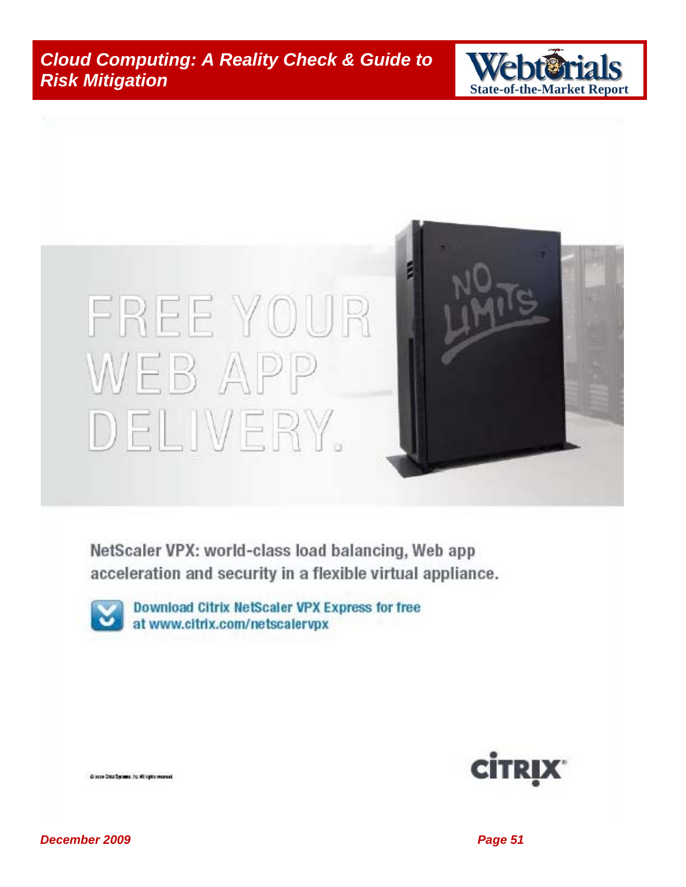FREE YOUR WEB APP DELIVERY.

NO LIMITS

NetScaler VPX: world-class load balancing, Web app acceleration and security in a flexible virtual appliance.

Download Citrix NetScaler VPX Express for free at www.citrix.com/netscalervpx

© 2009 Citrix Systems, Inc. All rights reserved.

CITRIX®